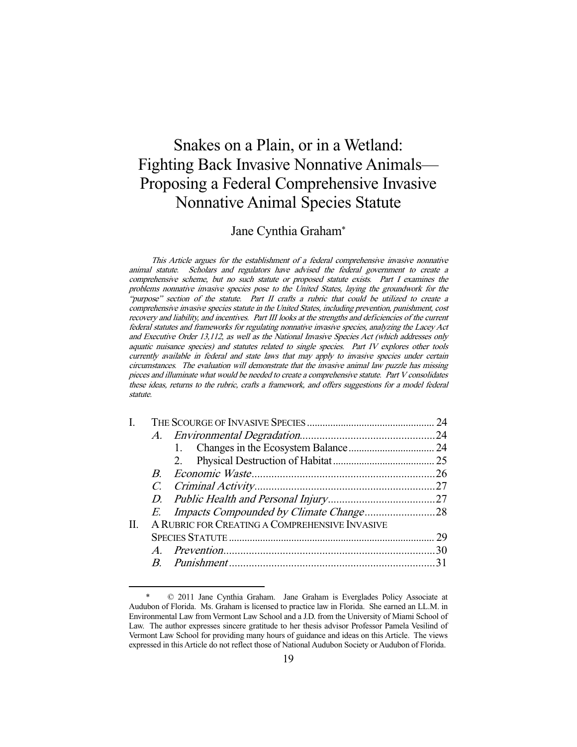# Snakes on a Plain, or in a Wetland: Fighting Back Invasive Nonnative Animals—Proposing a Federal Comprehensive Invasive Nonnative Animal Species Statute

Jane Cynthia Graham*

*This Article argues for the establishment of a federal comprehensive invasive nonnative animal statute. Scholars and regulators have advised the federal government to create a comprehensive scheme, but no such statute or proposed statute exists. Part I examines the problems nonnative invasive species pose to the United States, laying the groundwork for the "purpose" section of the statute. Part II crafts a rubric that could be utilized to create a comprehensive invasive species statute in the United States, including prevention, punishment, cost recovery and liability, and incentives. Part III looks at the strengths and deficiencies of the current federal statutes and frameworks for regulating nonnative invasive species, analyzing the Lacey Act and Executive Order 13,112, as well as the National Invasive Species Act (which addresses only aquatic nuisance species) and statutes related to single species. Part IV explores other tools currently available in federal and state laws that may apply to invasive species under certain circumstances. The evaluation will demonstrate that the invasive animal law puzzle has missing pieces and illuminate what would be needed to create a comprehensive statute. Part V consolidates these ideas, returns to the rubric, crafts a framework, and offers suggestions for a model federal statute.*

- I. THE SCOURGE OF INVASIVE SPECIES .................................................. 24
  - A. *Environmental Degradation*................................................24
    - 1. Changes in the Ecosystem Balance ................................. 24
    - 2. Physical Destruction of Habitat ....................................... 25
  - B. *Economic Waste*................................................................26
  - C. *Criminal Activity*...............................................................27
  - D. *Public Health and Personal Injury*......................................27
  - E. *Impacts Compounded by Climate Change*.........................28
- II. A RUBRIC FOR CREATING A COMPREHENSIVE INVASIVE SPECIES STATUTE ............................................................................ 29
  - A. *Prevention*..........................................................................30
  - B. *Punishment*........................................................................31

---

\* © 2011 Jane Cynthia Graham. Jane Graham is Everglades Policy Associate at Audubon of Florida. Ms. Graham is licensed to practice law in Florida. She earned an LL.M. in Environmental Law from Vermont Law School and a J.D. from the University of Miami School of Law. The author expresses sincere gratitude to her thesis advisor Professor Pamela Vesilind of Vermont Law School for providing many hours of guidance and ideas on this Article. The views expressed in this Article do not reflect those of National Audubon Society or Audubon of Florida.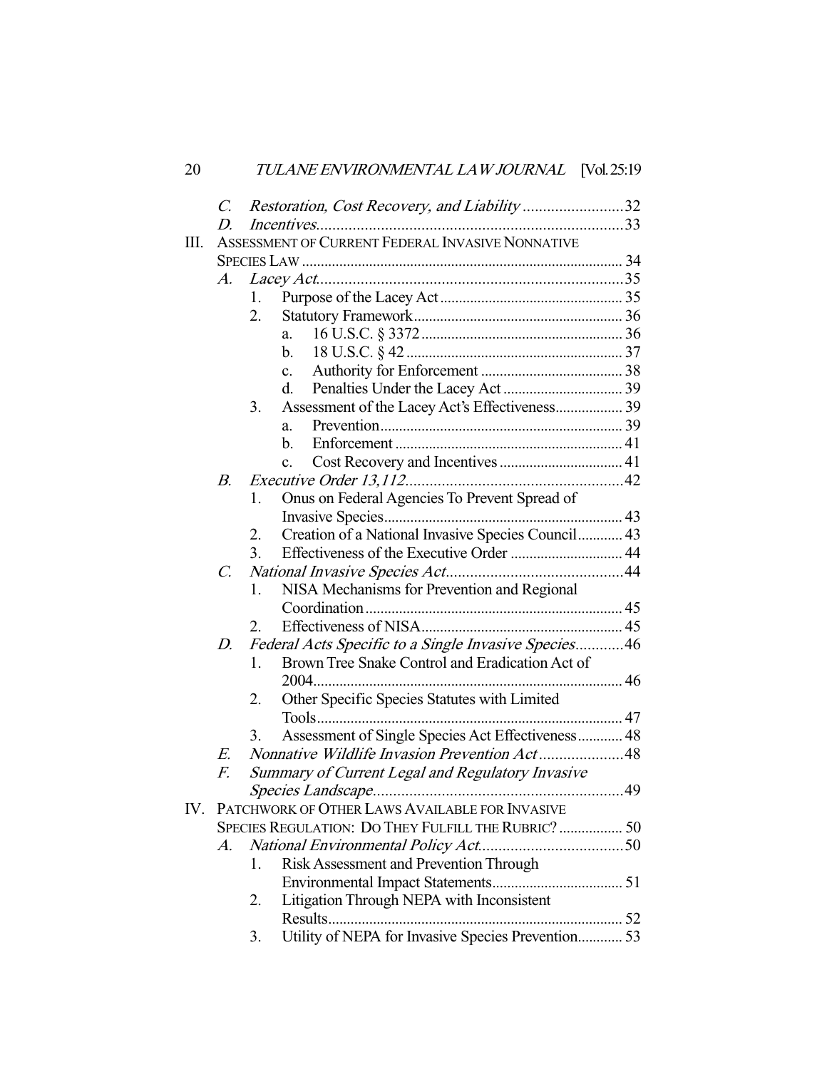- C. *Restoration, Cost Recovery, and Liability* ......................... 32
- D. *Incentives* ........................................................................... 33

III. ASSESSMENT OF CURRENT FEDERAL INVASIVE NONNATIVE SPECIES LAW ..................................................................................... 34

- A. *Lacey Act* ............................................................................ 35
  1. Purpose of the Lacey Act ................................................ 35
  2. Statutory Framework ....................................................... 36
     - a. 16 U.S.C. § 3372 ..................................................... 36
     - b. 18 U.S.C. § 42 ......................................................... 37
     - c. Authority for Enforcement ...................................... 38
     - d. Penalties Under the Lacey Act ................................ 39
  3. Assessment of the Lacey Act's Effectiveness .................. 39
     - a. Prevention ................................................................ 39
     - b. Enforcement ............................................................. 41
     - c. Cost Recovery and Incentives ................................. 41
- B. *Executive Order 13,112* ...................................................... 42
  1. Onus on Federal Agencies To Prevent Spread of Invasive Species ................................................................ 43
  2. Creation of a National Invasive Species Council ............ 43
  3. Effectiveness of the Executive Order .............................. 44
- C. *National Invasive Species Act* ............................................ 44
  1. NISA Mechanisms for Prevention and Regional Coordination .................................................................... 45
  2. Effectiveness of NISA ..................................................... 45
- D. *Federal Acts Specific to a Single Invasive Species* ............ 46
  1. Brown Tree Snake Control and Eradication Act of 2004 .................................................................................. 46
  2. Other Specific Species Statutes with Limited Tools ................................................................................. 47
  3. Assessment of Single Species Act Effectiveness ............ 48
- E. *Nonnative Wildlife Invasion Prevention Act* ..................... 48
- F. *Summary of Current Legal and Regulatory Invasive Species Landscape* .............................................................. 49

IV. PATCHWORK OF OTHER LAWS AVAILABLE FOR INVASIVE SPECIES REGULATION: DO THEY FULFILL THE RUBRIC? ................. 50

- A. *National Environmental Policy Act* .................................... 50
  1. Risk Assessment and Prevention Through Environmental Impact Statements ................................... 51
  2. Litigation Through NEPA with Inconsistent Results .............................................................................. 52
  3. Utility of NEPA for Invasive Species Prevention ............ 53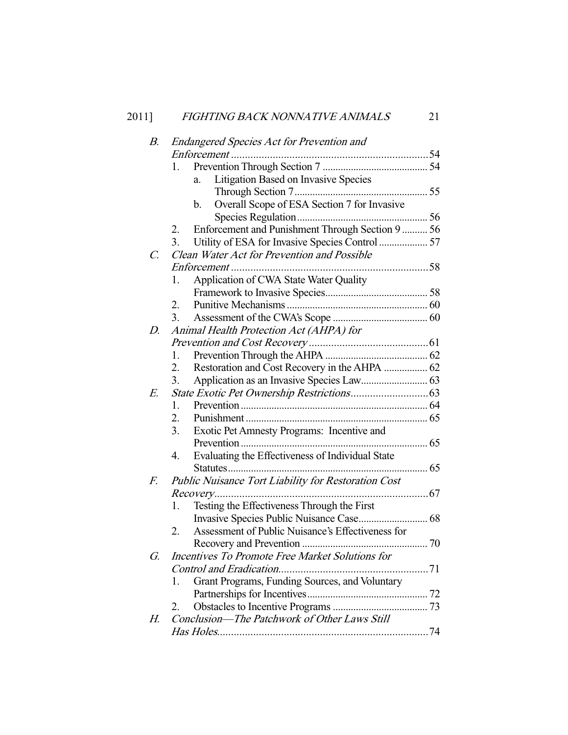B. *Endangered Species Act for Prevention and Enforcement* ........................................................................ 54
   1. Prevention Through Section 7 ......................................... 54
      a. Litigation Based on Invasive Species Through Section 7 ................................................... 55
      b. Overall Scope of ESA Section 7 for Invasive Species Regulation .................................................. 56
   2. Enforcement and Punishment Through Section 9 .......... 56
   3. Utility of ESA for Invasive Species Control ................... 57

C. *Clean Water Act for Prevention and Possible Enforcement* ........................................................................ 58
   1. Application of CWA State Water Quality Framework to Invasive Species........................................ 58
   2. Punitive Mechanisms ....................................................... 60
   3. Assessment of the CWA's Scope ..................................... 60

D. *Animal Health Protection Act (AHPA) for Prevention and Cost Recovery* ............................................ 61
   1. Prevention Through the AHPA ........................................ 62
   2. Restoration and Cost Recovery in the AHPA ................. 62
   3. Application as an Invasive Species Law.......................... 63

E. *State Exotic Pet Ownership Restrictions*............................ 63
   1. Prevention ........................................................................ 64
   2. Punishment ...................................................................... 65
   3. Exotic Pet Amnesty Programs: Incentive and Prevention ........................................................................ 65
   4. Evaluating the Effectiveness of Individual State Statutes............................................................................. 65

F. *Public Nuisance Tort Liability for Restoration Cost Recovery*.............................................................................. 67
   1. Testing the Effectiveness Through the First Invasive Species Public Nuisance Case........................... 68
   2. Assessment of Public Nuisance's Effectiveness for Recovery and Prevention ................................................. 70

G. *Incentives To Promote Free Market Solutions for Control and Eradication*...................................................... 71
   1. Grant Programs, Funding Sources, and Voluntary Partnerships for Incentives............................................... 72
   2. Obstacles to Incentive Programs ..................................... 73

H. *Conclusion—The Patchwork of Other Laws Still Has Holes*............................................................................ 74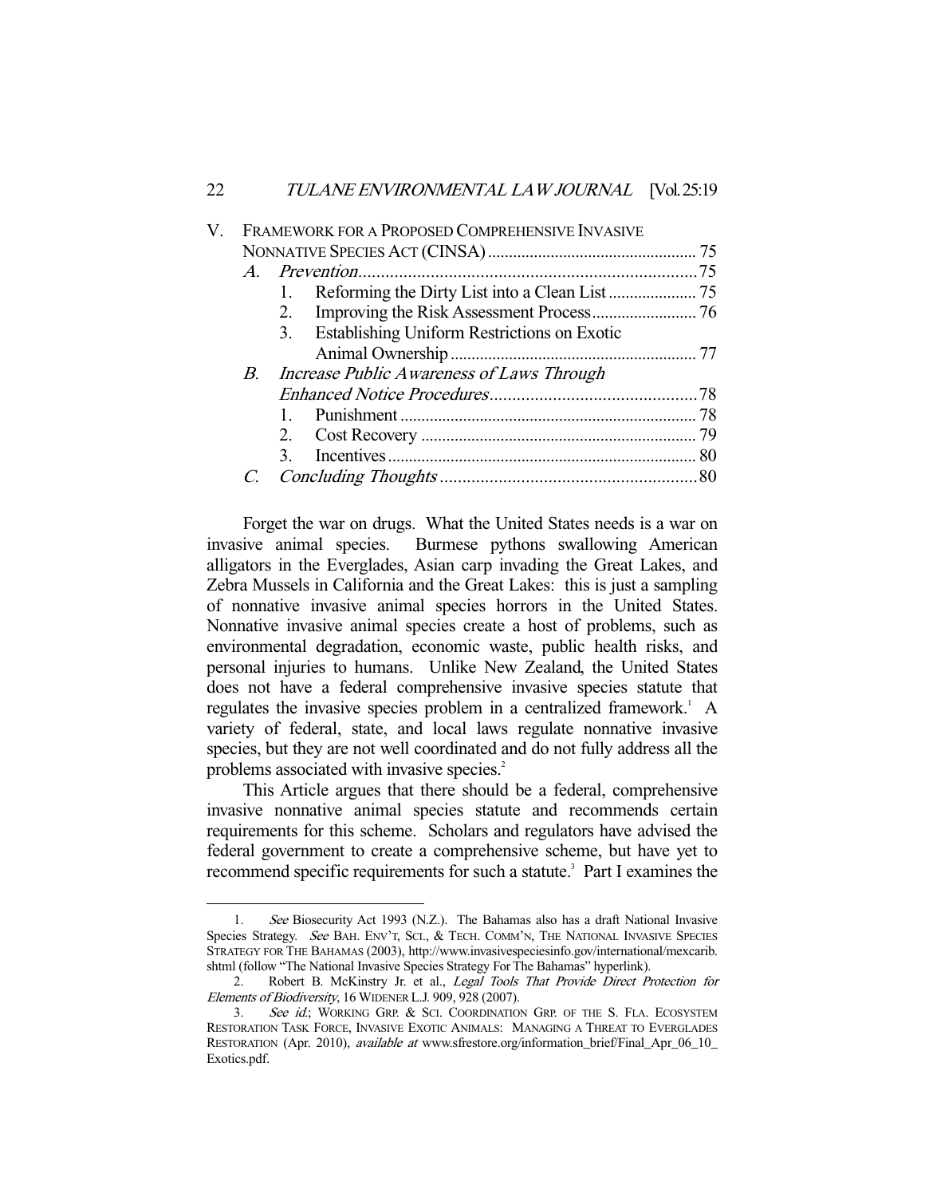V. FRAMEWORK FOR A PROPOSED COMPREHENSIVE INVASIVE NONNATIVE SPECIES ACT (CINSA) ..... 75
- A. *Prevention* ..... 75
  1. Reforming the Dirty List into a Clean List ..... 75
  2. Improving the Risk Assessment Process ..... 76
  3. Establishing Uniform Restrictions on Exotic Animal Ownership ..... 77
- B. *Increase Public Awareness of Laws Through Enhanced Notice Procedures* ..... 78
  1. Punishment ..... 78
  2. Cost Recovery ..... 79
  3. Incentives ..... 80
- C. *Concluding Thoughts* ..... 80

Forget the war on drugs. What the United States needs is a war on invasive animal species. Burmese pythons swallowing American alligators in the Everglades, Asian carp invading the Great Lakes, and Zebra Mussels in California and the Great Lakes: this is just a sampling of nonnative invasive animal species horrors in the United States. Nonnative invasive animal species create a host of problems, such as environmental degradation, economic waste, public health risks, and personal injuries to humans. Unlike New Zealand, the United States does not have a federal comprehensive invasive species statute that regulates the invasive species problem in a centralized framework.[1] A variety of federal, state, and local laws regulate nonnative invasive species, but they are not well coordinated and do not fully address all the problems associated with invasive species.[2]

This Article argues that there should be a federal, comprehensive invasive nonnative animal species statute and recommends certain requirements for this scheme. Scholars and regulators have advised the federal government to create a comprehensive scheme, but have yet to recommend specific requirements for such a statute.[3] Part I examines the

---

1. *See* Biosecurity Act 1993 (N.Z.). The Bahamas also has a draft National Invasive Species Strategy. *See* BAH. ENV'T, SCI., & TECH. COMM'N, THE NATIONAL INVASIVE SPECIES STRATEGY FOR THE BAHAMAS (2003), http://www.invasivespeciesinfo.gov/international/mexcarib.shtml (follow "The National Invasive Species Strategy For The Bahamas" hyperlink).

2. Robert B. McKinstry Jr. et al., *Legal Tools That Provide Direct Protection for Elements of Biodiversity*, 16 WIDENER L.J. 909, 928 (2007).

3. *See id.*; WORKING GRP. & SCI. COORDINATION GRP. OF THE S. FLA. ECOSYSTEM RESTORATION TASK FORCE, INVASIVE EXOTIC ANIMALS: MANAGING A THREAT TO EVERGLADES RESTORATION (Apr. 2010), *available at* www.sfrestore.org/information_brief/Final_Apr_06_10_Exotics.pdf.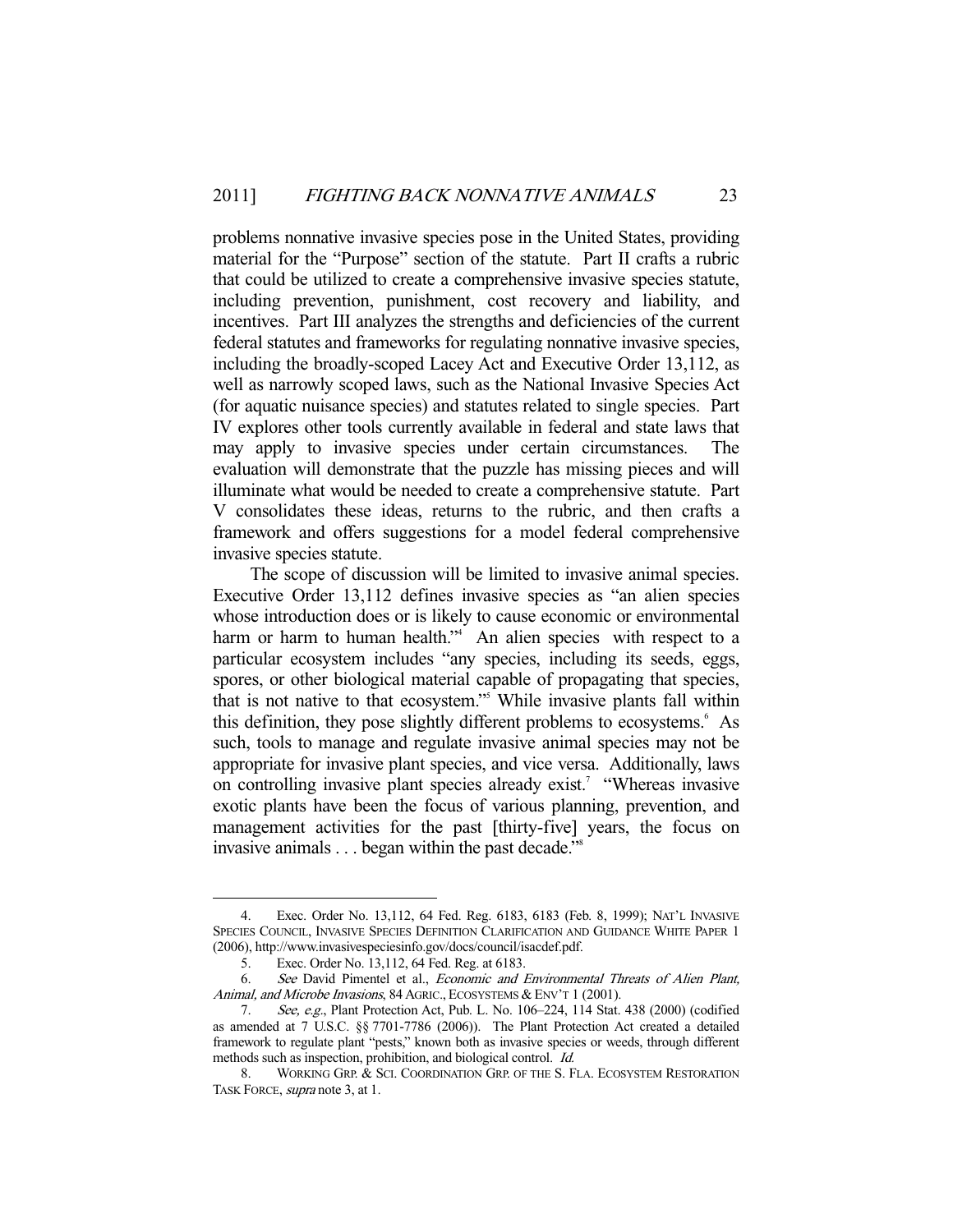problems nonnative invasive species pose in the United States, providing material for the "Purpose" section of the statute. Part II crafts a rubric that could be utilized to create a comprehensive invasive species statute, including prevention, punishment, cost recovery and liability, and incentives. Part III analyzes the strengths and deficiencies of the current federal statutes and frameworks for regulating nonnative invasive species, including the broadly-scoped Lacey Act and Executive Order 13,112, as well as narrowly scoped laws, such as the National Invasive Species Act (for aquatic nuisance species) and statutes related to single species. Part IV explores other tools currently available in federal and state laws that may apply to invasive species under certain circumstances. The evaluation will demonstrate that the puzzle has missing pieces and will illuminate what would be needed to create a comprehensive statute. Part V consolidates these ideas, returns to the rubric, and then crafts a framework and offers suggestions for a model federal comprehensive invasive species statute.

The scope of discussion will be limited to invasive animal species. Executive Order 13,112 defines invasive species as "an alien species whose introduction does or is likely to cause economic or environmental harm or harm to human health."[4] An alien species with respect to a particular ecosystem includes "any species, including its seeds, eggs, spores, or other biological material capable of propagating that species, that is not native to that ecosystem."[5] While invasive plants fall within this definition, they pose slightly different problems to ecosystems.[6] As such, tools to manage and regulate invasive animal species may not be appropriate for invasive plant species, and vice versa. Additionally, laws on controlling invasive plant species already exist.[7] "Whereas invasive exotic plants have been the focus of various planning, prevention, and management activities for the past [thirty-five] years, the focus on invasive animals . . . began within the past decade."[8]

---

4. Exec. Order No. 13,112, 64 Fed. Reg. 6183, 6183 (Feb. 8, 1999); NAT'L INVASIVE SPECIES COUNCIL, INVASIVE SPECIES DEFINITION CLARIFICATION AND GUIDANCE WHITE PAPER 1 (2006), http://www.invasivespeciesinfo.gov/docs/council/isacdef.pdf.

5. Exec. Order No. 13,112, 64 Fed. Reg. at 6183.

6. *See* David Pimentel et al., *Economic and Environmental Threats of Alien Plant, Animal, and Microbe Invasions*, 84 AGRIC., ECOSYSTEMS & ENV'T 1 (2001).

7. *See, e.g.*, Plant Protection Act, Pub. L. No. 106–224, 114 Stat. 438 (2000) (codified as amended at 7 U.S.C. §§ 7701-7786 (2006)). The Plant Protection Act created a detailed framework to regulate plant "pests," known both as invasive species or weeds, through different methods such as inspection, prohibition, and biological control. *Id.*

8. WORKING GRP. & SCI. COORDINATION GRP. OF THE S. FLA. ECOSYSTEM RESTORATION TASK FORCE, *supra* note 3, at 1.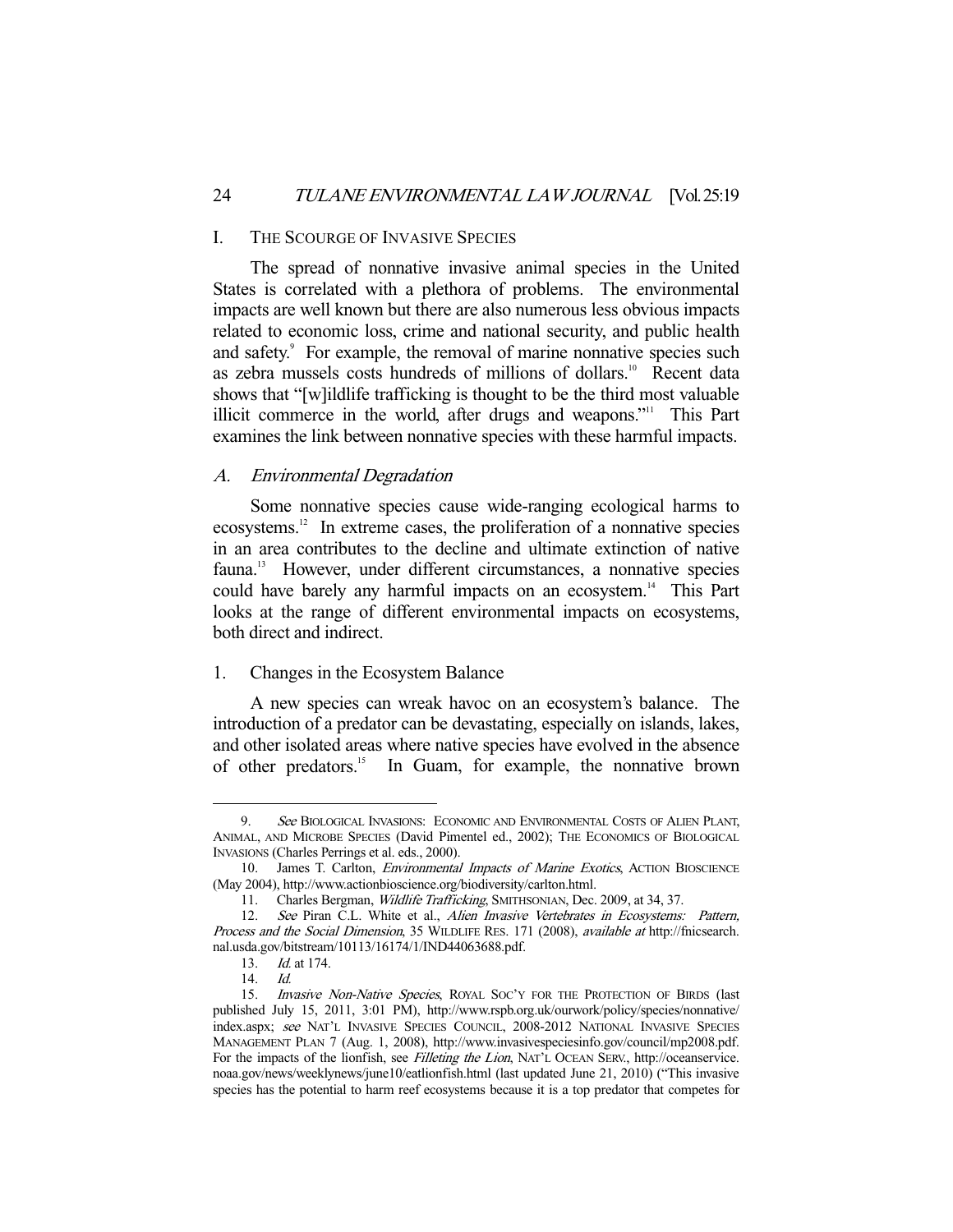## I. The Scourge of Invasive Species

The spread of nonnative invasive animal species in the United States is correlated with a plethora of problems. The environmental impacts are well known but there are also numerous less obvious impacts related to economic loss, crime and national security, and public health and safety.[9] For example, the removal of marine nonnative species such as zebra mussels costs hundreds of millions of dollars.[10] Recent data shows that "[w]ildlife trafficking is thought to be the third most valuable illicit commerce in the world, after drugs and weapons."[11] This Part examines the link between nonnative species with these harmful impacts.

### A. *Environmental Degradation*

Some nonnative species cause wide-ranging ecological harms to ecosystems.[12] In extreme cases, the proliferation of a nonnative species in an area contributes to the decline and ultimate extinction of native fauna.[13] However, under different circumstances, a nonnative species could have barely any harmful impacts on an ecosystem.[14] This Part looks at the range of different environmental impacts on ecosystems, both direct and indirect.

#### 1. Changes in the Ecosystem Balance

A new species can wreak havoc on an ecosystem's balance. The introduction of a predator can be devastating, especially on islands, lakes, and other isolated areas where native species have evolved in the absence of other predators.[15] In Guam, for example, the nonnative brown

---

9. *See* Biological Invasions: Economic and Environmental Costs of Alien Plant, Animal, and Microbe Species (David Pimentel ed., 2002); The Economics of Biological Invasions (Charles Perrings et al. eds., 2000).

10. James T. Carlton, *Environmental Impacts of Marine Exotics*, Action Bioscience (May 2004), http://www.actionbioscience.org/biodiversity/carlton.html.

11. Charles Bergman, *Wildlife Trafficking*, Smithsonian, Dec. 2009, at 34, 37.

12. *See* Piran C.L. White et al., *Alien Invasive Vertebrates in Ecosystems: Pattern, Process and the Social Dimension*, 35 Wildlife Res. 171 (2008), *available at* http://fnicsearch.nal.usda.gov/bitstream/10113/16174/1/IND44063688.pdf.

13. *Id.* at 174.

14. *Id.*

15. *Invasive Non-Native Species*, Royal Soc'y for the Protection of Birds (last published July 15, 2011, 3:01 PM), http://www.rspb.org.uk/ourwork/policy/species/nonnative/index.aspx; *see* Nat'l Invasive Species Council, 2008-2012 National Invasive Species Management Plan 7 (Aug. 1, 2008), http://www.invasivespeciesinfo.gov/council/mp2008.pdf. For the impacts of the lionfish, see *Filleting the Lion*, Nat'l Ocean Serv., http://oceanservice.noaa.gov/news/weeklynews/june10/eatlionfish.html (last updated June 21, 2010) ("This invasive species has the potential to harm reef ecosystems because it is a top predator that competes for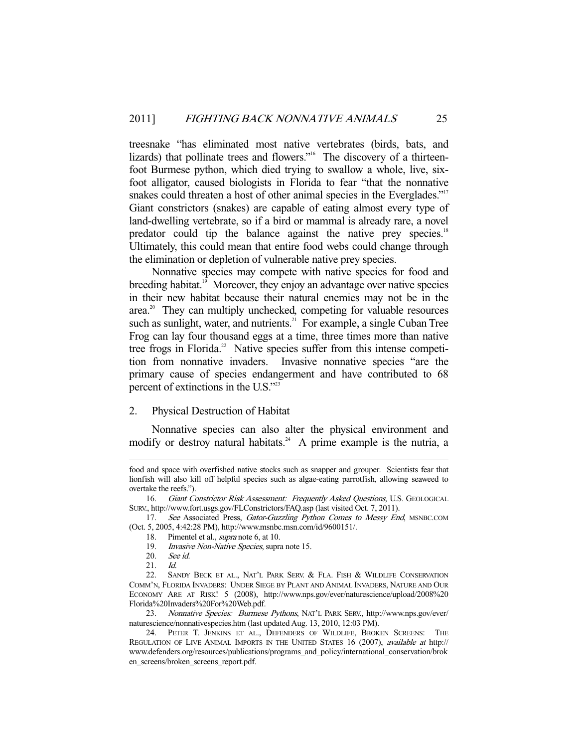treesnake "has eliminated most native vertebrates (birds, bats, and lizards) that pollinate trees and flowers."[16] The discovery of a thirteen-foot Burmese python, which died trying to swallow a whole, live, six-foot alligator, caused biologists in Florida to fear "that the nonnative snakes could threaten a host of other animal species in the Everglades."[17] Giant constrictors (snakes) are capable of eating almost every type of land-dwelling vertebrate, so if a bird or mammal is already rare, a novel predator could tip the balance against the native prey species.[18] Ultimately, this could mean that entire food webs could change through the elimination or depletion of vulnerable native prey species.

Nonnative species may compete with native species for food and breeding habitat.[19] Moreover, they enjoy an advantage over native species in their new habitat because their natural enemies may not be in the area.[20] They can multiply unchecked, competing for valuable resources such as sunlight, water, and nutrients.[21] For example, a single Cuban Tree Frog can lay four thousand eggs at a time, three times more than native tree frogs in Florida.[22] Native species suffer from this intense competition from nonnative invaders. Invasive nonnative species "are the primary cause of species endangerment and have contributed to 68 percent of extinctions in the U.S."[23]

### 2. Physical Destruction of Habitat

Nonnative species can also alter the physical environment and modify or destroy natural habitats.[24] A prime example is the nutria, a

---

food and space with overfished native stocks such as snapper and grouper. Scientists fear that lionfish will also kill off helpful species such as algae-eating parrotfish, allowing seaweed to overtake the reefs.").

16. *Giant Constrictor Risk Assessment: Frequently Asked Questions*, U.S. GEOLOGICAL SURV., http://www.fort.usgs.gov/FLConstrictors/FAQ.asp (last visited Oct. 7, 2011).

17. *See* Associated Press, *Gator-Guzzling Python Comes to Messy End*, MSNBC.COM (Oct. 5, 2005, 4:42:28 PM), http://www.msnbc.msn.com/id/9600151/.

18. Pimentel et al., *supra* note 6, at 10.

19. *Invasive Non-Native Species*, supra note 15.

20. *See id.*

21. *Id.*

22. SANDY BECK ET AL., NAT'L PARK SERV. & FLA. FISH & WILDLIFE CONSERVATION COMM'N, FLORIDA INVADERS: UNDER SIEGE BY PLANT AND ANIMAL INVADERS, NATURE AND OUR ECONOMY ARE AT RISK! 5 (2008), http://www.nps.gov/ever/naturescience/upload/2008%20Florida%20Invaders%20For%20Web.pdf.

23. *Nonnative Species: Burmese Pythons*, NAT'L PARK SERV., http://www.nps.gov/ever/naturescience/nonnativespecies.htm (last updated Aug. 13, 2010, 12:03 PM).

24. PETER T. JENKINS ET AL., DEFENDERS OF WILDLIFE, BROKEN SCREENS: THE REGULATION OF LIVE ANIMAL IMPORTS IN THE UNITED STATES 16 (2007), *available at* http://www.defenders.org/resources/publications/programs_and_policy/international_conservation/broken_screens/broken_screens_report.pdf.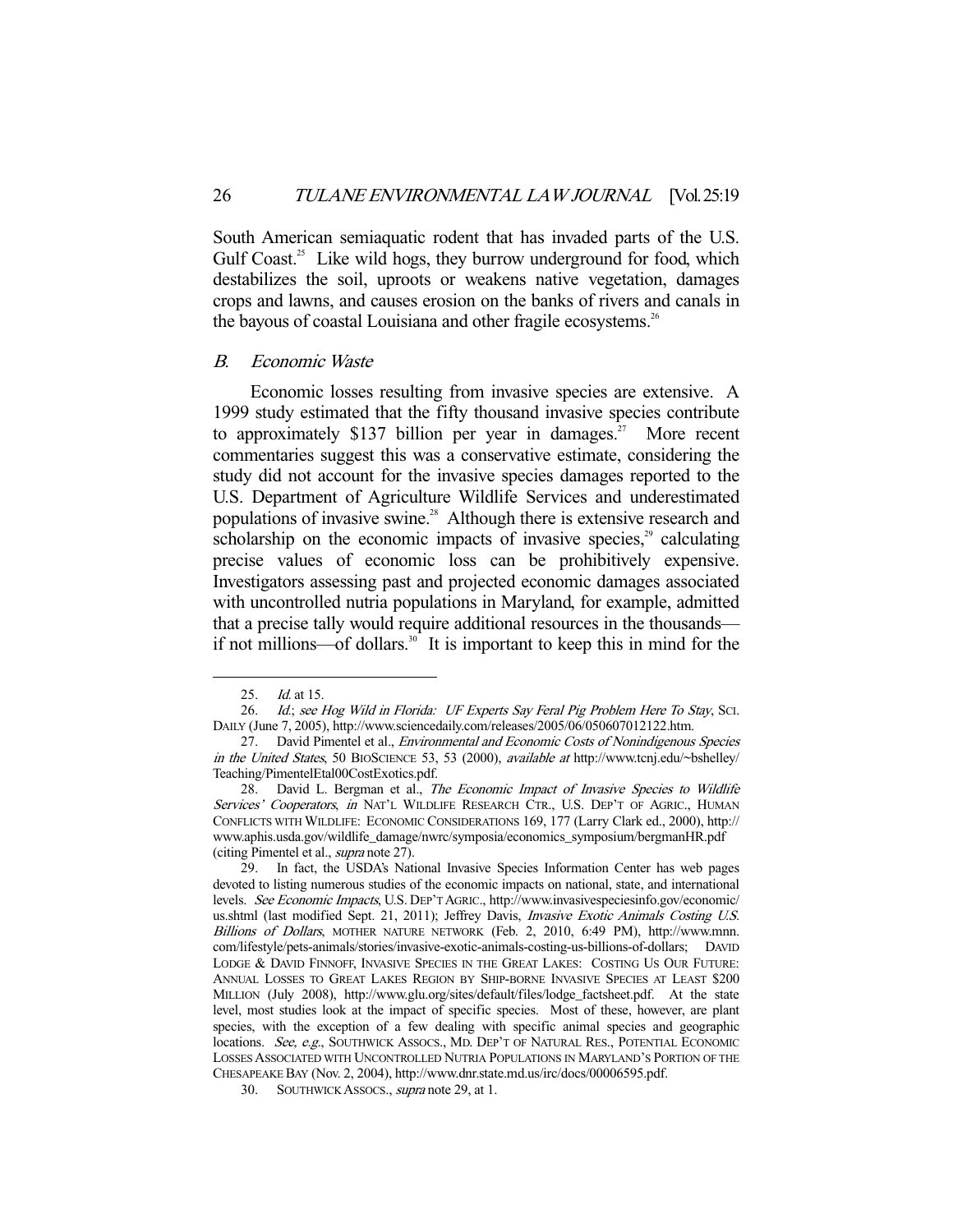South American semiaquatic rodent that has invaded parts of the U.S. Gulf Coast.[25] Like wild hogs, they burrow underground for food, which destabilizes the soil, uproots or weakens native vegetation, damages crops and lawns, and causes erosion on the banks of rivers and canals in the bayous of coastal Louisiana and other fragile ecosystems.[26]

### *B. Economic Waste*

Economic losses resulting from invasive species are extensive. A 1999 study estimated that the fifty thousand invasive species contribute to approximately $137 billion per year in damages.[27] More recent commentaries suggest this was a conservative estimate, considering the study did not account for the invasive species damages reported to the U.S. Department of Agriculture Wildlife Services and underestimated populations of invasive swine.[28] Although there is extensive research and scholarship on the economic impacts of invasive species,[29] calculating precise values of economic loss can be prohibitively expensive. Investigators assessing past and projected economic damages associated with uncontrolled nutria populations in Maryland, for example, admitted that a precise tally would require additional resources in the thousands—if not millions—of dollars.[30] It is important to keep this in mind for the

---

25. *Id.* at 15.

26. *Id.*; *see Hog Wild in Florida: UF Experts Say Feral Pig Problem Here To Stay*, SCI. DAILY (June 7, 2005), http://www.sciencedaily.com/releases/2005/06/050607012122.htm.

27. David Pimentel et al., *Environmental and Economic Costs of Nonindigenous Species in the United States*, 50 BIOSCIENCE 53, 53 (2000), *available at* http://www.tcnj.edu/~bshelley/Teaching/PimentelEtal00CostExotics.pdf.

28. David L. Bergman et al., *The Economic Impact of Invasive Species to Wildlife Services' Cooperators*, *in* NAT'L WILDLIFE RESEARCH CTR., U.S. DEP'T OF AGRIC., HUMAN CONFLICTS WITH WILDLIFE: ECONOMIC CONSIDERATIONS 169, 177 (Larry Clark ed., 2000), http://www.aphis.usda.gov/wildlife_damage/nwrc/symposia/economics_symposium/bergmanHR.pdf (citing Pimentel et al., *supra* note 27).

29. In fact, the USDA's National Invasive Species Information Center has web pages devoted to listing numerous studies of the economic impacts on national, state, and international levels. *See Economic Impacts*, U.S. DEP'T AGRIC., http://www.invasivespeciesinfo.gov/economic/us.shtml (last modified Sept. 21, 2011); Jeffrey Davis, *Invasive Exotic Animals Costing U.S. Billions of Dollars*, MOTHER NATURE NETWORK (Feb. 2, 2010, 6:49 PM), http://www.mnn.com/lifestyle/pets-animals/stories/invasive-exotic-animals-costing-us-billions-of-dollars; DAVID LODGE & DAVID FINNOFF, INVASIVE SPECIES IN THE GREAT LAKES: COSTING US OUR FUTURE: ANNUAL LOSSES TO GREAT LAKES REGION BY SHIP-BORNE INVASIVE SPECIES AT LEAST $200 MILLION (July 2008), http://www.glu.org/sites/default/files/lodge_factsheet.pdf. At the state level, most studies look at the impact of specific species. Most of these, however, are plant species, with the exception of a few dealing with specific animal species and geographic locations. *See, e.g.*, SOUTHWICK ASSOCS., MD. DEP'T OF NATURAL RES., POTENTIAL ECONOMIC LOSSES ASSOCIATED WITH UNCONTROLLED NUTRIA POPULATIONS IN MARYLAND'S PORTION OF THE CHESAPEAKE BAY (Nov. 2, 2004), http://www.dnr.state.md.us/irc/docs/00006595.pdf.

30. SOUTHWICK ASSOCS., *supra* note 29, at 1.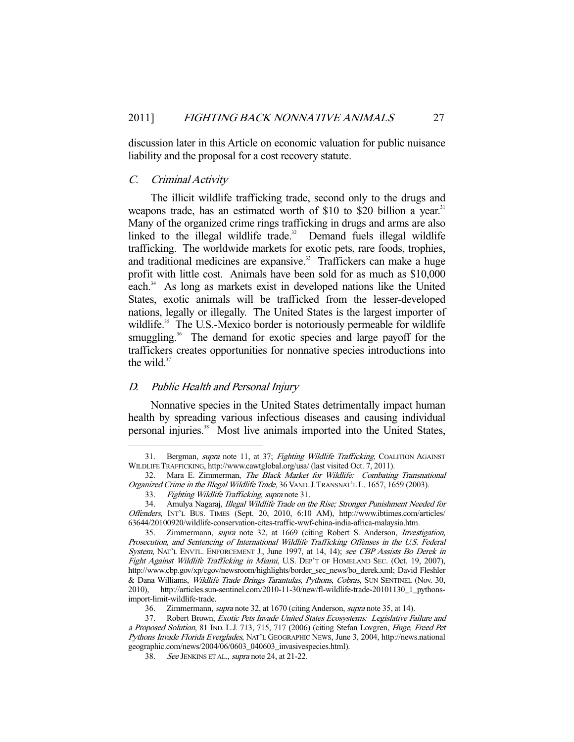discussion later in this Article on economic valuation for public nuisance liability and the proposal for a cost recovery statute.

### C. *Criminal Activity*

The illicit wildlife trafficking trade, second only to the drugs and weapons trade, has an estimated worth of $10 to $20 billion a year.[31] Many of the organized crime rings trafficking in drugs and arms are also linked to the illegal wildlife trade.[32] Demand fuels illegal wildlife trafficking. The worldwide markets for exotic pets, rare foods, trophies, and traditional medicines are expansive.[33] Traffickers can make a huge profit with little cost. Animals have been sold for as much as $10,000 each.[34] As long as markets exist in developed nations like the United States, exotic animals will be trafficked from the lesser-developed nations, legally or illegally. The United States is the largest importer of wildlife.[35] The U.S.-Mexico border is notoriously permeable for wildlife smuggling.[36] The demand for exotic species and large payoff for the traffickers creates opportunities for nonnative species introductions into the wild.[37]

### D. *Public Health and Personal Injury*

Nonnative species in the United States detrimentally impact human health by spreading various infectious diseases and causing individual personal injuries.[38] Most live animals imported into the United States,

---

31. Bergman, *supra* note 11, at 37; *Fighting Wildlife Trafficking*, COALITION AGAINST WILDLIFE TRAFFICKING, http://www.cawtglobal.org/usa/ (last visited Oct. 7, 2011).

32. Mara E. Zimmerman, *The Black Market for Wildlife: Combating Transnational Organized Crime in the Illegal Wildlife Trade*, 36 VAND. J. TRANSNAT'L L. 1657, 1659 (2003).

33. *Fighting Wildlife Trafficking*, *supra* note 31.

34. Amulya Nagaraj, *Illegal Wildlife Trade on the Rise; Stronger Punishment Needed for Offenders*, INT'L BUS. TIMES (Sept. 20, 2010, 6:10 AM), http://www.ibtimes.com/articles/63644/20100920/wildlife-conservation-cites-traffic-wwf-china-india-africa-malaysia.htm.

35. Zimmermann, *supra* note 32, at 1669 (citing Robert S. Anderson, *Investigation, Prosecution, and Sentencing of International Wildlife Trafficking Offenses in the U.S. Federal System*, NAT'L ENVTL. ENFORCEMENT J., June 1997, at 14, 14); *see CBP Assists Bo Derek in Fight Against Wildlife Trafficking in Miami*, U.S. DEP'T OF HOMELAND SEC. (Oct. 19, 2007), http://www.cbp.gov/xp/cgov/newsroom/highlights/border_sec_news/bo_derek.xml; David Fleshler & Dana Williams, *Wildlife Trade Brings Tarantulas, Pythons, Cobras*, SUN SENTINEL (Nov. 30, 2010), http://articles.sun-sentinel.com/2010-11-30/new/fl-wildlife-trade-20101130_1_pythons-import-limit-wildlife-trade.

36. Zimmermann, *supra* note 32, at 1670 (citing Anderson, *supra* note 35, at 14).

37. Robert Brown, *Exotic Pets Invade United States Ecosystems: Legislative Failure and a Proposed Solution*, 81 IND. L.J. 713, 715, 717 (2006) (citing Stefan Lovgren, *Huge, Freed Pet Pythons Invade Florida Everglades*, NAT'L GEOGRAPHIC NEWS, June 3, 2004, http://news.nationalgeographic.com/news/2004/06/0603_040603_invasivespecies.html).

38. *See* JENKINS ET AL., *supra* note 24, at 21-22.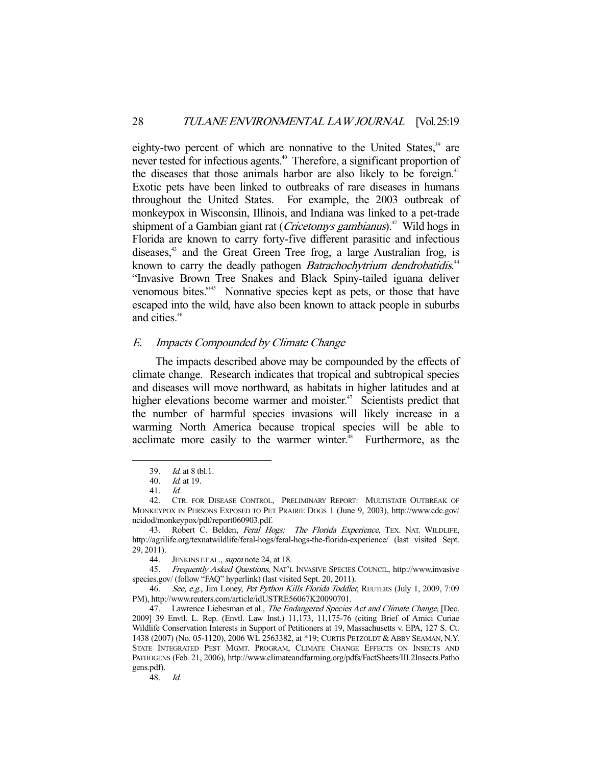eighty-two percent of which are nonnative to the United States,[39] are never tested for infectious agents.[40] Therefore, a significant proportion of the diseases that those animals harbor are also likely to be foreign.[41] Exotic pets have been linked to outbreaks of rare diseases in humans throughout the United States. For example, the 2003 outbreak of monkeypox in Wisconsin, Illinois, and Indiana was linked to a pet-trade shipment of a Gambian giant rat (*Cricetomys gambianus*).[42] Wild hogs in Florida are known to carry forty-five different parasitic and infectious diseases,[43] and the Great Green Tree frog, a large Australian frog, is known to carry the deadly pathogen *Batrachochytrium dendrobatidis*.[44] "Invasive Brown Tree Snakes and Black Spiny-tailed iguana deliver venomous bites."[45] Nonnative species kept as pets, or those that have escaped into the wild, have also been known to attack people in suburbs and cities.[46]

### *E. Impacts Compounded by Climate Change*

The impacts described above may be compounded by the effects of climate change. Research indicates that tropical and subtropical species and diseases will move northward, as habitats in higher latitudes and at higher elevations become warmer and moister.[47] Scientists predict that the number of harmful species invasions will likely increase in a warming North America because tropical species will be able to acclimate more easily to the warmer winter.[48] Furthermore, as the

---

39. *Id.* at 8 tbl.1.

40. *Id.* at 19.

41. *Id.*

42. CTR. FOR DISEASE CONTROL, PRELIMINARY REPORT: MULTISTATE OUTBREAK OF MONKEYPOX IN PERSONS EXPOSED TO PET PRAIRIE DOGS 1 (June 9, 2003), http://www.cdc.gov/ncidod/monkeypox/pdf/report060903.pdf.

43. Robert C. Belden, *Feral Hogs: The Florida Experience*, TEX. NAT. WILDLIFE, http://agrilife.org/texnatwildlife/feral-hogs/feral-hogs-the-florida-experience/ (last visited Sept. 29, 2011).

44. JENKINS ET AL., *supra* note 24, at 18.

45. *Frequently Asked Questions*, NAT'L INVASIVE SPECIES COUNCIL, http://www.invasivespecies.gov/ (follow "FAQ" hyperlink) (last visited Sept. 20, 2011).

46. *See, e.g.*, Jim Loney, *Pet Python Kills Florida Toddler*, REUTERS (July 1, 2009, 7:09 PM), http://www.reuters.com/article/idUSTRE56067K20090701.

47. Lawrence Liebesman et al., *The Endangered Species Act and Climate Change*, [Dec. 2009] 39 Envtl. L. Rep. (Envtl. Law Inst.) 11,173, 11,175-76 (citing Brief of Amici Curiae Wildlife Conservation Interests in Support of Petitioners at 19, Massachusetts v. EPA, 127 S. Ct. 1438 (2007) (No. 05-1120), 2006 WL 2563382, at *19; CURTIS PETZOLDT & ABBY SEAMAN, N.Y. STATE INTEGRATED PEST MGMT. PROGRAM, CLIMATE CHANGE EFFECTS ON INSECTS AND PATHOGENS (Feb. 21, 2006), http://www.climateandfarming.org/pdfs/FactSheets/III.2Insects.Pathogens.pdf).

48. *Id.*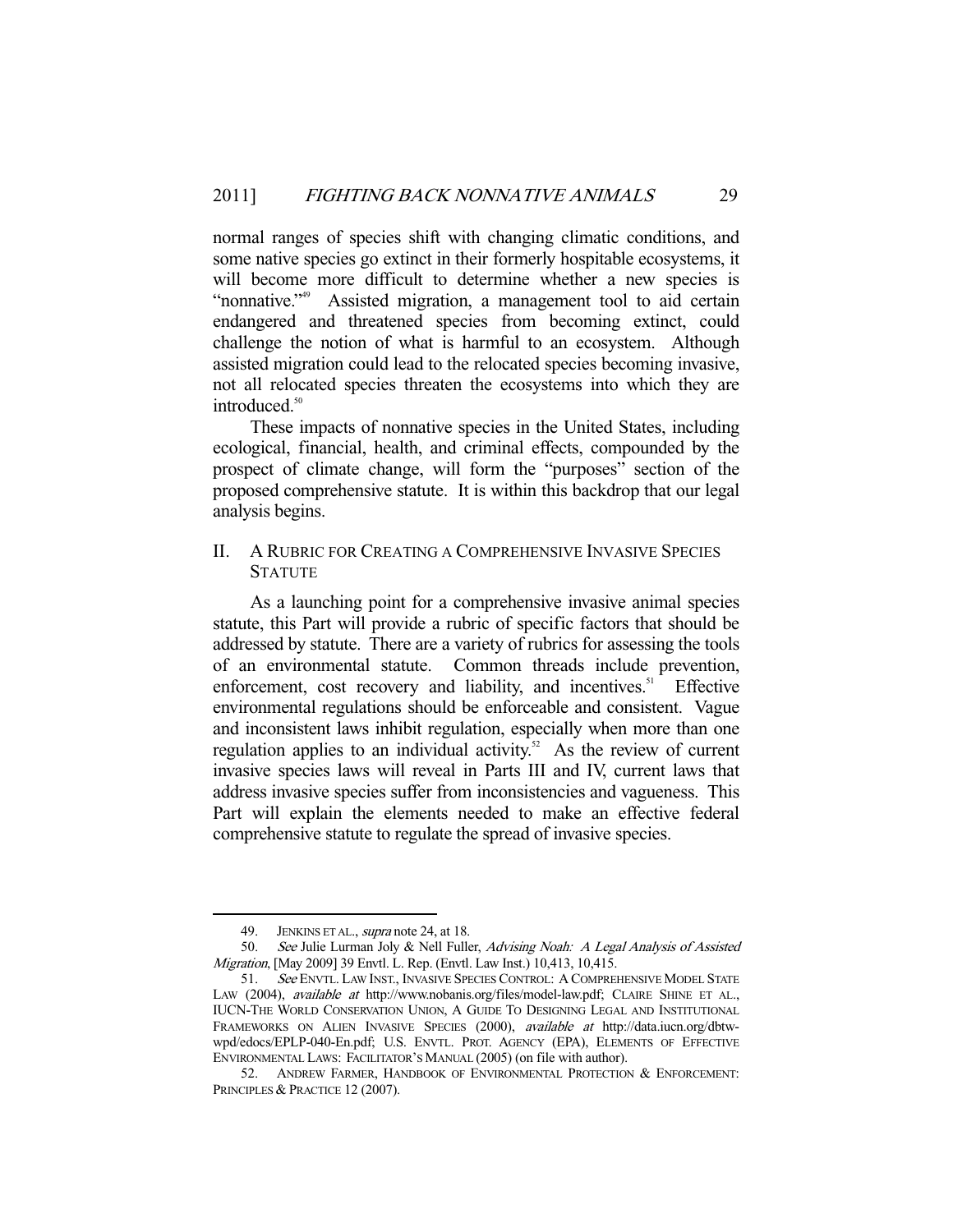normal ranges of species shift with changing climatic conditions, and some native species go extinct in their formerly hospitable ecosystems, it will become more difficult to determine whether a new species is "nonnative."[49] Assisted migration, a management tool to aid certain endangered and threatened species from becoming extinct, could challenge the notion of what is harmful to an ecosystem. Although assisted migration could lead to the relocated species becoming invasive, not all relocated species threaten the ecosystems into which they are introduced.[50]

These impacts of nonnative species in the United States, including ecological, financial, health, and criminal effects, compounded by the prospect of climate change, will form the "purposes" section of the proposed comprehensive statute. It is within this backdrop that our legal analysis begins.

## II. A RUBRIC FOR CREATING A COMPREHENSIVE INVASIVE SPECIES STATUTE

As a launching point for a comprehensive invasive animal species statute, this Part will provide a rubric of specific factors that should be addressed by statute. There are a variety of rubrics for assessing the tools of an environmental statute. Common threads include prevention, enforcement, cost recovery and liability, and incentives.[51] Effective environmental regulations should be enforceable and consistent. Vague and inconsistent laws inhibit regulation, especially when more than one regulation applies to an individual activity.[52] As the review of current invasive species laws will reveal in Parts III and IV, current laws that address invasive species suffer from inconsistencies and vagueness. This Part will explain the elements needed to make an effective federal comprehensive statute to regulate the spread of invasive species.

---

49. JENKINS ET AL., *supra* note 24, at 18.

50. *See* Julie Lurman Joly & Nell Fuller, *Advising Noah: A Legal Analysis of Assisted Migration*, [May 2009] 39 Envtl. L. Rep. (Envtl. Law Inst.) 10,413, 10,415.

51. *See* ENVTL. LAW INST., INVASIVE SPECIES CONTROL: A COMPREHENSIVE MODEL STATE LAW (2004), *available at* http://www.nobanis.org/files/model-law.pdf; CLAIRE SHINE ET AL., IUCN-THE WORLD CONSERVATION UNION, A GUIDE TO DESIGNING LEGAL AND INSTITUTIONAL FRAMEWORKS ON ALIEN INVASIVE SPECIES (2000), *available at* http://data.iucn.org/dbtw-wpd/edocs/EPLP-040-En.pdf; U.S. ENVTL. PROT. AGENCY (EPA), ELEMENTS OF EFFECTIVE ENVIRONMENTAL LAWS: FACILITATOR'S MANUAL (2005) (on file with author).

52. ANDREW FARMER, HANDBOOK OF ENVIRONMENTAL PROTECTION & ENFORCEMENT: PRINCIPLES & PRACTICE 12 (2007).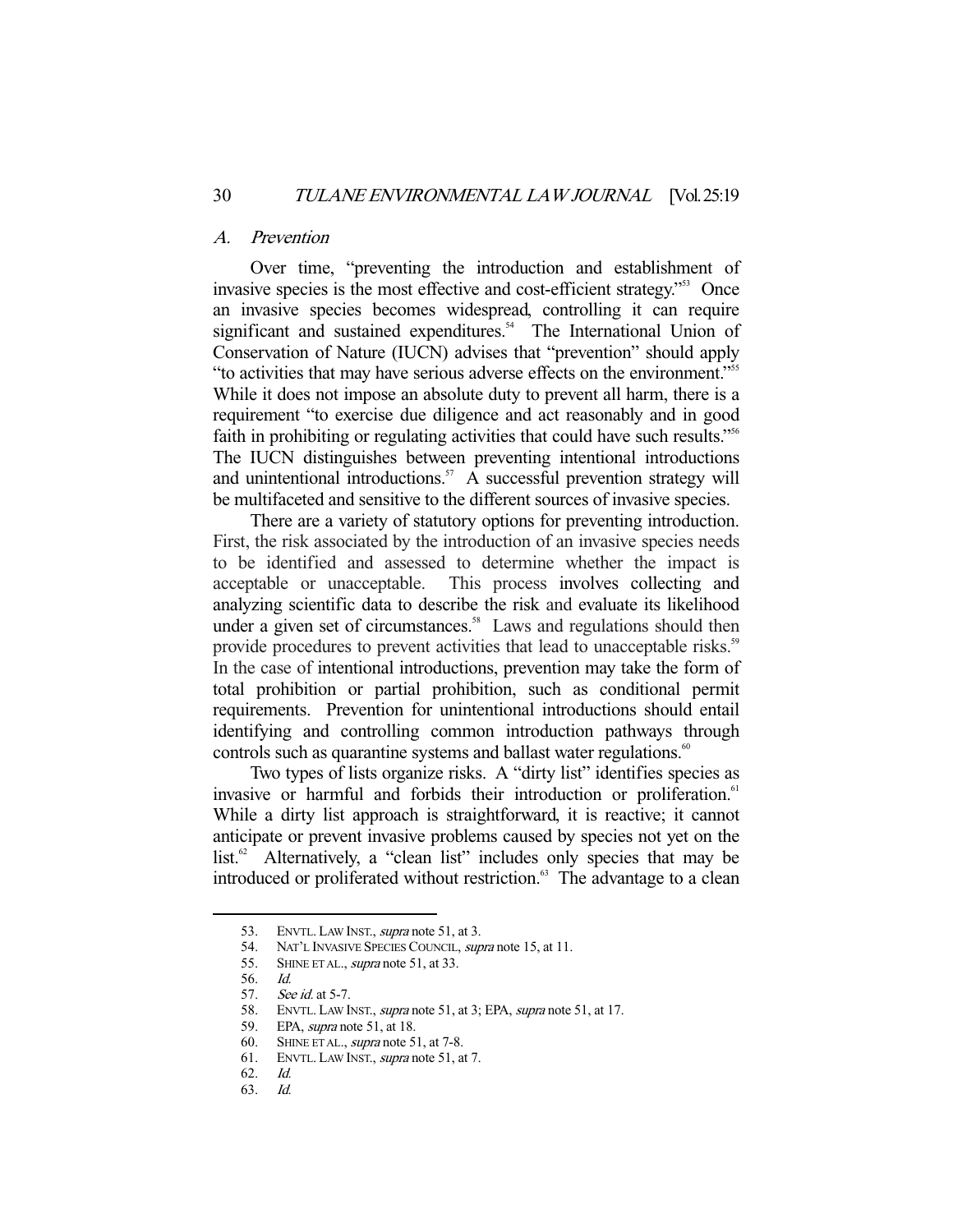### A. Prevention

Over time, "preventing the introduction and establishment of invasive species is the most effective and cost-efficient strategy."[53] Once an invasive species becomes widespread, controlling it can require significant and sustained expenditures.[54] The International Union of Conservation of Nature (IUCN) advises that "prevention" should apply "to activities that may have serious adverse effects on the environment."[55] While it does not impose an absolute duty to prevent all harm, there is a requirement "to exercise due diligence and act reasonably and in good faith in prohibiting or regulating activities that could have such results."[56] The IUCN distinguishes between preventing intentional introductions and unintentional introductions.[57] A successful prevention strategy will be multifaceted and sensitive to the different sources of invasive species.

There are a variety of statutory options for preventing introduction. First, the risk associated by the introduction of an invasive species needs to be identified and assessed to determine whether the impact is acceptable or unacceptable. This process involves collecting and analyzing scientific data to describe the risk and evaluate its likelihood under a given set of circumstances.[58] Laws and regulations should then provide procedures to prevent activities that lead to unacceptable risks.[59] In the case of intentional introductions, prevention may take the form of total prohibition or partial prohibition, such as conditional permit requirements. Prevention for unintentional introductions should entail identifying and controlling common introduction pathways through controls such as quarantine systems and ballast water regulations.[60]

Two types of lists organize risks. A "dirty list" identifies species as invasive or harmful and forbids their introduction or proliferation.[61] While a dirty list approach is straightforward, it is reactive; it cannot anticipate or prevent invasive problems caused by species not yet on the list.[62] Alternatively, a "clean list" includes only species that may be introduced or proliferated without restriction.[63] The advantage to a clean

---

53. ENVTL. LAW INST., *supra* note 51, at 3.
54. NAT'L INVASIVE SPECIES COUNCIL, *supra* note 15, at 11.
55. SHINE ET AL., *supra* note 51, at 33.
56. *Id.*
57. *See id.* at 5-7.
58. ENVTL. LAW INST., *supra* note 51, at 3; EPA, *supra* note 51, at 17.
59. EPA, *supra* note 51, at 18.
60. SHINE ET AL., *supra* note 51, at 7-8.
61. ENVTL. LAW INST., *supra* note 51, at 7.
62. *Id.*
63. *Id.*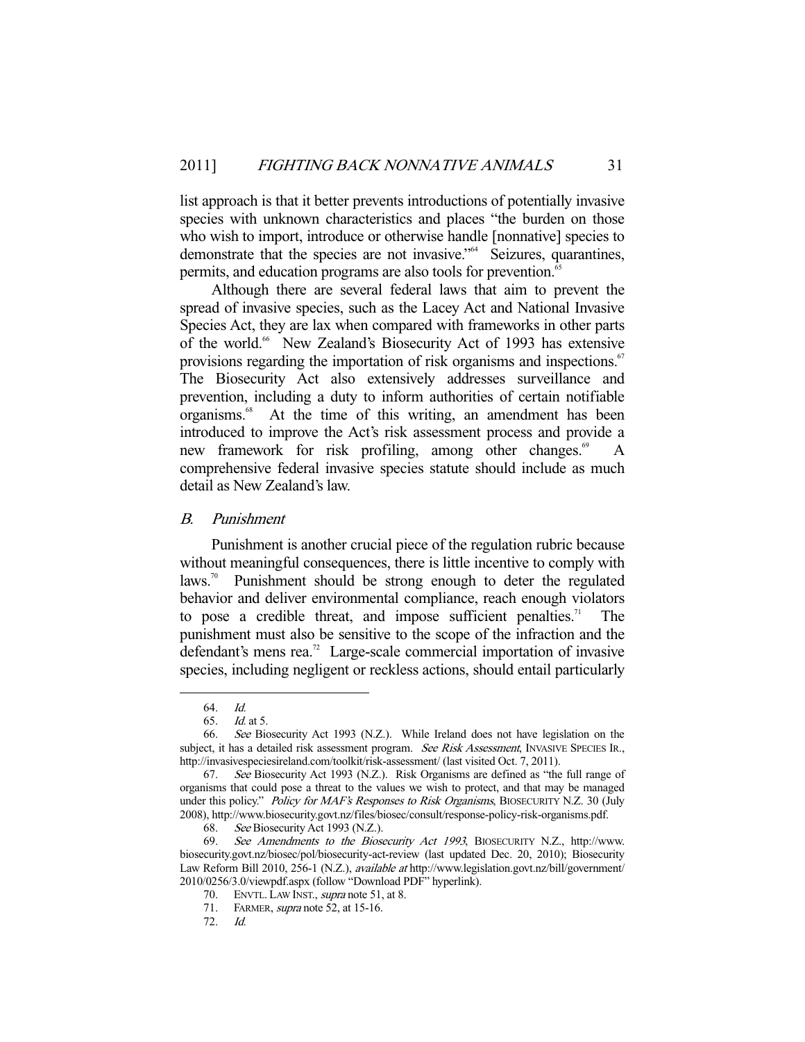list approach is that it better prevents introductions of potentially invasive species with unknown characteristics and places "the burden on those who wish to import, introduce or otherwise handle [nonnative] species to demonstrate that the species are not invasive."[64] Seizures, quarantines, permits, and education programs are also tools for prevention.[65]

Although there are several federal laws that aim to prevent the spread of invasive species, such as the Lacey Act and National Invasive Species Act, they are lax when compared with frameworks in other parts of the world.[66] New Zealand's Biosecurity Act of 1993 has extensive provisions regarding the importation of risk organisms and inspections.[67] The Biosecurity Act also extensively addresses surveillance and prevention, including a duty to inform authorities of certain notifiable organisms.[68] At the time of this writing, an amendment has been introduced to improve the Act's risk assessment process and provide a new framework for risk profiling, among other changes.[69] A comprehensive federal invasive species statute should include as much detail as New Zealand's law.

### *B. Punishment*

Punishment is another crucial piece of the regulation rubric because without meaningful consequences, there is little incentive to comply with laws.[70] Punishment should be strong enough to deter the regulated behavior and deliver environmental compliance, reach enough violators to pose a credible threat, and impose sufficient penalties.[71] The punishment must also be sensitive to the scope of the infraction and the defendant's mens rea.[72] Large-scale commercial importation of invasive species, including negligent or reckless actions, should entail particularly

---

64. *Id.*

65. *Id.* at 5.

66. *See* Biosecurity Act 1993 (N.Z.). While Ireland does not have legislation on the subject, it has a detailed risk assessment program. *See Risk Assessment*, INVASIVE SPECIES IR., http://invasivespeciesireland.com/toolkit/risk-assessment/ (last visited Oct. 7, 2011).

67. *See* Biosecurity Act 1993 (N.Z.). Risk Organisms are defined as "the full range of organisms that could pose a threat to the values we wish to protect, and that may be managed under this policy." *Policy for MAF's Responses to Risk Organisms*, BIOSECURITY N.Z. 30 (July 2008), http://www.biosecurity.govt.nz/files/biosec/consult/response-policy-risk-organisms.pdf.

68. *See* Biosecurity Act 1993 (N.Z.).

69. *See Amendments to the Biosecurity Act 1993*, BIOSECURITY N.Z., http://www.biosecurity.govt.nz/biosec/pol/biosecurity-act-review (last updated Dec. 20, 2010); Biosecurity Law Reform Bill 2010, 256-1 (N.Z.), *available at* http://www.legislation.govt.nz/bill/government/2010/0256/3.0/viewpdf.aspx (follow "Download PDF" hyperlink).

70. ENVTL. LAW INST., *supra* note 51, at 8.

71. FARMER, *supra* note 52, at 15-16.

72. *Id.*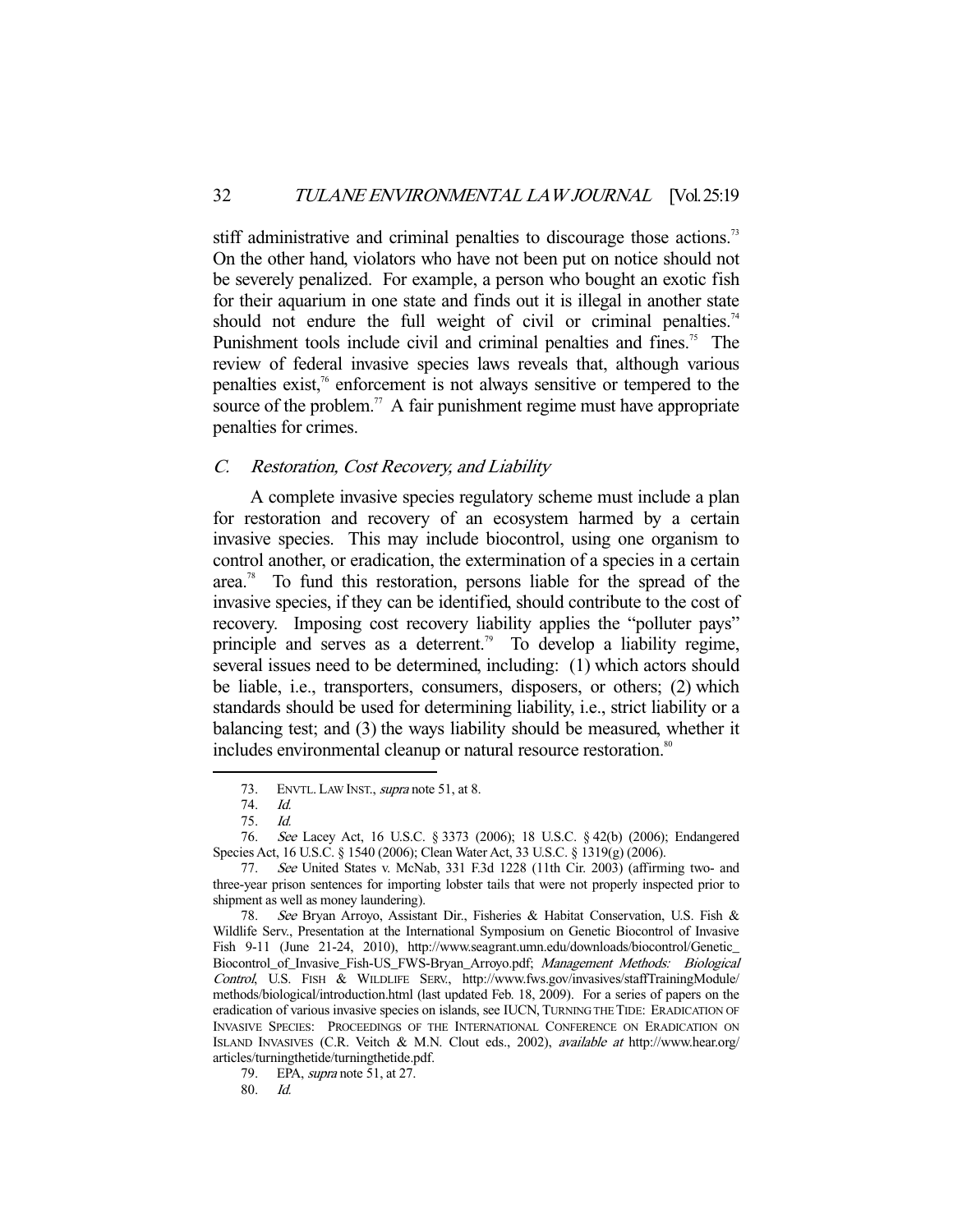stiff administrative and criminal penalties to discourage those actions.[73] On the other hand, violators who have not been put on notice should not be severely penalized. For example, a person who bought an exotic fish for their aquarium in one state and finds out it is illegal in another state should not endure the full weight of civil or criminal penalties.[74] Punishment tools include civil and criminal penalties and fines.[75] The review of federal invasive species laws reveals that, although various penalties exist,[76] enforcement is not always sensitive or tempered to the source of the problem.[77] A fair punishment regime must have appropriate penalties for crimes.

### C. *Restoration, Cost Recovery, and Liability*

A complete invasive species regulatory scheme must include a plan for restoration and recovery of an ecosystem harmed by a certain invasive species. This may include biocontrol, using one organism to control another, or eradication, the extermination of a species in a certain area.[78] To fund this restoration, persons liable for the spread of the invasive species, if they can be identified, should contribute to the cost of recovery. Imposing cost recovery liability applies the "polluter pays" principle and serves as a deterrent.[79] To develop a liability regime, several issues need to be determined, including: (1) which actors should be liable, i.e., transporters, consumers, disposers, or others; (2) which standards should be used for determining liability, i.e., strict liability or a balancing test; and (3) the ways liability should be measured, whether it includes environmental cleanup or natural resource restoration.[80]

---

73. ENVTL. LAW INST., *supra* note 51, at 8.

74. *Id.*

75. *Id.*

76. *See* Lacey Act, 16 U.S.C. § 3373 (2006); 18 U.S.C. § 42(b) (2006); Endangered Species Act, 16 U.S.C. § 1540 (2006); Clean Water Act, 33 U.S.C. § 1319(g) (2006).

77. *See* United States v. McNab, 331 F.3d 1228 (11th Cir. 2003) (affirming two- and three-year prison sentences for importing lobster tails that were not properly inspected prior to shipment as well as money laundering).

78. *See* Bryan Arroyo, Assistant Dir., Fisheries & Habitat Conservation, U.S. Fish & Wildlife Serv., Presentation at the International Symposium on Genetic Biocontrol of Invasive Fish 9-11 (June 21-24, 2010), http://www.seagrant.umn.edu/downloads/biocontrol/Genetic_Biocontrol_of_Invasive_Fish-US_FWS-Bryan_Arroyo.pdf; *Management Methods: Biological Control*, U.S. FISH & WILDLIFE SERV., http://www.fws.gov/invasives/staffTrainingModule/methods/biological/introduction.html (last updated Feb. 18, 2009). For a series of papers on the eradication of various invasive species on islands, see IUCN, TURNING THE TIDE: ERADICATION OF INVASIVE SPECIES: PROCEEDINGS OF THE INTERNATIONAL CONFERENCE ON ERADICATION ON ISLAND INVASIVES (C.R. Veitch & M.N. Clout eds., 2002), *available at* http://www.hear.org/articles/turningthetide/turningthetide.pdf.

79. EPA, *supra* note 51, at 27.

80. *Id.*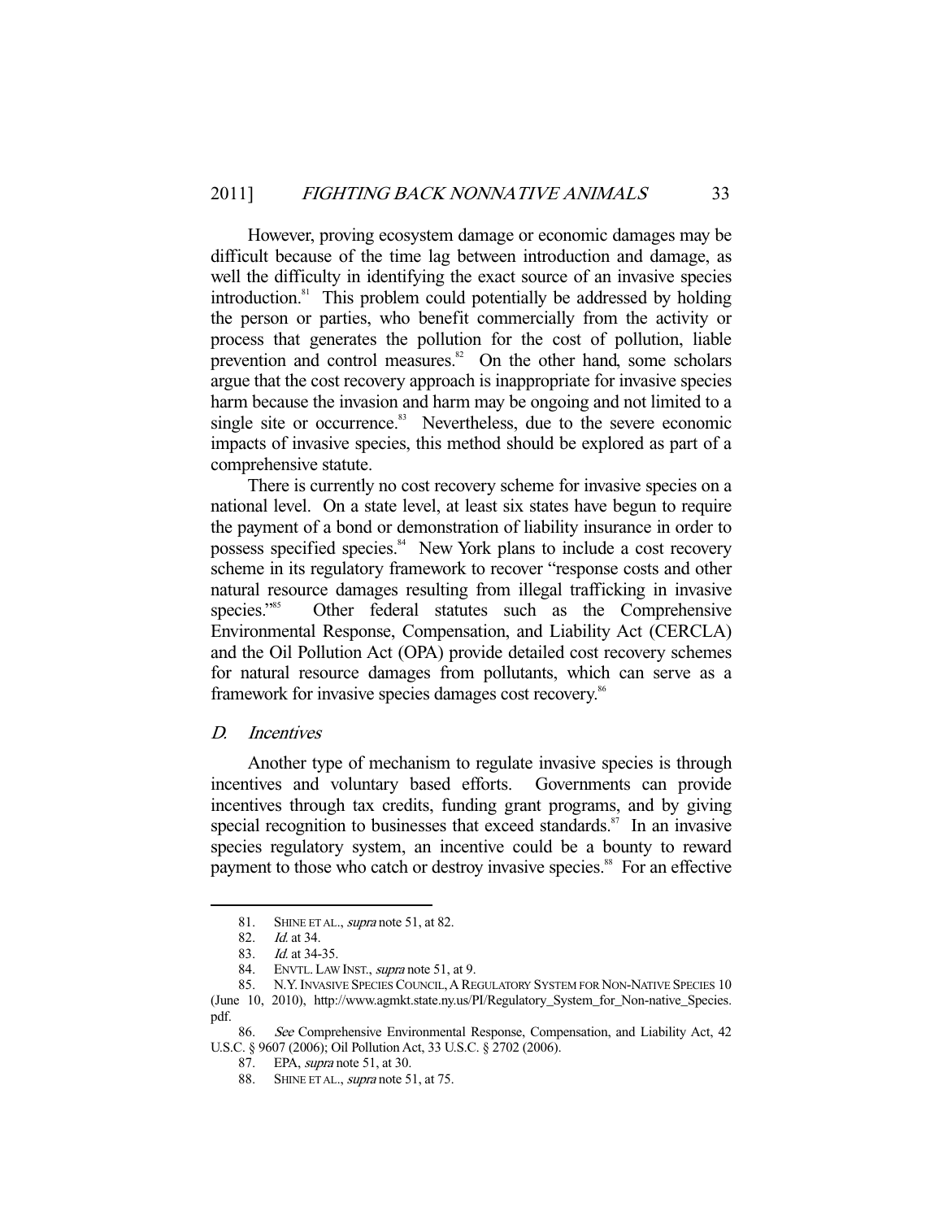However, proving ecosystem damage or economic damages may be difficult because of the time lag between introduction and damage, as well the difficulty in identifying the exact source of an invasive species introduction.[81] This problem could potentially be addressed by holding the person or parties, who benefit commercially from the activity or process that generates the pollution for the cost of pollution, liable prevention and control measures.[82] On the other hand, some scholars argue that the cost recovery approach is inappropriate for invasive species harm because the invasion and harm may be ongoing and not limited to a single site or occurrence.[83] Nevertheless, due to the severe economic impacts of invasive species, this method should be explored as part of a comprehensive statute.

There is currently no cost recovery scheme for invasive species on a national level. On a state level, at least six states have begun to require the payment of a bond or demonstration of liability insurance in order to possess specified species.[84] New York plans to include a cost recovery scheme in its regulatory framework to recover "response costs and other natural resource damages resulting from illegal trafficking in invasive species."[85] Other federal statutes such as the Comprehensive Environmental Response, Compensation, and Liability Act (CERCLA) and the Oil Pollution Act (OPA) provide detailed cost recovery schemes for natural resource damages from pollutants, which can serve as a framework for invasive species damages cost recovery.[86]

### *D. Incentives*

Another type of mechanism to regulate invasive species is through incentives and voluntary based efforts. Governments can provide incentives through tax credits, funding grant programs, and by giving special recognition to businesses that exceed standards.[87] In an invasive species regulatory system, an incentive could be a bounty to reward payment to those who catch or destroy invasive species.[88] For an effective

---

81. SHINE ET AL., *supra* note 51, at 82.

82. *Id.* at 34.

83. *Id.* at 34-35.

84. ENVTL. LAW INST., *supra* note 51, at 9.

85. N.Y. INVASIVE SPECIES COUNCIL, A REGULATORY SYSTEM FOR NON-NATIVE SPECIES 10 (June 10, 2010), http://www.agmkt.state.ny.us/PI/Regulatory_System_for_Non-native_Species.pdf.

86. *See* Comprehensive Environmental Response, Compensation, and Liability Act, 42 U.S.C. § 9607 (2006); Oil Pollution Act, 33 U.S.C. § 2702 (2006).

87. EPA, *supra* note 51, at 30.

88. SHINE ET AL., *supra* note 51, at 75.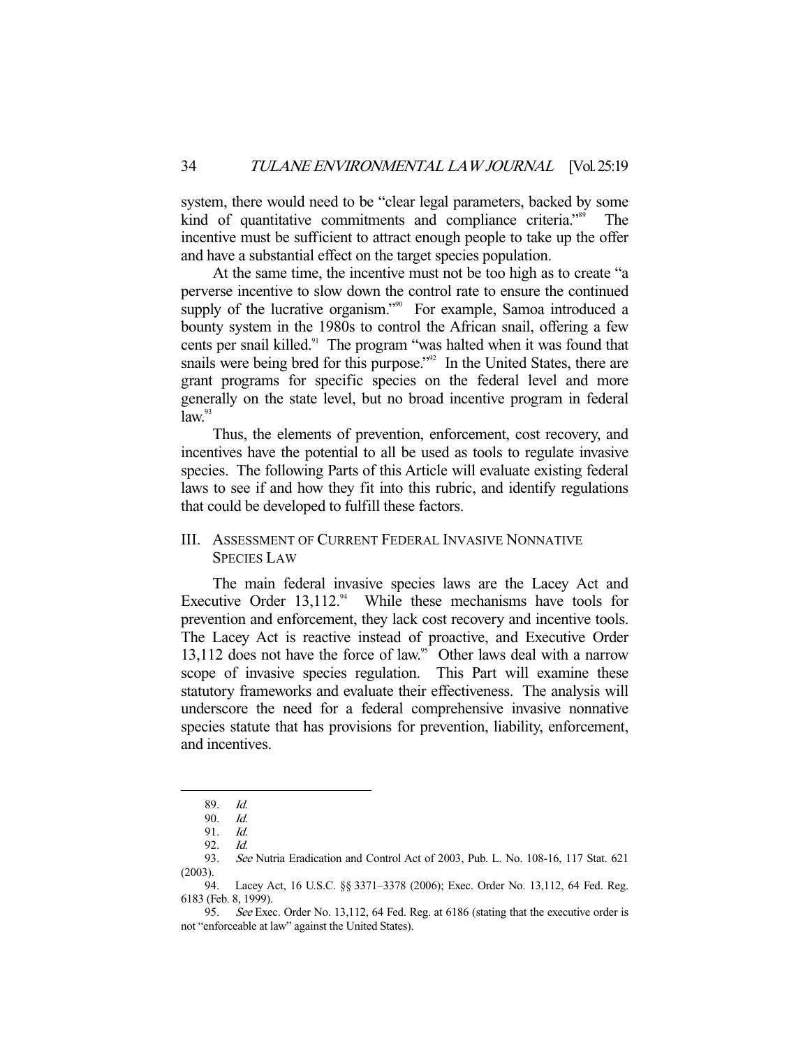system, there would need to be "clear legal parameters, backed by some kind of quantitative commitments and compliance criteria."[89] The incentive must be sufficient to attract enough people to take up the offer and have a substantial effect on the target species population.

At the same time, the incentive must not be too high as to create "a perverse incentive to slow down the control rate to ensure the continued supply of the lucrative organism."[90] For example, Samoa introduced a bounty system in the 1980s to control the African snail, offering a few cents per snail killed.[91] The program "was halted when it was found that snails were being bred for this purpose."[92] In the United States, there are grant programs for specific species on the federal level and more generally on the state level, but no broad incentive program in federal law.[93]

Thus, the elements of prevention, enforcement, cost recovery, and incentives have the potential to all be used as tools to regulate invasive species. The following Parts of this Article will evaluate existing federal laws to see if and how they fit into this rubric, and identify regulations that could be developed to fulfill these factors.

## III. Assessment of Current Federal Invasive Nonnative Species Law

The main federal invasive species laws are the Lacey Act and Executive Order 13,112.[94] While these mechanisms have tools for prevention and enforcement, they lack cost recovery and incentive tools. The Lacey Act is reactive instead of proactive, and Executive Order 13,112 does not have the force of law.[95] Other laws deal with a narrow scope of invasive species regulation. This Part will examine these statutory frameworks and evaluate their effectiveness. The analysis will underscore the need for a federal comprehensive invasive nonnative species statute that has provisions for prevention, liability, enforcement, and incentives.

---

89. *Id.*

90. *Id.*

91. *Id.*

92. *Id.*

93. *See* Nutria Eradication and Control Act of 2003, Pub. L. No. 108-16, 117 Stat. 621 (2003).

94. Lacey Act, 16 U.S.C. §§ 3371–3378 (2006); Exec. Order No. 13,112, 64 Fed. Reg. 6183 (Feb. 8, 1999).

95. *See* Exec. Order No. 13,112, 64 Fed. Reg. at 6186 (stating that the executive order is not "enforceable at law" against the United States).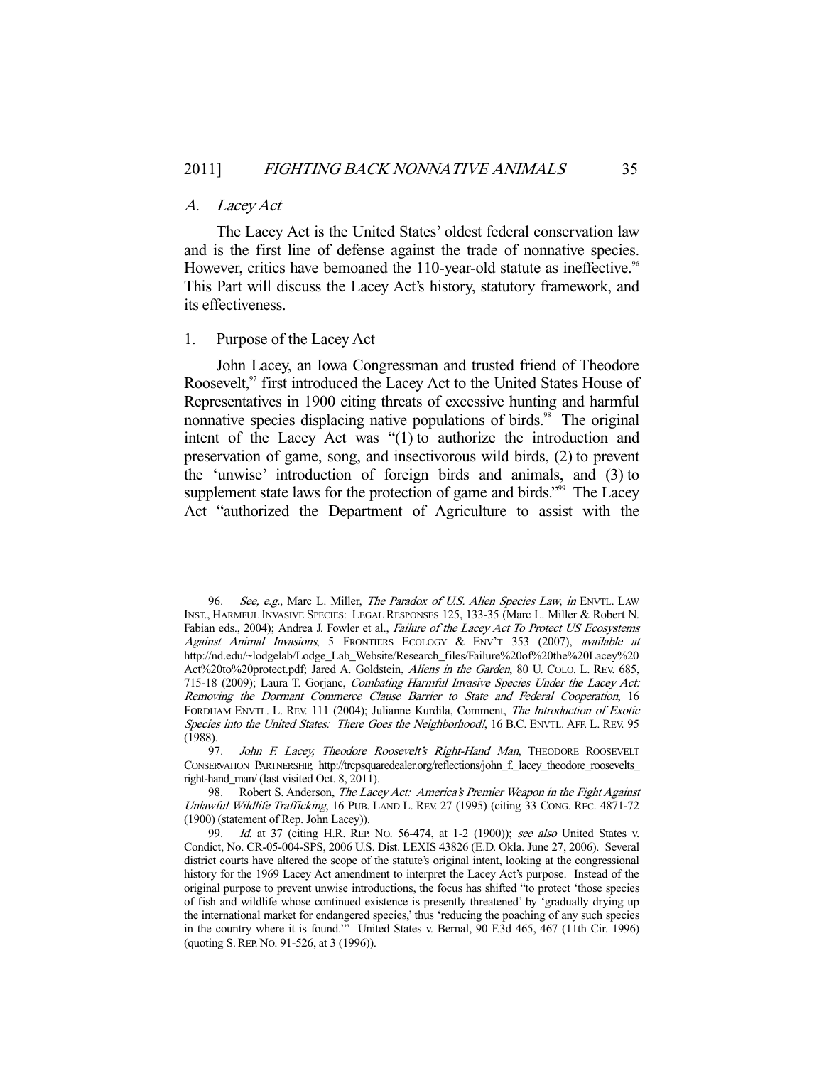### *A. Lacey Act*

The Lacey Act is the United States' oldest federal conservation law and is the first line of defense against the trade of nonnative species. However, critics have bemoaned the 110-year-old statute as ineffective.[96] This Part will discuss the Lacey Act's history, statutory framework, and its effectiveness.

#### 1. Purpose of the Lacey Act

John Lacey, an Iowa Congressman and trusted friend of Theodore Roosevelt,[97] first introduced the Lacey Act to the United States House of Representatives in 1900 citing threats of excessive hunting and harmful nonnative species displacing native populations of birds.[98] The original intent of the Lacey Act was "(1) to authorize the introduction and preservation of game, song, and insectivorous wild birds, (2) to prevent the 'unwise' introduction of foreign birds and animals, and (3) to supplement state laws for the protection of game and birds."[99] The Lacey Act "authorized the Department of Agriculture to assist with the

---

96. *See, e.g.*, Marc L. Miller, *The Paradox of U.S. Alien Species Law*, *in* ENVTL. LAW INST., HARMFUL INVASIVE SPECIES: LEGAL RESPONSES 125, 133-35 (Marc L. Miller & Robert N. Fabian eds., 2004); Andrea J. Fowler et al., *Failure of the Lacey Act To Protect US Ecosystems Against Animal Invasions*, 5 FRONTIERS ECOLOGY & ENV'T 353 (2007), *available at* http://nd.edu/~lodgelab/Lodge_Lab_Website/Research_files/Failure%20of%20the%20Lacey%20Act%20to%20protect.pdf; Jared A. Goldstein, *Aliens in the Garden*, 80 U. COLO. L. REV. 685, 715-18 (2009); Laura T. Gorjanc, *Combating Harmful Invasive Species Under the Lacey Act: Removing the Dormant Commerce Clause Barrier to State and Federal Cooperation*, 16 FORDHAM ENVTL. L. REV. 111 (2004); Julianne Kurdila, Comment, *The Introduction of Exotic Species into the United States: There Goes the Neighborhood!*, 16 B.C. ENVTL. AFF. L. REV. 95 (1988).

97. *John F. Lacey, Theodore Roosevelt's Right-Hand Man*, THEODORE ROOSEVELT CONSERVATION PARTNERSHIP, http://trcpsquaredealer.org/reflections/john_f._lacey_theodore_roosevelts_right-hand_man/ (last visited Oct. 8, 2011).

98. Robert S. Anderson, *The Lacey Act: America's Premier Weapon in the Fight Against Unlawful Wildlife Trafficking*, 16 PUB. LAND L. REV. 27 (1995) (citing 33 CONG. REC. 4871-72 (1900) (statement of Rep. John Lacey)).

99. *Id.* at 37 (citing H.R. REP. NO. 56-474, at 1-2 (1900)); *see also* United States v. Condict, No. CR-05-004-SPS, 2006 U.S. Dist. LEXIS 43826 (E.D. Okla. June 27, 2006). Several district courts have altered the scope of the statute's original intent, looking at the congressional history for the 1969 Lacey Act amendment to interpret the Lacey Act's purpose. Instead of the original purpose to prevent unwise introductions, the focus has shifted "to protect 'those species of fish and wildlife whose continued existence is presently threatened' by 'gradually drying up the international market for endangered species,' thus 'reducing the poaching of any such species in the country where it is found.'" United States v. Bernal, 90 F.3d 465, 467 (11th Cir. 1996) (quoting S. REP. NO. 91-526, at 3 (1996)).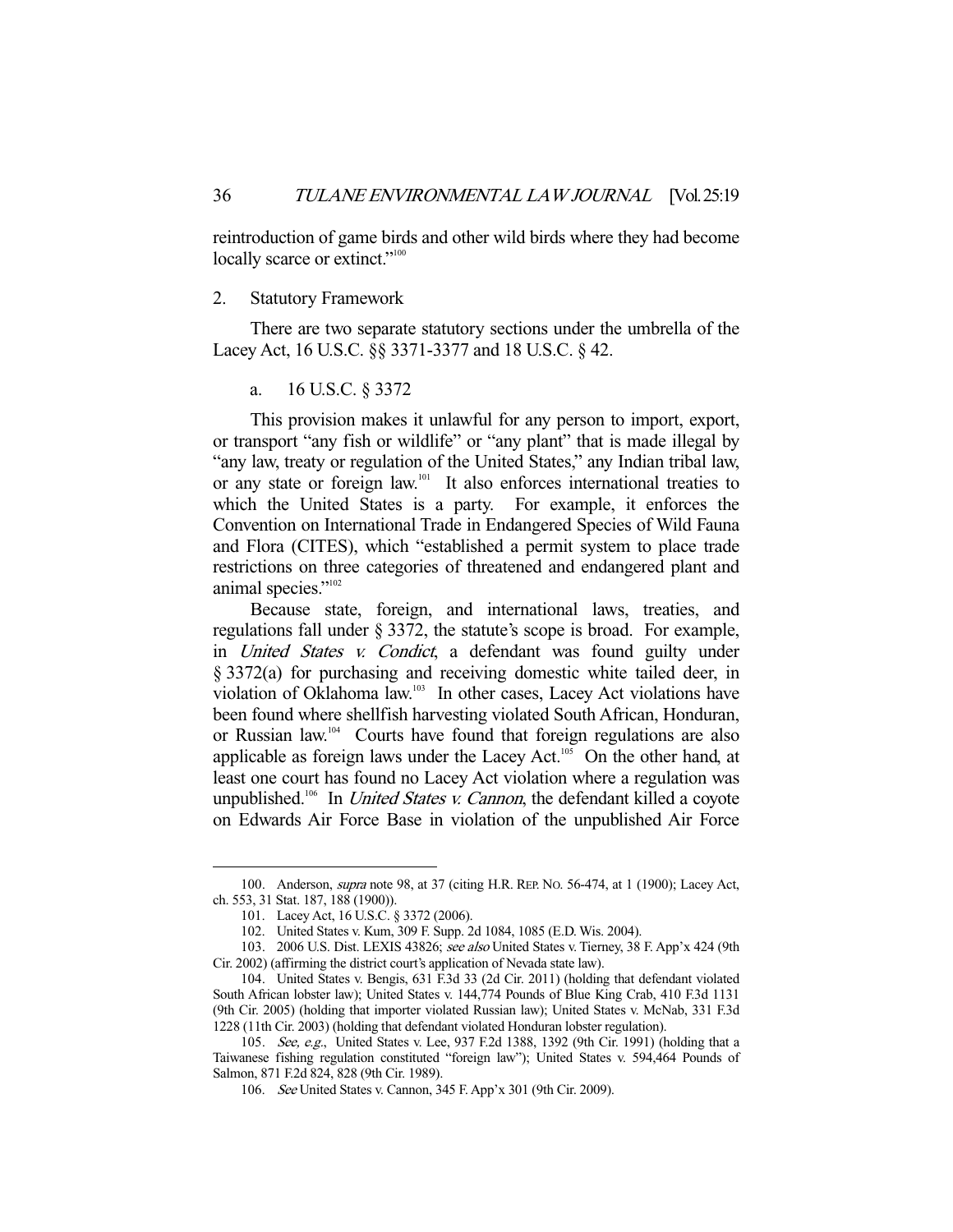reintroduction of game birds and other wild birds where they had become locally scarce or extinct."[100]

2. Statutory Framework

There are two separate statutory sections under the umbrella of the Lacey Act, 16 U.S.C. §§ 3371-3377 and 18 U.S.C. § 42.

a. 16 U.S.C. § 3372

This provision makes it unlawful for any person to import, export, or transport "any fish or wildlife" or "any plant" that is made illegal by "any law, treaty or regulation of the United States," any Indian tribal law, or any state or foreign law.[101] It also enforces international treaties to which the United States is a party. For example, it enforces the Convention on International Trade in Endangered Species of Wild Fauna and Flora (CITES), which "established a permit system to place trade restrictions on three categories of threatened and endangered plant and animal species."[102]

Because state, foreign, and international laws, treaties, and regulations fall under § 3372, the statute's scope is broad. For example, in *United States v. Condict*, a defendant was found guilty under § 3372(a) for purchasing and receiving domestic white tailed deer, in violation of Oklahoma law.[103] In other cases, Lacey Act violations have been found where shellfish harvesting violated South African, Honduran, or Russian law.[104] Courts have found that foreign regulations are also applicable as foreign laws under the Lacey Act.[105] On the other hand, at least one court has found no Lacey Act violation where a regulation was unpublished.[106] In *United States v. Cannon*, the defendant killed a coyote on Edwards Air Force Base in violation of the unpublished Air Force

---

100. Anderson, *supra* note 98, at 37 (citing H.R. REP. NO. 56-474, at 1 (1900); Lacey Act, ch. 553, 31 Stat. 187, 188 (1900)).

101. Lacey Act, 16 U.S.C. § 3372 (2006).

102. United States v. Kum, 309 F. Supp. 2d 1084, 1085 (E.D. Wis. 2004).

103. 2006 U.S. Dist. LEXIS 43826; *see also* United States v. Tierney, 38 F. App'x 424 (9th Cir. 2002) (affirming the district court's application of Nevada state law).

104. United States v. Bengis, 631 F.3d 33 (2d Cir. 2011) (holding that defendant violated South African lobster law); United States v. 144,774 Pounds of Blue King Crab, 410 F.3d 1131 (9th Cir. 2005) (holding that importer violated Russian law); United States v. McNab, 331 F.3d 1228 (11th Cir. 2003) (holding that defendant violated Honduran lobster regulation).

105. *See, e.g.*, United States v. Lee, 937 F.2d 1388, 1392 (9th Cir. 1991) (holding that a Taiwanese fishing regulation constituted "foreign law"); United States v. 594,464 Pounds of Salmon, 871 F.2d 824, 828 (9th Cir. 1989).

106. *See* United States v. Cannon, 345 F. App'x 301 (9th Cir. 2009).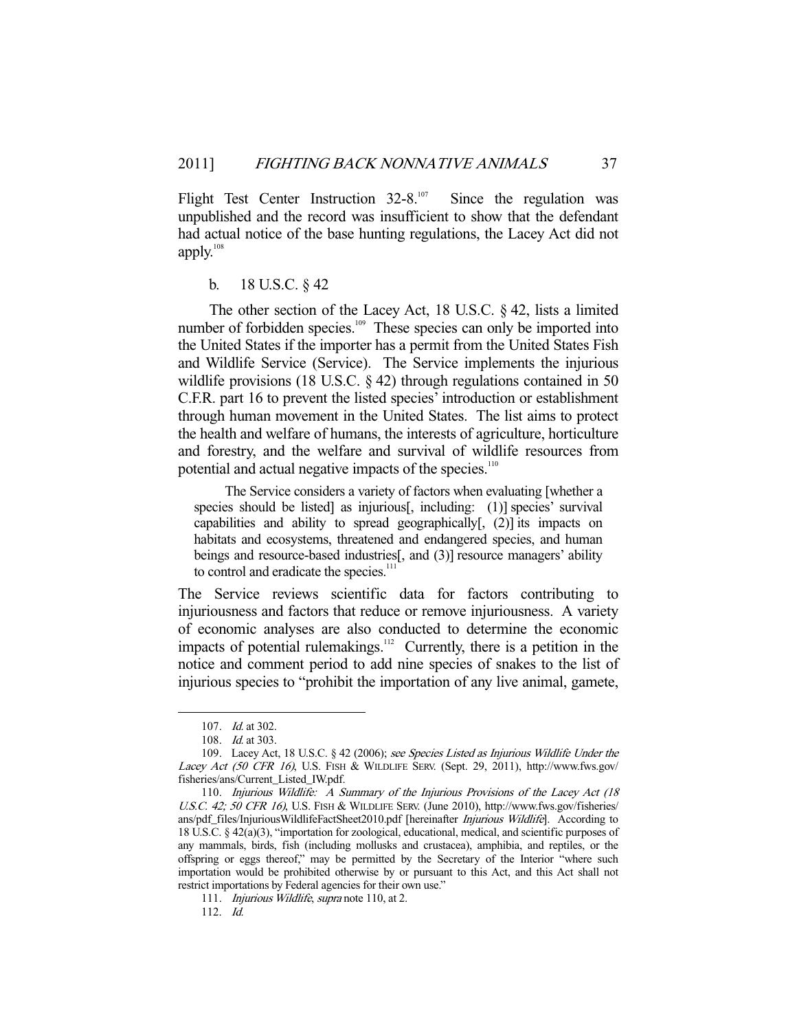Flight Test Center Instruction 32-8.[107] Since the regulation was unpublished and the record was insufficient to show that the defendant had actual notice of the base hunting regulations, the Lacey Act did not apply.[108]

b. 18 U.S.C. § 42

The other section of the Lacey Act, 18 U.S.C. § 42, lists a limited number of forbidden species.[109] These species can only be imported into the United States if the importer has a permit from the United States Fish and Wildlife Service (Service). The Service implements the injurious wildlife provisions (18 U.S.C. § 42) through regulations contained in 50 C.F.R. part 16 to prevent the listed species' introduction or establishment through human movement in the United States. The list aims to protect the health and welfare of humans, the interests of agriculture, horticulture and forestry, and the welfare and survival of wildlife resources from potential and actual negative impacts of the species.[110]

> The Service considers a variety of factors when evaluating [whether a species should be listed] as injurious[, including: (1)] species' survival capabilities and ability to spread geographically[, (2)] its impacts on habitats and ecosystems, threatened and endangered species, and human beings and resource-based industries[, and (3)] resource managers' ability to control and eradicate the species.[111]

The Service reviews scientific data for factors contributing to injuriousness and factors that reduce or remove injuriousness. A variety of economic analyses are also conducted to determine the economic impacts of potential rulemakings.[112] Currently, there is a petition in the notice and comment period to add nine species of snakes to the list of injurious species to "prohibit the importation of any live animal, gamete,

---

107. *Id.* at 302.

108. *Id.* at 303.

109. Lacey Act, 18 U.S.C. § 42 (2006); *see Species Listed as Injurious Wildlife Under the Lacey Act (50 CFR 16)*, U.S. FISH & WILDLIFE SERV. (Sept. 29, 2011), http://www.fws.gov/fisheries/ans/Current_Listed_IW.pdf.

110. *Injurious Wildlife: A Summary of the Injurious Provisions of the Lacey Act (18 U.S.C. 42; 50 CFR 16)*, U.S. FISH & WILDLIFE SERV. (June 2010), http://www.fws.gov/fisheries/ans/pdf_files/InjuriousWildlifeFactSheet2010.pdf [hereinafter *Injurious Wildlife*]. According to 18 U.S.C. § 42(a)(3), "importation for zoological, educational, medical, and scientific purposes of any mammals, birds, fish (including mollusks and crustacea), amphibia, and reptiles, or the offspring or eggs thereof," may be permitted by the Secretary of the Interior "where such importation would be prohibited otherwise by or pursuant to this Act, and this Act shall not restrict importations by Federal agencies for their own use."

111. *Injurious Wildlife*, *supra* note 110, at 2.

112. *Id.*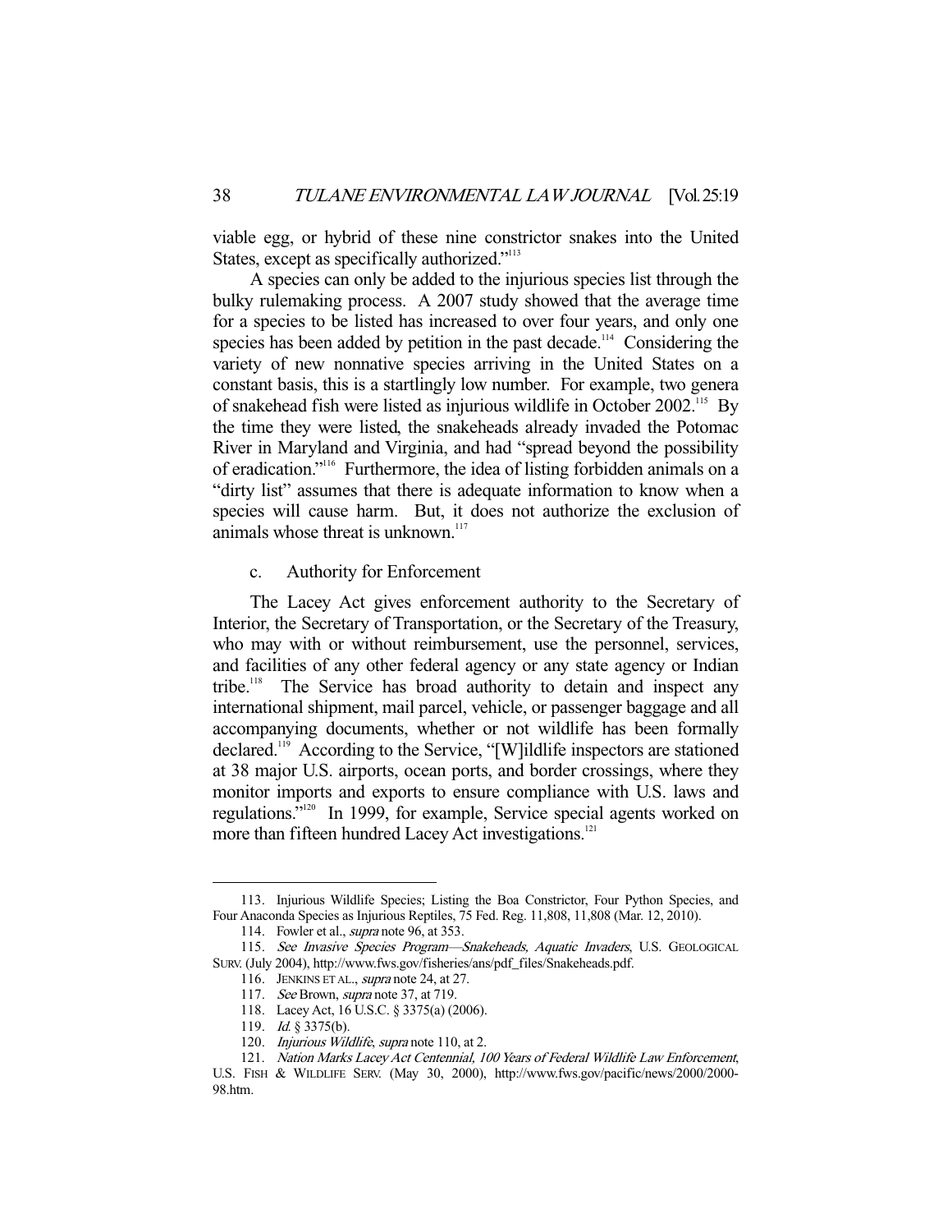viable egg, or hybrid of these nine constrictor snakes into the United States, except as specifically authorized."[113]

A species can only be added to the injurious species list through the bulky rulemaking process. A 2007 study showed that the average time for a species to be listed has increased to over four years, and only one species has been added by petition in the past decade.[114] Considering the variety of new nonnative species arriving in the United States on a constant basis, this is a startlingly low number. For example, two genera of snakehead fish were listed as injurious wildlife in October 2002.[115] By the time they were listed, the snakeheads already invaded the Potomac River in Maryland and Virginia, and had "spread beyond the possibility of eradication."[116] Furthermore, the idea of listing forbidden animals on a "dirty list" assumes that there is adequate information to know when a species will cause harm. But, it does not authorize the exclusion of animals whose threat is unknown.[117]

c. Authority for Enforcement

The Lacey Act gives enforcement authority to the Secretary of Interior, the Secretary of Transportation, or the Secretary of the Treasury, who may with or without reimbursement, use the personnel, services, and facilities of any other federal agency or any state agency or Indian tribe.[118] The Service has broad authority to detain and inspect any international shipment, mail parcel, vehicle, or passenger baggage and all accompanying documents, whether or not wildlife has been formally declared.[119] According to the Service, "[W]ildlife inspectors are stationed at 38 major U.S. airports, ocean ports, and border crossings, where they monitor imports and exports to ensure compliance with U.S. laws and regulations."[120] In 1999, for example, Service special agents worked on more than fifteen hundred Lacey Act investigations.[121]

---

113. Injurious Wildlife Species; Listing the Boa Constrictor, Four Python Species, and Four Anaconda Species as Injurious Reptiles, 75 Fed. Reg. 11,808, 11,808 (Mar. 12, 2010).

114. Fowler et al., *supra* note 96, at 353.

115. *See Invasive Species Program—Snakeheads, Aquatic Invaders*, U.S. GEOLOGICAL SURV. (July 2004), http://www.fws.gov/fisheries/ans/pdf_files/Snakeheads.pdf.

116. JENKINS ET AL., *supra* note 24, at 27.

117. *See* Brown, *supra* note 37, at 719.

118. Lacey Act, 16 U.S.C. § 3375(a) (2006).

119. *Id.* § 3375(b).

120. *Injurious Wildlife*, *supra* note 110, at 2.

121. *Nation Marks Lacey Act Centennial, 100 Years of Federal Wildlife Law Enforcement*, U.S. FISH & WILDLIFE SERV. (May 30, 2000), http://www.fws.gov/pacific/news/2000/2000-98.htm.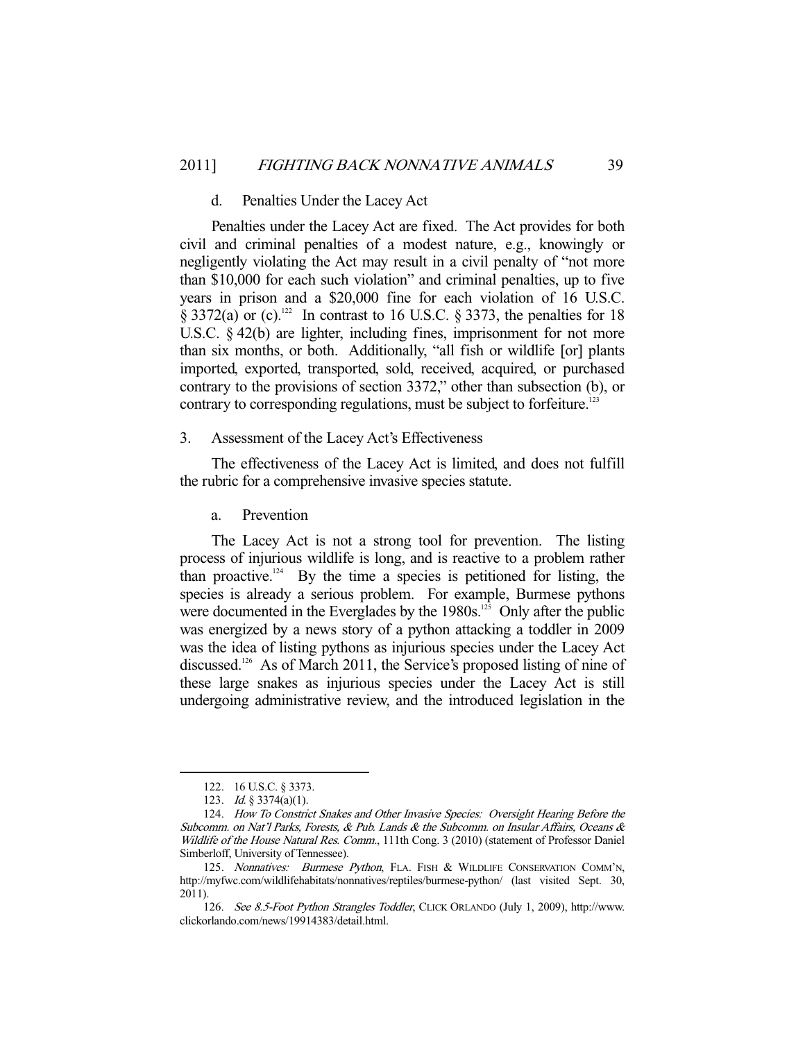d. Penalties Under the Lacey Act

Penalties under the Lacey Act are fixed. The Act provides for both civil and criminal penalties of a modest nature, e.g., knowingly or negligently violating the Act may result in a civil penalty of "not more than $10,000 for each such violation" and criminal penalties, up to five years in prison and a $20,000 fine for each violation of 16 U.S.C. § 3372(a) or (c).[122] In contrast to 16 U.S.C. § 3373, the penalties for 18 U.S.C. § 42(b) are lighter, including fines, imprisonment for not more than six months, or both. Additionally, "all fish or wildlife [or] plants imported, exported, transported, sold, received, acquired, or purchased contrary to the provisions of section 3372," other than subsection (b), or contrary to corresponding regulations, must be subject to forfeiture.[123]

3. Assessment of the Lacey Act's Effectiveness

The effectiveness of the Lacey Act is limited, and does not fulfill the rubric for a comprehensive invasive species statute.

a. Prevention

The Lacey Act is not a strong tool for prevention. The listing process of injurious wildlife is long, and is reactive to a problem rather than proactive.[124] By the time a species is petitioned for listing, the species is already a serious problem. For example, Burmese pythons were documented in the Everglades by the 1980s.[125] Only after the public was energized by a news story of a python attacking a toddler in 2009 was the idea of listing pythons as injurious species under the Lacey Act discussed.[126] As of March 2011, the Service's proposed listing of nine of these large snakes as injurious species under the Lacey Act is still undergoing administrative review, and the introduced legislation in the

---

122. 16 U.S.C. § 3373.

123. *Id.* § 3374(a)(1).

124. *How To Constrict Snakes and Other Invasive Species: Oversight Hearing Before the Subcomm. on Nat'l Parks, Forests, & Pub. Lands & the Subcomm. on Insular Affairs, Oceans & Wildlife of the House Natural Res. Comm.*, 111th Cong. 3 (2010) (statement of Professor Daniel Simberloff, University of Tennessee).

125. *Nonnatives: Burmese Python*, FLA. FISH & WILDLIFE CONSERVATION COMM'N, http://myfwc.com/wildlifehabitats/nonnatives/reptiles/burmese-python/ (last visited Sept. 30, 2011).

126. *See 8.5-Foot Python Strangles Toddler*, CLICK ORLANDO (July 1, 2009), http://www.clickorlando.com/news/19914383/detail.html.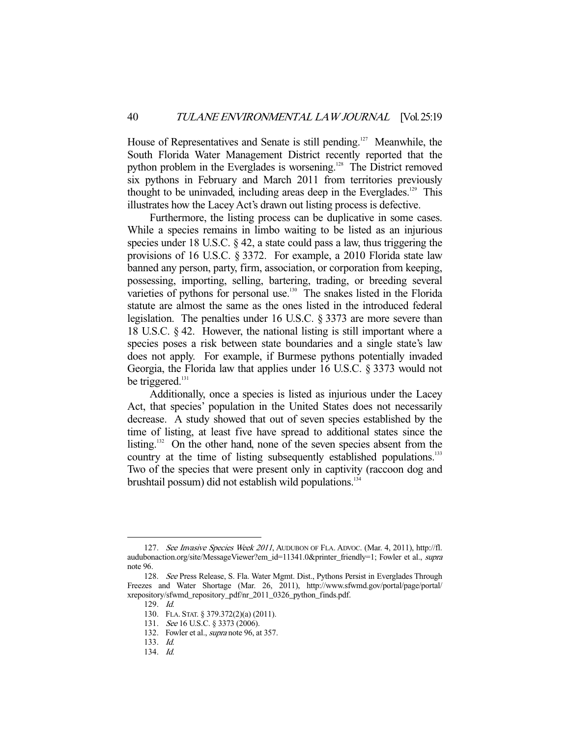House of Representatives and Senate is still pending.[127] Meanwhile, the South Florida Water Management District recently reported that the python problem in the Everglades is worsening.[128] The District removed six pythons in February and March 2011 from territories previously thought to be uninvaded, including areas deep in the Everglades.[129] This illustrates how the Lacey Act's drawn out listing process is defective.

Furthermore, the listing process can be duplicative in some cases. While a species remains in limbo waiting to be listed as an injurious species under 18 U.S.C. § 42, a state could pass a law, thus triggering the provisions of 16 U.S.C. § 3372. For example, a 2010 Florida state law banned any person, party, firm, association, or corporation from keeping, possessing, importing, selling, bartering, trading, or breeding several varieties of pythons for personal use.[130] The snakes listed in the Florida statute are almost the same as the ones listed in the introduced federal legislation. The penalties under 16 U.S.C. § 3373 are more severe than 18 U.S.C. § 42. However, the national listing is still important where a species poses a risk between state boundaries and a single state's law does not apply. For example, if Burmese pythons potentially invaded Georgia, the Florida law that applies under 16 U.S.C. § 3373 would not be triggered.[131]

Additionally, once a species is listed as injurious under the Lacey Act, that species' population in the United States does not necessarily decrease. A study showed that out of seven species established by the time of listing, at least five have spread to additional states since the listing.[132] On the other hand, none of the seven species absent from the country at the time of listing subsequently established populations.[133] Two of the species that were present only in captivity (raccoon dog and brushtail possum) did not establish wild populations.[134]

---

127. *See Invasive Species Week 2011*, AUDUBON OF FLA. ADVOC. (Mar. 4, 2011), http://fl.audubonaction.org/site/MessageViewer?em_id=11341.0&printer_friendly=1; Fowler et al., *supra* note 96.

128. *See* Press Release, S. Fla. Water Mgmt. Dist., Pythons Persist in Everglades Through Freezes and Water Shortage (Mar. 26, 2011), http://www.sfwmd.gov/portal/page/portal/xrepository/sfwmd_repository_pdf/nr_2011_0326_python_finds.pdf.

129. *Id.*

130. FLA. STAT. § 379.372(2)(a) (2011).

131. *See* 16 U.S.C. § 3373 (2006).

132. Fowler et al., *supra* note 96, at 357.

133. *Id.*

134. *Id.*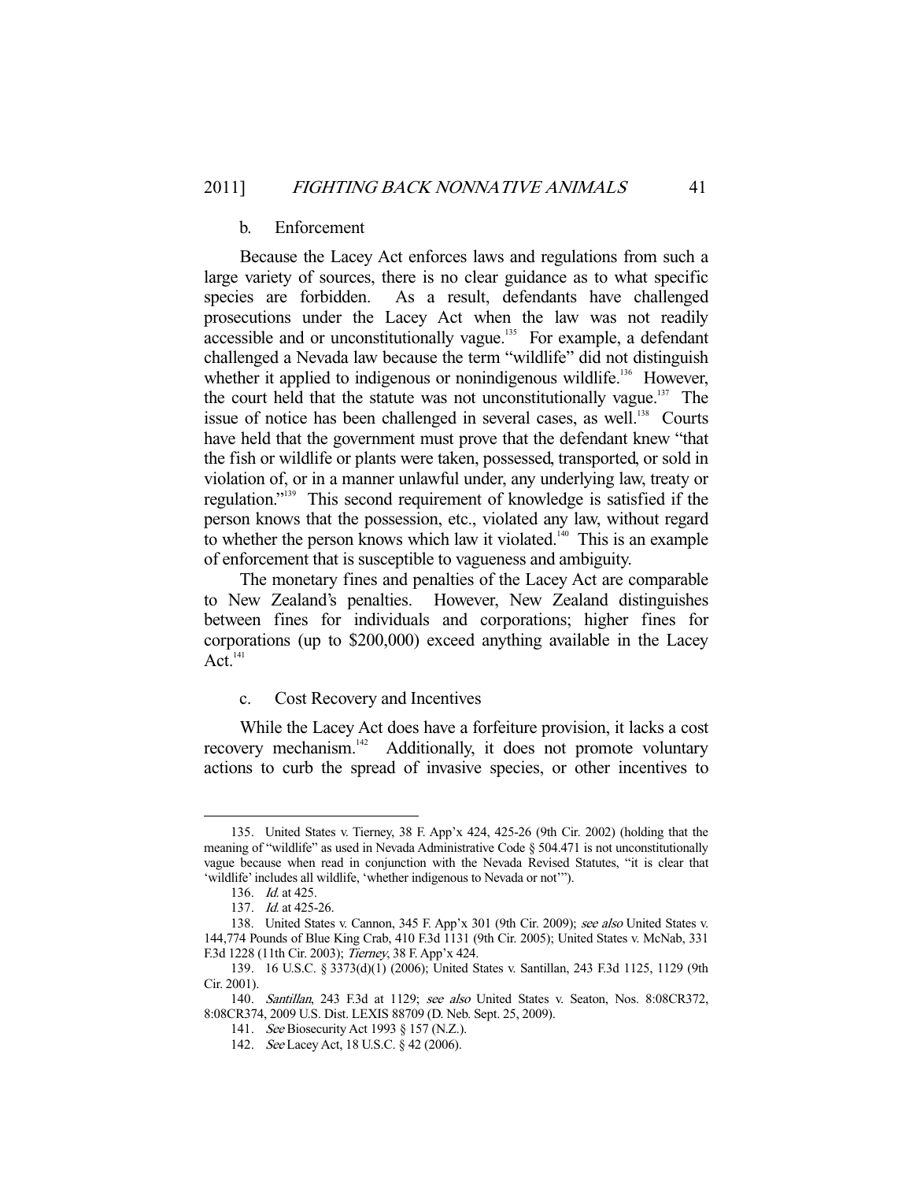### b. Enforcement

Because the Lacey Act enforces laws and regulations from such a large variety of sources, there is no clear guidance as to what specific species are forbidden. As a result, defendants have challenged prosecutions under the Lacey Act when the law was not readily accessible and or unconstitutionally vague.[135] For example, a defendant challenged a Nevada law because the term "wildlife" did not distinguish whether it applied to indigenous or nonindigenous wildlife.[136] However, the court held that the statute was not unconstitutionally vague.[137] The issue of notice has been challenged in several cases, as well.[138] Courts have held that the government must prove that the defendant knew "that the fish or wildlife or plants were taken, possessed, transported, or sold in violation of, or in a manner unlawful under, any underlying law, treaty or regulation."[139] This second requirement of knowledge is satisfied if the person knows that the possession, etc., violated any law, without regard to whether the person knows which law it violated.[140] This is an example of enforcement that is susceptible to vagueness and ambiguity.

The monetary fines and penalties of the Lacey Act are comparable to New Zealand's penalties. However, New Zealand distinguishes between fines for individuals and corporations; higher fines for corporations (up to $200,000) exceed anything available in the Lacey Act.[141]

### c. Cost Recovery and Incentives

While the Lacey Act does have a forfeiture provision, it lacks a cost recovery mechanism.[142] Additionally, it does not promote voluntary actions to curb the spread of invasive species, or other incentives to

---

135. United States v. Tierney, 38 F. App'x 424, 425-26 (9th Cir. 2002) (holding that the meaning of "wildlife" as used in Nevada Administrative Code § 504.471 is not unconstitutionally vague because when read in conjunction with the Nevada Revised Statutes, "it is clear that 'wildlife' includes all wildlife, 'whether indigenous to Nevada or not'").

136. *Id.* at 425.

137. *Id.* at 425-26.

138. United States v. Cannon, 345 F. App'x 301 (9th Cir. 2009); *see also* United States v. 144,774 Pounds of Blue King Crab, 410 F.3d 1131 (9th Cir. 2005); United States v. McNab, 331 F.3d 1228 (11th Cir. 2003); *Tierney*, 38 F. App'x 424.

139. 16 U.S.C. § 3373(d)(1) (2006); United States v. Santillan, 243 F.3d 1125, 1129 (9th Cir. 2001).

140. *Santillan*, 243 F.3d at 1129; *see also* United States v. Seaton, Nos. 8:08CR372, 8:08CR374, 2009 U.S. Dist. LEXIS 88709 (D. Neb. Sept. 25, 2009).

141. *See* Biosecurity Act 1993 § 157 (N.Z.).

142. *See* Lacey Act, 18 U.S.C. § 42 (2006).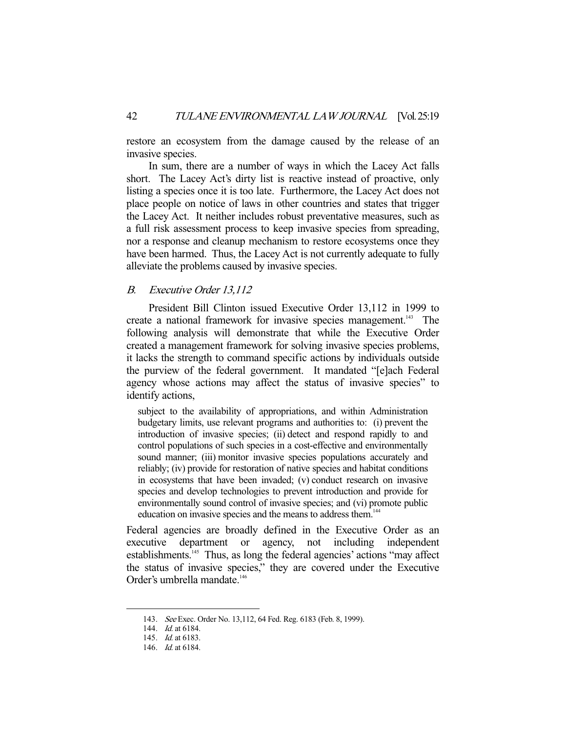restore an ecosystem from the damage caused by the release of an invasive species.

In sum, there are a number of ways in which the Lacey Act falls short. The Lacey Act's dirty list is reactive instead of proactive, only listing a species once it is too late. Furthermore, the Lacey Act does not place people on notice of laws in other countries and states that trigger the Lacey Act. It neither includes robust preventative measures, such as a full risk assessment process to keep invasive species from spreading, nor a response and cleanup mechanism to restore ecosystems once they have been harmed. Thus, the Lacey Act is not currently adequate to fully alleviate the problems caused by invasive species.

### *B. Executive Order 13,112*

President Bill Clinton issued Executive Order 13,112 in 1999 to create a national framework for invasive species management.[143] The following analysis will demonstrate that while the Executive Order created a management framework for solving invasive species problems, it lacks the strength to command specific actions by individuals outside the purview of the federal government. It mandated "[e]ach Federal agency whose actions may affect the status of invasive species" to identify actions,

> subject to the availability of appropriations, and within Administration budgetary limits, use relevant programs and authorities to: (i) prevent the introduction of invasive species; (ii) detect and respond rapidly to and control populations of such species in a cost-effective and environmentally sound manner; (iii) monitor invasive species populations accurately and reliably; (iv) provide for restoration of native species and habitat conditions in ecosystems that have been invaded; (v) conduct research on invasive species and develop technologies to prevent introduction and provide for environmentally sound control of invasive species; and (vi) promote public education on invasive species and the means to address them.[144]

Federal agencies are broadly defined in the Executive Order as an executive department or agency, not including independent establishments.[145] Thus, as long the federal agencies' actions "may affect the status of invasive species," they are covered under the Executive Order's umbrella mandate.[146]

---

143. *See* Exec. Order No. 13,112, 64 Fed. Reg. 6183 (Feb. 8, 1999).

144. *Id.* at 6184.

145. *Id.* at 6183.

146. *Id.* at 6184.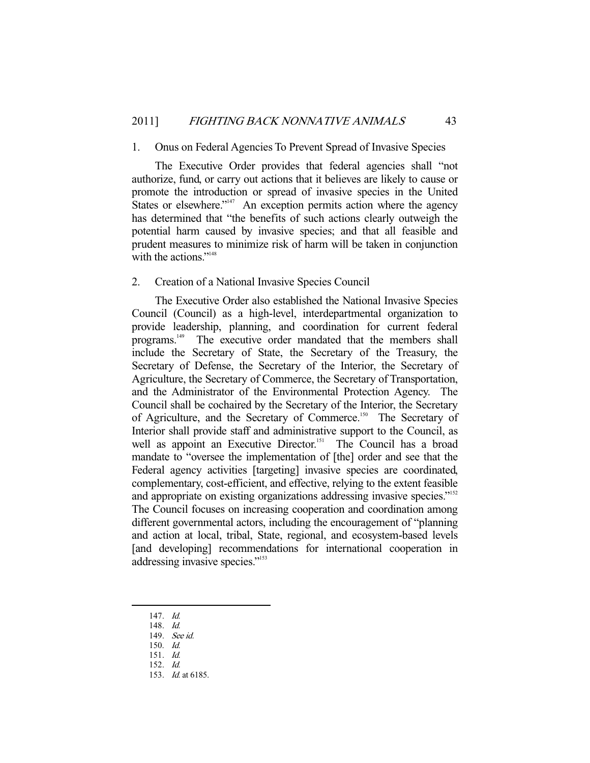### 1. Onus on Federal Agencies To Prevent Spread of Invasive Species

The Executive Order provides that federal agencies shall "not authorize, fund, or carry out actions that it believes are likely to cause or promote the introduction or spread of invasive species in the United States or elsewhere."[147] An exception permits action where the agency has determined that "the benefits of such actions clearly outweigh the potential harm caused by invasive species; and that all feasible and prudent measures to minimize risk of harm will be taken in conjunction with the actions."[148]

### 2. Creation of a National Invasive Species Council

The Executive Order also established the National Invasive Species Council (Council) as a high-level, interdepartmental organization to provide leadership, planning, and coordination for current federal programs.[149] The executive order mandated that the members shall include the Secretary of State, the Secretary of the Treasury, the Secretary of Defense, the Secretary of the Interior, the Secretary of Agriculture, the Secretary of Commerce, the Secretary of Transportation, and the Administrator of the Environmental Protection Agency. The Council shall be cochaired by the Secretary of the Interior, the Secretary of Agriculture, and the Secretary of Commerce.[150] The Secretary of Interior shall provide staff and administrative support to the Council, as well as appoint an Executive Director.[151] The Council has a broad mandate to "oversee the implementation of [the] order and see that the Federal agency activities [targeting] invasive species are coordinated, complementary, cost-efficient, and effective, relying to the extent feasible and appropriate on existing organizations addressing invasive species."[152] The Council focuses on increasing cooperation and coordination among different governmental actors, including the encouragement of "planning and action at local, tribal, State, regional, and ecosystem-based levels [and developing] recommendations for international cooperation in addressing invasive species."[153]

---

147. *Id.*
148. *Id.*
149. *See id.*
150. *Id.*
151. *Id.*
152. *Id.*
153. *Id.* at 6185.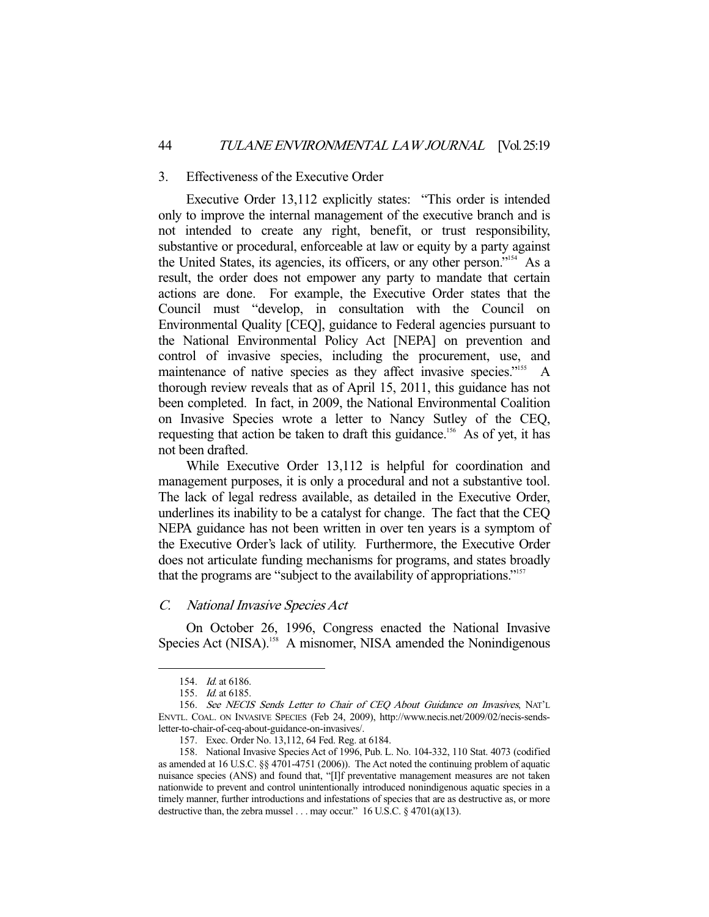### 3. Effectiveness of the Executive Order

Executive Order 13,112 explicitly states: "This order is intended only to improve the internal management of the executive branch and is not intended to create any right, benefit, or trust responsibility, substantive or procedural, enforceable at law or equity by a party against the United States, its agencies, its officers, or any other person."[154] As a result, the order does not empower any party to mandate that certain actions are done. For example, the Executive Order states that the Council must "develop, in consultation with the Council on Environmental Quality [CEQ], guidance to Federal agencies pursuant to the National Environmental Policy Act [NEPA] on prevention and control of invasive species, including the procurement, use, and maintenance of native species as they affect invasive species."[155] A thorough review reveals that as of April 15, 2011, this guidance has not been completed. In fact, in 2009, the National Environmental Coalition on Invasive Species wrote a letter to Nancy Sutley of the CEQ, requesting that action be taken to draft this guidance.[156] As of yet, it has not been drafted.

While Executive Order 13,112 is helpful for coordination and management purposes, it is only a procedural and not a substantive tool. The lack of legal redress available, as detailed in the Executive Order, underlines its inability to be a catalyst for change. The fact that the CEQ NEPA guidance has not been written in over ten years is a symptom of the Executive Order's lack of utility. Furthermore, the Executive Order does not articulate funding mechanisms for programs, and states broadly that the programs are "subject to the availability of appropriations."[157]

## C. National Invasive Species Act

On October 26, 1996, Congress enacted the National Invasive Species Act (NISA).[158] A misnomer, NISA amended the Nonindigenous

---

154. *Id.* at 6186.

155. *Id.* at 6185.

156. *See NECIS Sends Letter to Chair of CEQ About Guidance on Invasives*, NAT'L ENVTL. COAL. ON INVASIVE SPECIES (Feb 24, 2009), http://www.necis.net/2009/02/necis-sends-letter-to-chair-of-ceq-about-guidance-on-invasives/.

157. Exec. Order No. 13,112, 64 Fed. Reg. at 6184.

158. National Invasive Species Act of 1996, Pub. L. No. 104-332, 110 Stat. 4073 (codified as amended at 16 U.S.C. §§ 4701-4751 (2006)). The Act noted the continuing problem of aquatic nuisance species (ANS) and found that, "[I]f preventative management measures are not taken nationwide to prevent and control unintentionally introduced nonindigenous aquatic species in a timely manner, further introductions and infestations of species that are as destructive as, or more destructive than, the zebra mussel . . . may occur." 16 U.S.C. § 4701(a)(13).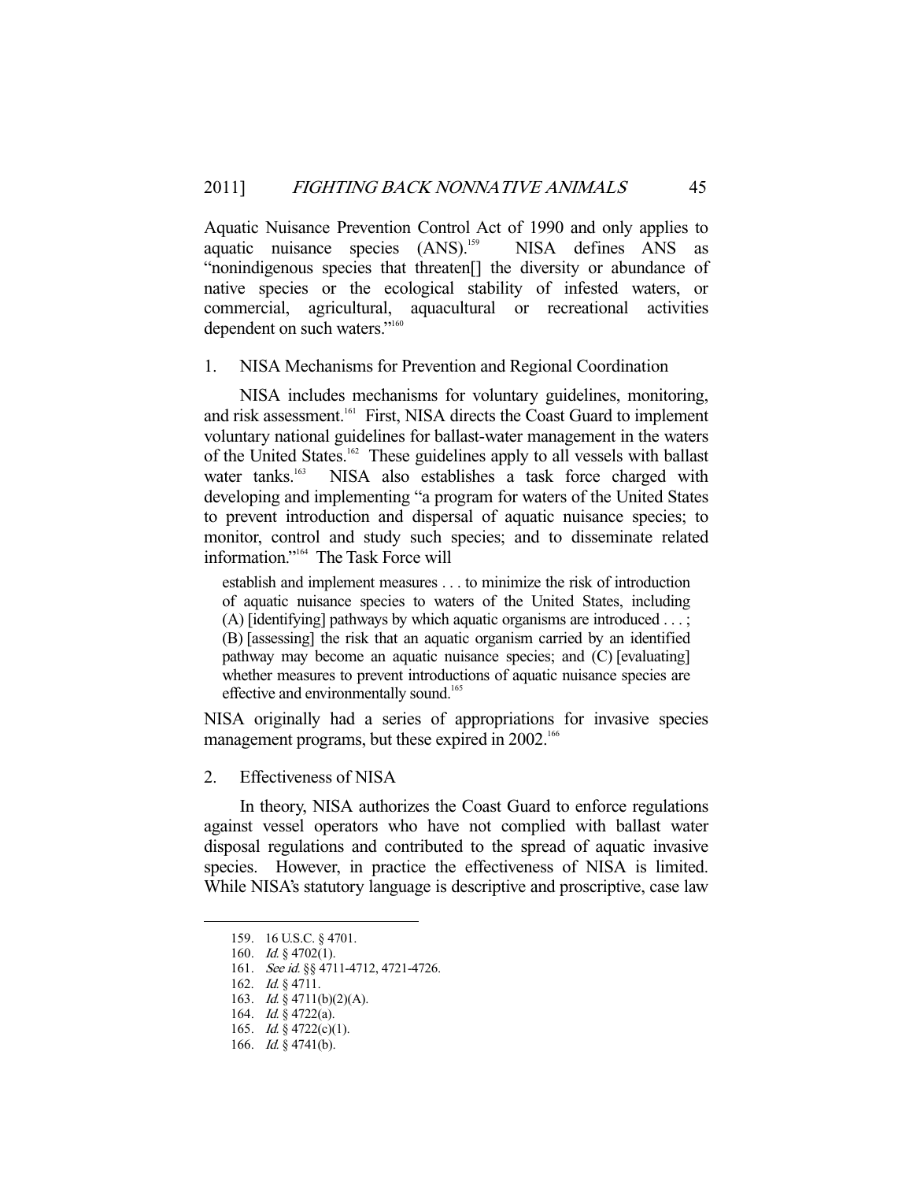Aquatic Nuisance Prevention Control Act of 1990 and only applies to aquatic nuisance species (ANS).[159] NISA defines ANS as "nonindigenous species that threaten[] the diversity or abundance of native species or the ecological stability of infested waters, or commercial, agricultural, aquacultural or recreational activities dependent on such waters."[160]

### 1. NISA Mechanisms for Prevention and Regional Coordination

NISA includes mechanisms for voluntary guidelines, monitoring, and risk assessment.[161] First, NISA directs the Coast Guard to implement voluntary national guidelines for ballast-water management in the waters of the United States.[162] These guidelines apply to all vessels with ballast water tanks.[163] NISA also establishes a task force charged with developing and implementing "a program for waters of the United States to prevent introduction and dispersal of aquatic nuisance species; to monitor, control and study such species; and to disseminate related information."[164] The Task Force will

> establish and implement measures . . . to minimize the risk of introduction of aquatic nuisance species to waters of the United States, including (A) [identifying] pathways by which aquatic organisms are introduced . . . ; (B) [assessing] the risk that an aquatic organism carried by an identified pathway may become an aquatic nuisance species; and (C) [evaluating] whether measures to prevent introductions of aquatic nuisance species are effective and environmentally sound.[165]

NISA originally had a series of appropriations for invasive species management programs, but these expired in 2002.[166]

### 2. Effectiveness of NISA

In theory, NISA authorizes the Coast Guard to enforce regulations against vessel operators who have not complied with ballast water disposal regulations and contributed to the spread of aquatic invasive species. However, in practice the effectiveness of NISA is limited. While NISA's statutory language is descriptive and proscriptive, case law

---

159. 16 U.S.C. § 4701.
160. *Id.* § 4702(1).
161. *See id.* §§ 4711-4712, 4721-4726.
162. *Id.* § 4711.
163. *Id.* § 4711(b)(2)(A).
164. *Id.* § 4722(a).
165. *Id.* § 4722(c)(1).
166. *Id.* § 4741(b).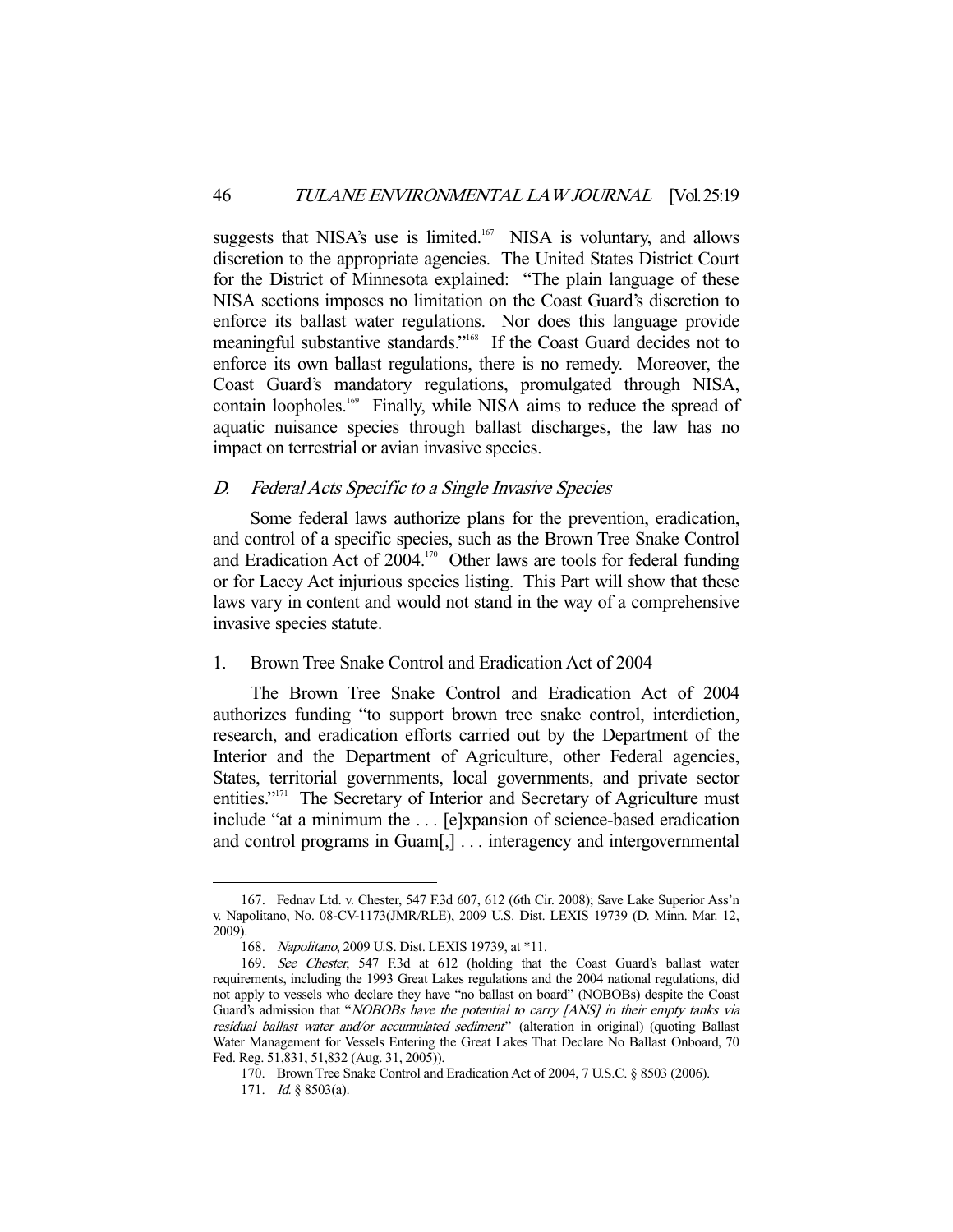suggests that NISA's use is limited.[167] NISA is voluntary, and allows discretion to the appropriate agencies. The United States District Court for the District of Minnesota explained: "The plain language of these NISA sections imposes no limitation on the Coast Guard's discretion to enforce its ballast water regulations. Nor does this language provide meaningful substantive standards."[168] If the Coast Guard decides not to enforce its own ballast regulations, there is no remedy. Moreover, the Coast Guard's mandatory regulations, promulgated through NISA, contain loopholes.[169] Finally, while NISA aims to reduce the spread of aquatic nuisance species through ballast discharges, the law has no impact on terrestrial or avian invasive species.

### D. *Federal Acts Specific to a Single Invasive Species*

Some federal laws authorize plans for the prevention, eradication, and control of a specific species, such as the Brown Tree Snake Control and Eradication Act of 2004.[170] Other laws are tools for federal funding or for Lacey Act injurious species listing. This Part will show that these laws vary in content and would not stand in the way of a comprehensive invasive species statute.

#### 1. Brown Tree Snake Control and Eradication Act of 2004

The Brown Tree Snake Control and Eradication Act of 2004 authorizes funding "to support brown tree snake control, interdiction, research, and eradication efforts carried out by the Department of the Interior and the Department of Agriculture, other Federal agencies, States, territorial governments, local governments, and private sector entities."[171] The Secretary of Interior and Secretary of Agriculture must include "at a minimum the . . . [e]xpansion of science-based eradication and control programs in Guam[,] . . . interagency and intergovernmental

---

167. Fednav Ltd. v. Chester, 547 F.3d 607, 612 (6th Cir. 2008); Save Lake Superior Ass'n v. Napolitano, No. 08-CV-1173(JMR/RLE), 2009 U.S. Dist. LEXIS 19739 (D. Minn. Mar. 12, 2009).

168. *Napolitano*, 2009 U.S. Dist. LEXIS 19739, at *11.

169. *See Chester*, 547 F.3d at 612 (holding that the Coast Guard's ballast water requirements, including the 1993 Great Lakes regulations and the 2004 national regulations, did not apply to vessels who declare they have "no ballast on board" (NOBOBs) despite the Coast Guard's admission that "*NOBOBs have the potential to carry [ANS] in their empty tanks via residual ballast water and/or accumulated sediment*" (alteration in original) (quoting Ballast Water Management for Vessels Entering the Great Lakes That Declare No Ballast Onboard, 70 Fed. Reg. 51,831, 51,832 (Aug. 31, 2005)).

170. Brown Tree Snake Control and Eradication Act of 2004, 7 U.S.C. § 8503 (2006).

171. *Id.* § 8503(a).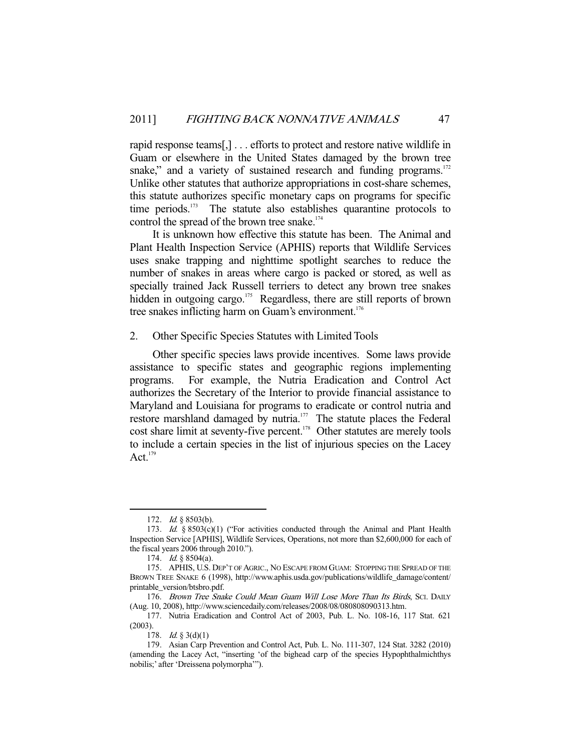rapid response teams[,] . . . efforts to protect and restore native wildlife in Guam or elsewhere in the United States damaged by the brown tree snake," and a variety of sustained research and funding programs.[172] Unlike other statutes that authorize appropriations in cost-share schemes, this statute authorizes specific monetary caps on programs for specific time periods.[173] The statute also establishes quarantine protocols to control the spread of the brown tree snake.[174]

It is unknown how effective this statute has been. The Animal and Plant Health Inspection Service (APHIS) reports that Wildlife Services uses snake trapping and nighttime spotlight searches to reduce the number of snakes in areas where cargo is packed or stored, as well as specially trained Jack Russell terriers to detect any brown tree snakes hidden in outgoing cargo.[175] Regardless, there are still reports of brown tree snakes inflicting harm on Guam's environment.[176]

## 2. Other Specific Species Statutes with Limited Tools

Other specific species laws provide incentives. Some laws provide assistance to specific states and geographic regions implementing programs. For example, the Nutria Eradication and Control Act authorizes the Secretary of the Interior to provide financial assistance to Maryland and Louisiana for programs to eradicate or control nutria and restore marshland damaged by nutria.[177] The statute places the Federal cost share limit at seventy-five percent.[178] Other statutes are merely tools to include a certain species in the list of injurious species on the Lacey Act.[179]

---

172. *Id.* § 8503(b).

173. *Id.* § 8503(c)(1) ("For activities conducted through the Animal and Plant Health Inspection Service [APHIS], Wildlife Services, Operations, not more than $2,600,000 for each of the fiscal years 2006 through 2010.").

174. *Id.* § 8504(a).

175. APHIS, U.S. DEP'T OF AGRIC., NO ESCAPE FROM GUAM: STOPPING THE SPREAD OF THE BROWN TREE SNAKE 6 (1998), http://www.aphis.usda.gov/publications/wildlife_damage/content/printable_version/btsbro.pdf.

176. *Brown Tree Snake Could Mean Guam Will Lose More Than Its Birds*, SCI. DAILY (Aug. 10, 2008), http://www.sciencedaily.com/releases/2008/08/080808090313.htm.

177. Nutria Eradication and Control Act of 2003, Pub. L. No. 108-16, 117 Stat. 621 (2003).

178. *Id.* § 3(d)(1)

179. Asian Carp Prevention and Control Act, Pub. L. No. 111-307, 124 Stat. 3282 (2010) (amending the Lacey Act, "inserting 'of the bighead carp of the species Hypophthalmichthys nobilis;' after 'Dreissena polymorpha'").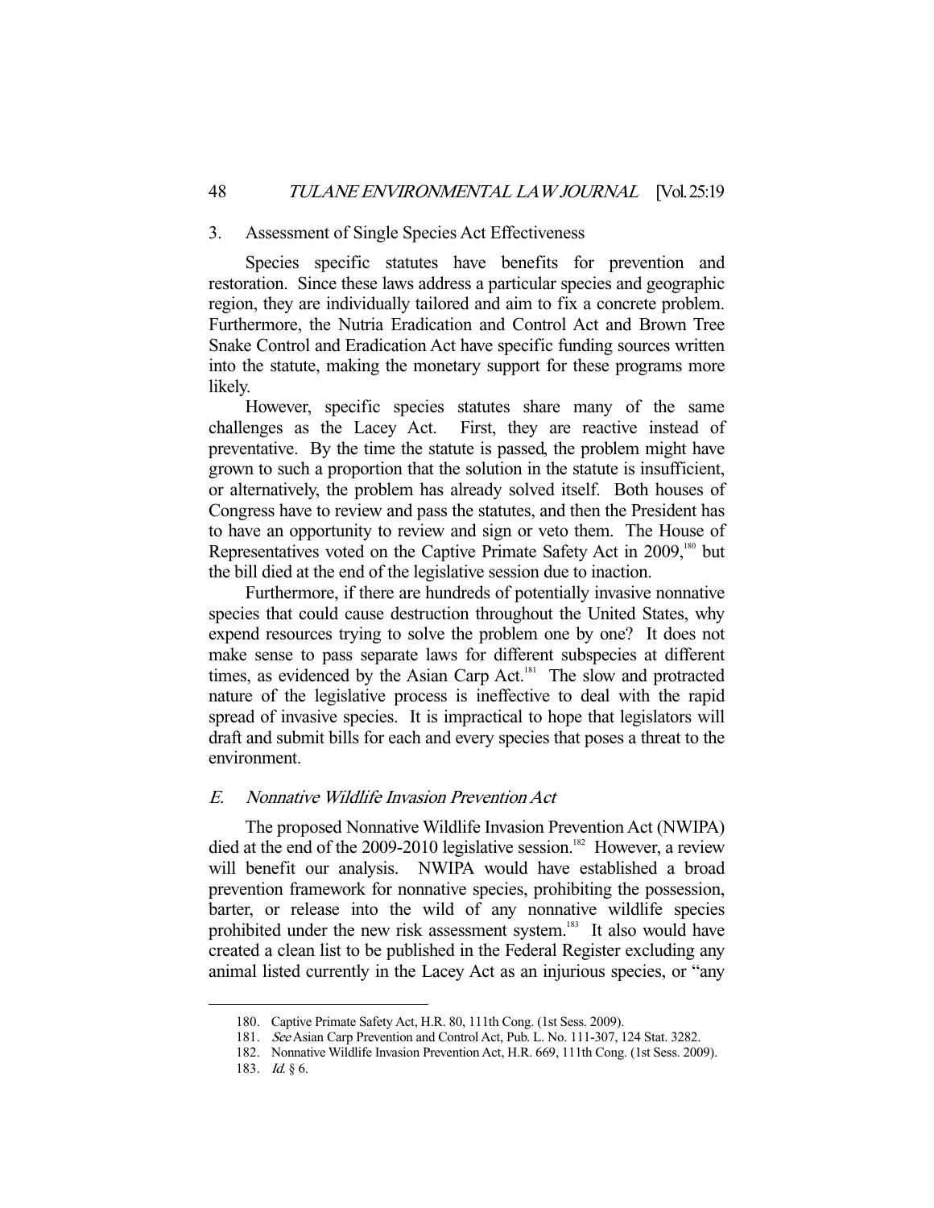### 3. Assessment of Single Species Act Effectiveness

Species specific statutes have benefits for prevention and restoration. Since these laws address a particular species and geographic region, they are individually tailored and aim to fix a concrete problem. Furthermore, the Nutria Eradication and Control Act and Brown Tree Snake Control and Eradication Act have specific funding sources written into the statute, making the monetary support for these programs more likely.

However, specific species statutes share many of the same challenges as the Lacey Act. First, they are reactive instead of preventative. By the time the statute is passed, the problem might have grown to such a proportion that the solution in the statute is insufficient, or alternatively, the problem has already solved itself. Both houses of Congress have to review and pass the statutes, and then the President has to have an opportunity to review and sign or veto them. The House of Representatives voted on the Captive Primate Safety Act in 2009,[180] but the bill died at the end of the legislative session due to inaction.

Furthermore, if there are hundreds of potentially invasive nonnative species that could cause destruction throughout the United States, why expend resources trying to solve the problem one by one? It does not make sense to pass separate laws for different subspecies at different times, as evidenced by the Asian Carp Act.[181] The slow and protracted nature of the legislative process is ineffective to deal with the rapid spread of invasive species. It is impractical to hope that legislators will draft and submit bills for each and every species that poses a threat to the environment.

## *E. Nonnative Wildlife Invasion Prevention Act*

The proposed Nonnative Wildlife Invasion Prevention Act (NWIPA) died at the end of the 2009-2010 legislative session.[182] However, a review will benefit our analysis. NWIPA would have established a broad prevention framework for nonnative species, prohibiting the possession, barter, or release into the wild of any nonnative wildlife species prohibited under the new risk assessment system.[183] It also would have created a clean list to be published in the Federal Register excluding any animal listed currently in the Lacey Act as an injurious species, or "any

---

180. Captive Primate Safety Act, H.R. 80, 111th Cong. (1st Sess. 2009).

181. *See* Asian Carp Prevention and Control Act, Pub. L. No. 111-307, 124 Stat. 3282.

182. Nonnative Wildlife Invasion Prevention Act, H.R. 669, 111th Cong. (1st Sess. 2009).

183. *Id.* § 6.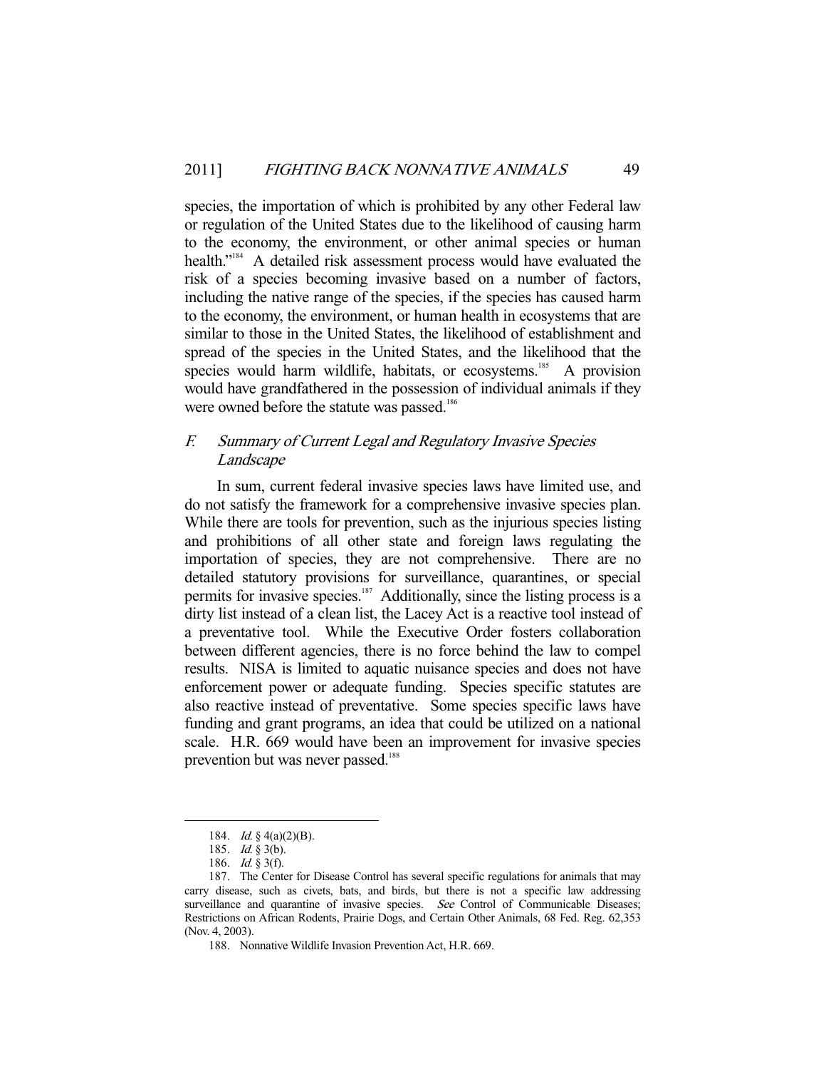species, the importation of which is prohibited by any other Federal law or regulation of the United States due to the likelihood of causing harm to the economy, the environment, or other animal species or human health."[184] A detailed risk assessment process would have evaluated the risk of a species becoming invasive based on a number of factors, including the native range of the species, if the species has caused harm to the economy, the environment, or human health in ecosystems that are similar to those in the United States, the likelihood of establishment and spread of the species in the United States, and the likelihood that the species would harm wildlife, habitats, or ecosystems.[185] A provision would have grandfathered in the possession of individual animals if they were owned before the statute was passed.[186]

### *F. Summary of Current Legal and Regulatory Invasive Species Landscape*

In sum, current federal invasive species laws have limited use, and do not satisfy the framework for a comprehensive invasive species plan. While there are tools for prevention, such as the injurious species listing and prohibitions of all other state and foreign laws regulating the importation of species, they are not comprehensive. There are no detailed statutory provisions for surveillance, quarantines, or special permits for invasive species.[187] Additionally, since the listing process is a dirty list instead of a clean list, the Lacey Act is a reactive tool instead of a preventative tool. While the Executive Order fosters collaboration between different agencies, there is no force behind the law to compel results. NISA is limited to aquatic nuisance species and does not have enforcement power or adequate funding. Species specific statutes are also reactive instead of preventative. Some species specific laws have funding and grant programs, an idea that could be utilized on a national scale. H.R. 669 would have been an improvement for invasive species prevention but was never passed.[188]

---

184. *Id.* § 4(a)(2)(B).

185. *Id.* § 3(b).

186. *Id.* § 3(f).

187. The Center for Disease Control has several specific regulations for animals that may carry disease, such as civets, bats, and birds, but there is not a specific law addressing surveillance and quarantine of invasive species. *See* Control of Communicable Diseases; Restrictions on African Rodents, Prairie Dogs, and Certain Other Animals, 68 Fed. Reg. 62,353 (Nov. 4, 2003).

188. Nonnative Wildlife Invasion Prevention Act, H.R. 669.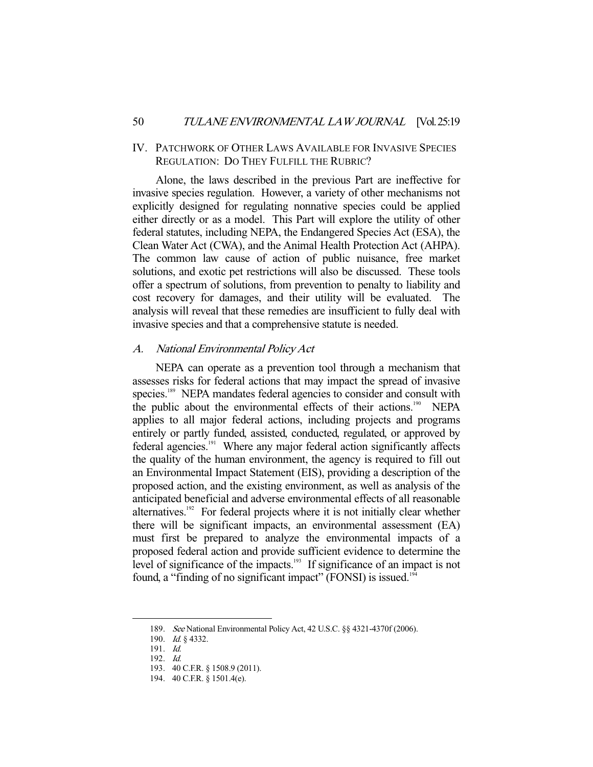## IV. PATCHWORK OF OTHER LAWS AVAILABLE FOR INVASIVE SPECIES REGULATION: DO THEY FULFILL THE RUBRIC?

Alone, the laws described in the previous Part are ineffective for invasive species regulation. However, a variety of other mechanisms not explicitly designed for regulating nonnative species could be applied either directly or as a model. This Part will explore the utility of other federal statutes, including NEPA, the Endangered Species Act (ESA), the Clean Water Act (CWA), and the Animal Health Protection Act (AHPA). The common law cause of action of public nuisance, free market solutions, and exotic pet restrictions will also be discussed. These tools offer a spectrum of solutions, from prevention to penalty to liability and cost recovery for damages, and their utility will be evaluated. The analysis will reveal that these remedies are insufficient to fully deal with invasive species and that a comprehensive statute is needed.

### A. *National Environmental Policy Act*

NEPA can operate as a prevention tool through a mechanism that assesses risks for federal actions that may impact the spread of invasive species.[189] NEPA mandates federal agencies to consider and consult with the public about the environmental effects of their actions.[190] NEPA applies to all major federal actions, including projects and programs entirely or partly funded, assisted, conducted, regulated, or approved by federal agencies.[191] Where any major federal action significantly affects the quality of the human environment, the agency is required to fill out an Environmental Impact Statement (EIS), providing a description of the proposed action, and the existing environment, as well as analysis of the anticipated beneficial and adverse environmental effects of all reasonable alternatives.[192] For federal projects where it is not initially clear whether there will be significant impacts, an environmental assessment (EA) must first be prepared to analyze the environmental impacts of a proposed federal action and provide sufficient evidence to determine the level of significance of the impacts.[193] If significance of an impact is not found, a "finding of no significant impact" (FONSI) is issued.[194]

---

189. *See* National Environmental Policy Act, 42 U.S.C. §§ 4321-4370f (2006).

190. *Id.* § 4332.

191. *Id.*

192. *Id.*

193. 40 C.F.R. § 1508.9 (2011).

194. 40 C.F.R. § 1501.4(e).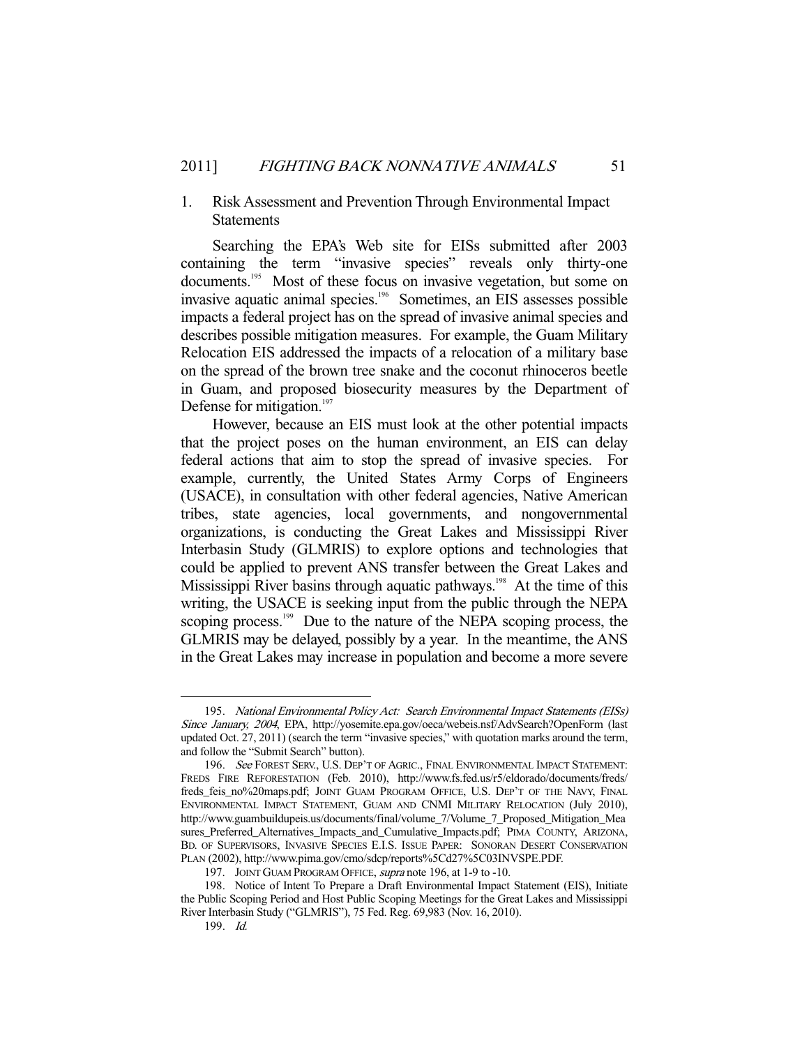### 1. Risk Assessment and Prevention Through Environmental Impact Statements

Searching the EPA's Web site for EISs submitted after 2003 containing the term "invasive species" reveals only thirty-one documents.[195] Most of these focus on invasive vegetation, but some on invasive aquatic animal species.[196] Sometimes, an EIS assesses possible impacts a federal project has on the spread of invasive animal species and describes possible mitigation measures. For example, the Guam Military Relocation EIS addressed the impacts of a relocation of a military base on the spread of the brown tree snake and the coconut rhinoceros beetle in Guam, and proposed biosecurity measures by the Department of Defense for mitigation.[197]

However, because an EIS must look at the other potential impacts that the project poses on the human environment, an EIS can delay federal actions that aim to stop the spread of invasive species. For example, currently, the United States Army Corps of Engineers (USACE), in consultation with other federal agencies, Native American tribes, state agencies, local governments, and nongovernmental organizations, is conducting the Great Lakes and Mississippi River Interbasin Study (GLMRIS) to explore options and technologies that could be applied to prevent ANS transfer between the Great Lakes and Mississippi River basins through aquatic pathways.[198] At the time of this writing, the USACE is seeking input from the public through the NEPA scoping process.[199] Due to the nature of the NEPA scoping process, the GLMRIS may be delayed, possibly by a year. In the meantime, the ANS in the Great Lakes may increase in population and become a more severe

---

195. *National Environmental Policy Act: Search Environmental Impact Statements (EISs) Since January, 2004*, EPA, http://yosemite.epa.gov/oeca/webeis.nsf/AdvSearch?OpenForm (last updated Oct. 27, 2011) (search the term "invasive species," with quotation marks around the term, and follow the "Submit Search" button).

196. *See* FOREST SERV., U.S. DEP'T OF AGRIC., FINAL ENVIRONMENTAL IMPACT STATEMENT: FREDS FIRE REFORESTATION (Feb. 2010), http://www.fs.fed.us/r5/eldorado/documents/freds/freds_feis_no%20maps.pdf; JOINT GUAM PROGRAM OFFICE, U.S. DEP'T OF THE NAVY, FINAL ENVIRONMENTAL IMPACT STATEMENT, GUAM AND CNMI MILITARY RELOCATION (July 2010), http://www.guambuildupeis.us/documents/final/volume_7/Volume_7_Proposed_Mitigation_Measures_Preferred_Alternatives_Impacts_and_Cumulative_Impacts.pdf; PIMA COUNTY, ARIZONA, BD. OF SUPERVISORS, INVASIVE SPECIES E.I.S. ISSUE PAPER: SONORAN DESERT CONSERVATION PLAN (2002), http://www.pima.gov/cmo/sdcp/reports%5Cd27%5C03INVSPE.PDF.

197. JOINT GUAM PROGRAM OFFICE, *supra* note 196, at 1-9 to -10.

198. Notice of Intent To Prepare a Draft Environmental Impact Statement (EIS), Initiate the Public Scoping Period and Host Public Scoping Meetings for the Great Lakes and Mississippi River Interbasin Study ("GLMRIS"), 75 Fed. Reg. 69,983 (Nov. 16, 2010).

199. *Id.*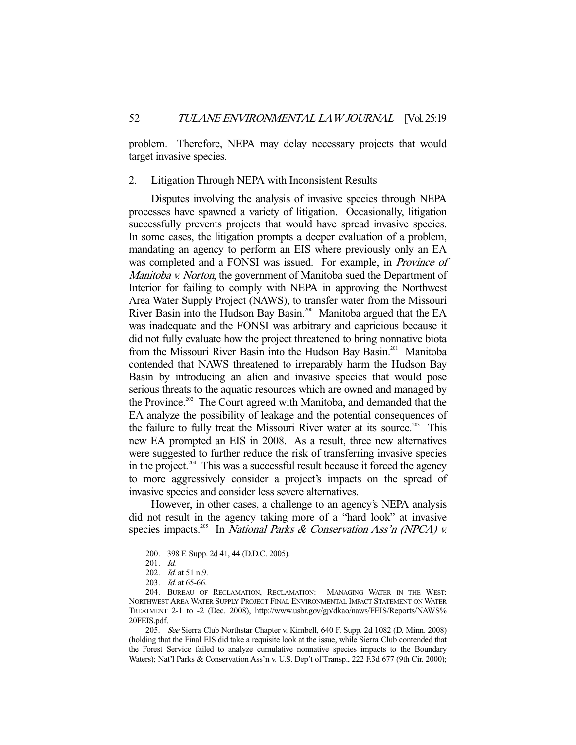problem. Therefore, NEPA may delay necessary projects that would target invasive species.

### 2. Litigation Through NEPA with Inconsistent Results

Disputes involving the analysis of invasive species through NEPA processes have spawned a variety of litigation. Occasionally, litigation successfully prevents projects that would have spread invasive species. In some cases, the litigation prompts a deeper evaluation of a problem, mandating an agency to perform an EIS where previously only an EA was completed and a FONSI was issued. For example, in *Province of Manitoba v. Norton*, the government of Manitoba sued the Department of Interior for failing to comply with NEPA in approving the Northwest Area Water Supply Project (NAWS), to transfer water from the Missouri River Basin into the Hudson Bay Basin.[200] Manitoba argued that the EA was inadequate and the FONSI was arbitrary and capricious because it did not fully evaluate how the project threatened to bring nonnative biota from the Missouri River Basin into the Hudson Bay Basin.[201] Manitoba contended that NAWS threatened to irreparably harm the Hudson Bay Basin by introducing an alien and invasive species that would pose serious threats to the aquatic resources which are owned and managed by the Province.[202] The Court agreed with Manitoba, and demanded that the EA analyze the possibility of leakage and the potential consequences of the failure to fully treat the Missouri River water at its source.[203] This new EA prompted an EIS in 2008. As a result, three new alternatives were suggested to further reduce the risk of transferring invasive species in the project.[204] This was a successful result because it forced the agency to more aggressively consider a project's impacts on the spread of invasive species and consider less severe alternatives.

However, in other cases, a challenge to an agency's NEPA analysis did not result in the agency taking more of a "hard look" at invasive species impacts.[205] In *National Parks & Conservation Ass'n (NPCA) v.*

---

200. 398 F. Supp. 2d 41, 44 (D.D.C. 2005).

201. *Id.*

202. *Id.* at 51 n.9.

203. *Id.* at 65-66.

204. BUREAU OF RECLAMATION, RECLAMATION: MANAGING WATER IN THE WEST: NORTHWEST AREA WATER SUPPLY PROJECT FINAL ENVIRONMENTAL IMPACT STATEMENT ON WATER TREATMENT 2-1 to -2 (Dec. 2008), http://www.usbr.gov/gp/dkao/naws/FEIS/Reports/NAWS%20FEIS.pdf.

205. *See* Sierra Club Northstar Chapter v. Kimbell, 640 F. Supp. 2d 1082 (D. Minn. 2008) (holding that the Final EIS did take a requisite look at the issue, while Sierra Club contended that the Forest Service failed to analyze cumulative nonnative species impacts to the Boundary Waters); Nat'l Parks & Conservation Ass'n v. U.S. Dep't of Transp., 222 F.3d 677 (9th Cir. 2000);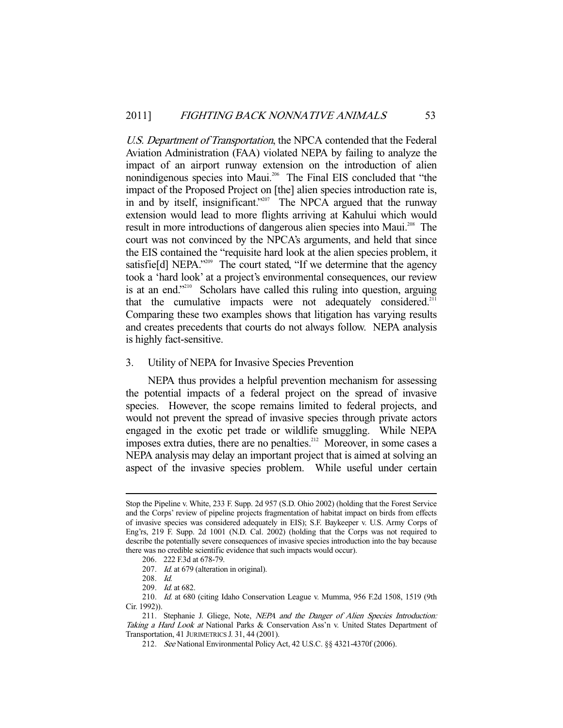*U.S. Department of Transportation*, the NPCA contended that the Federal Aviation Administration (FAA) violated NEPA by failing to analyze the impact of an airport runway extension on the introduction of alien nonindigenous species into Maui.[206] The Final EIS concluded that "the impact of the Proposed Project on [the] alien species introduction rate is, in and by itself, insignificant."[207] The NPCA argued that the runway extension would lead to more flights arriving at Kahului which would result in more introductions of dangerous alien species into Maui.[208] The court was not convinced by the NPCA's arguments, and held that since the EIS contained the "requisite hard look at the alien species problem, it satisfie[d] NEPA."[209] The court stated, "If we determine that the agency took a 'hard look' at a project's environmental consequences, our review is at an end."[210] Scholars have called this ruling into question, arguing that the cumulative impacts were not adequately considered.[211] Comparing these two examples shows that litigation has varying results and creates precedents that courts do not always follow. NEPA analysis is highly fact-sensitive.

### 3. Utility of NEPA for Invasive Species Prevention

NEPA thus provides a helpful prevention mechanism for assessing the potential impacts of a federal project on the spread of invasive species. However, the scope remains limited to federal projects, and would not prevent the spread of invasive species through private actors engaged in the exotic pet trade or wildlife smuggling. While NEPA imposes extra duties, there are no penalties.[212] Moreover, in some cases a NEPA analysis may delay an important project that is aimed at solving an aspect of the invasive species problem. While useful under certain

---

Stop the Pipeline v. White, 233 F. Supp. 2d 957 (S.D. Ohio 2002) (holding that the Forest Service and the Corps' review of pipeline projects fragmentation of habitat impact on birds from effects of invasive species was considered adequately in EIS); S.F. Baykeeper v. U.S. Army Corps of Eng'rs, 219 F. Supp. 2d 1001 (N.D. Cal. 2002) (holding that the Corps was not required to describe the potentially severe consequences of invasive species introduction into the bay because there was no credible scientific evidence that such impacts would occur).

206. 222 F.3d at 678-79.

207. *Id.* at 679 (alteration in original).

208. *Id.*

209. *Id.* at 682.

210. *Id.* at 680 (citing Idaho Conservation League v. Mumma, 956 F.2d 1508, 1519 (9th Cir. 1992)).

211. Stephanie J. Gliege, Note, *NEPA and the Danger of Alien Species Introduction: Taking a Hard Look at* National Parks & Conservation Ass'n v. United States Department of Transportation, 41 JURIMETRICS J. 31, 44 (2001).

212. *See* National Environmental Policy Act, 42 U.S.C. §§ 4321-4370f (2006).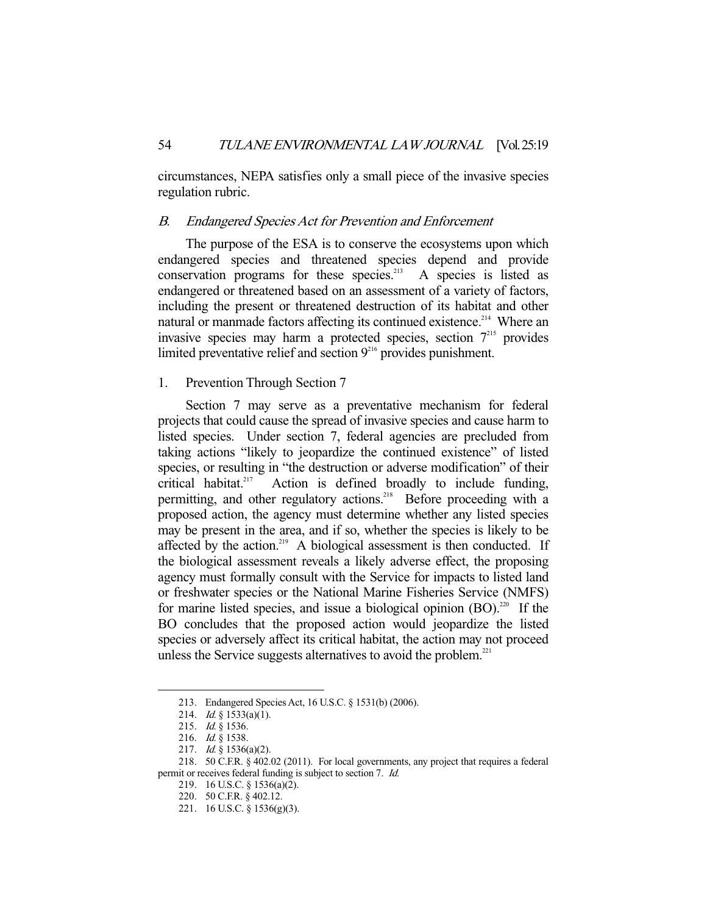circumstances, NEPA satisfies only a small piece of the invasive species regulation rubric.

### *B. Endangered Species Act for Prevention and Enforcement*

The purpose of the ESA is to conserve the ecosystems upon which endangered species and threatened species depend and provide conservation programs for these species.[213] A species is listed as endangered or threatened based on an assessment of a variety of factors, including the present or threatened destruction of its habitat and other natural or manmade factors affecting its continued existence.[214] Where an invasive species may harm a protected species, section 7[215] provides limited preventative relief and section 9[216] provides punishment.

#### 1. Prevention Through Section 7

Section 7 may serve as a preventative mechanism for federal projects that could cause the spread of invasive species and cause harm to listed species. Under section 7, federal agencies are precluded from taking actions "likely to jeopardize the continued existence" of listed species, or resulting in "the destruction or adverse modification" of their critical habitat.[217] Action is defined broadly to include funding, permitting, and other regulatory actions.[218] Before proceeding with a proposed action, the agency must determine whether any listed species may be present in the area, and if so, whether the species is likely to be affected by the action.[219] A biological assessment is then conducted. If the biological assessment reveals a likely adverse effect, the proposing agency must formally consult with the Service for impacts to listed land or freshwater species or the National Marine Fisheries Service (NMFS) for marine listed species, and issue a biological opinion (BO).[220] If the BO concludes that the proposed action would jeopardize the listed species or adversely affect its critical habitat, the action may not proceed unless the Service suggests alternatives to avoid the problem.[221]

---

213. Endangered Species Act, 16 U.S.C. § 1531(b) (2006).

214. *Id.* § 1533(a)(1).

215. *Id.* § 1536.

216. *Id.* § 1538.

217. *Id.* § 1536(a)(2).

218. 50 C.F.R. § 402.02 (2011). For local governments, any project that requires a federal permit or receives federal funding is subject to section 7. *Id.*

219. 16 U.S.C. § 1536(a)(2).

220. 50 C.F.R. § 402.12.

221. 16 U.S.C. § 1536(g)(3).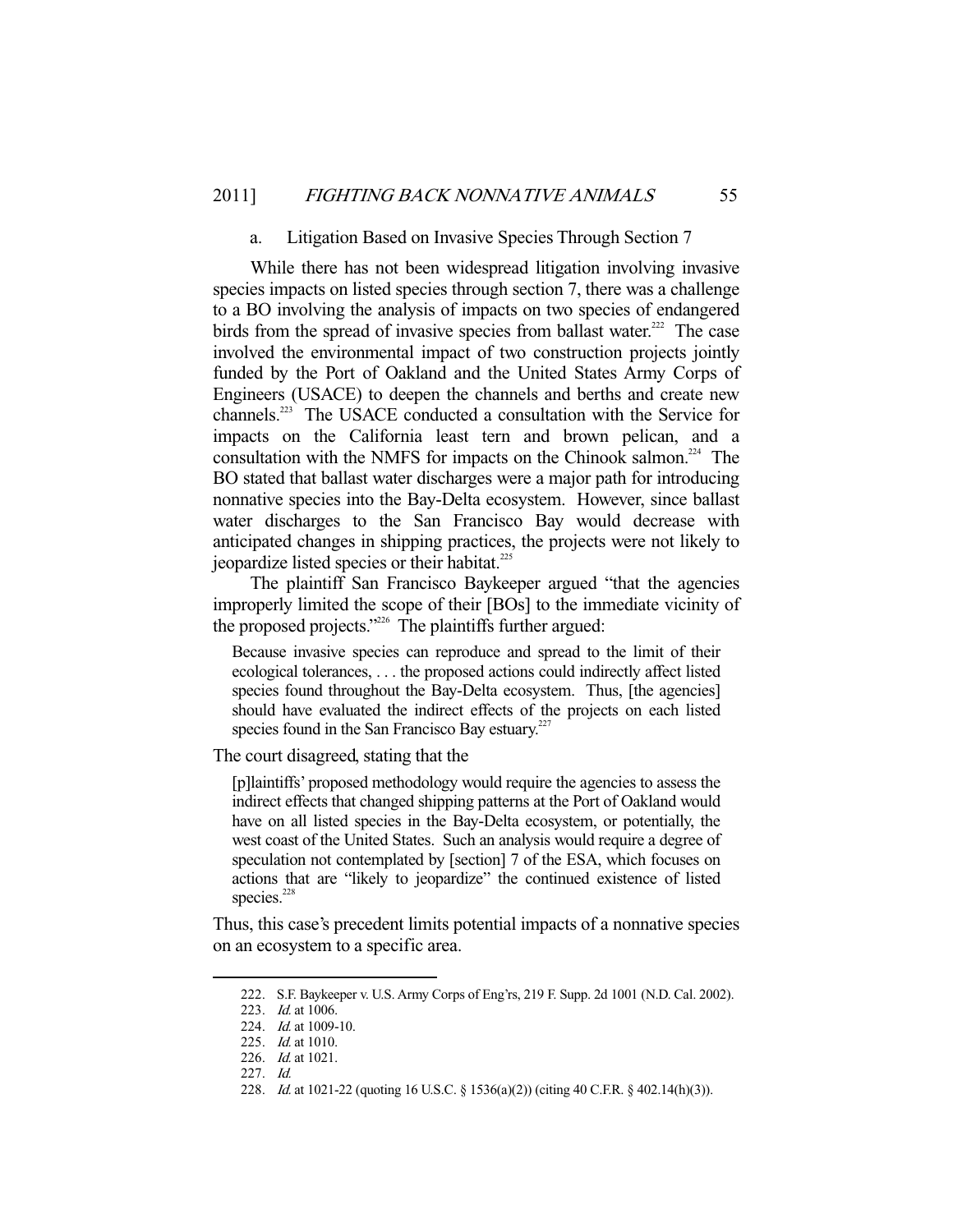#### a. Litigation Based on Invasive Species Through Section 7

While there has not been widespread litigation involving invasive species impacts on listed species through section 7, there was a challenge to a BO involving the analysis of impacts on two species of endangered birds from the spread of invasive species from ballast water.[222] The case involved the environmental impact of two construction projects jointly funded by the Port of Oakland and the United States Army Corps of Engineers (USACE) to deepen the channels and berths and create new channels.[223] The USACE conducted a consultation with the Service for impacts on the California least tern and brown pelican, and a consultation with the NMFS for impacts on the Chinook salmon.[224] The BO stated that ballast water discharges were a major path for introducing nonnative species into the Bay-Delta ecosystem. However, since ballast water discharges to the San Francisco Bay would decrease with anticipated changes in shipping practices, the projects were not likely to jeopardize listed species or their habitat.[225]

The plaintiff San Francisco Baykeeper argued "that the agencies improperly limited the scope of their [BOs] to the immediate vicinity of the proposed projects."[226] The plaintiffs further argued:

> Because invasive species can reproduce and spread to the limit of their ecological tolerances, . . . the proposed actions could indirectly affect listed species found throughout the Bay-Delta ecosystem. Thus, [the agencies] should have evaluated the indirect effects of the projects on each listed species found in the San Francisco Bay estuary.[227]

The court disagreed, stating that the

> [p]laintiffs' proposed methodology would require the agencies to assess the indirect effects that changed shipping patterns at the Port of Oakland would have on all listed species in the Bay-Delta ecosystem, or potentially, the west coast of the United States. Such an analysis would require a degree of speculation not contemplated by [section] 7 of the ESA, which focuses on actions that are "likely to jeopardize" the continued existence of listed species.[228]

Thus, this case's precedent limits potential impacts of a nonnative species on an ecosystem to a specific area.

---

222. S.F. Baykeeper v. U.S. Army Corps of Eng'rs, 219 F. Supp. 2d 1001 (N.D. Cal. 2002).

223. *Id.* at 1006.

224. *Id.* at 1009-10.

225. *Id.* at 1010.

226. *Id.* at 1021.

227. *Id.*

228. *Id.* at 1021-22 (quoting 16 U.S.C. § 1536(a)(2)) (citing 40 C.F.R. § 402.14(h)(3)).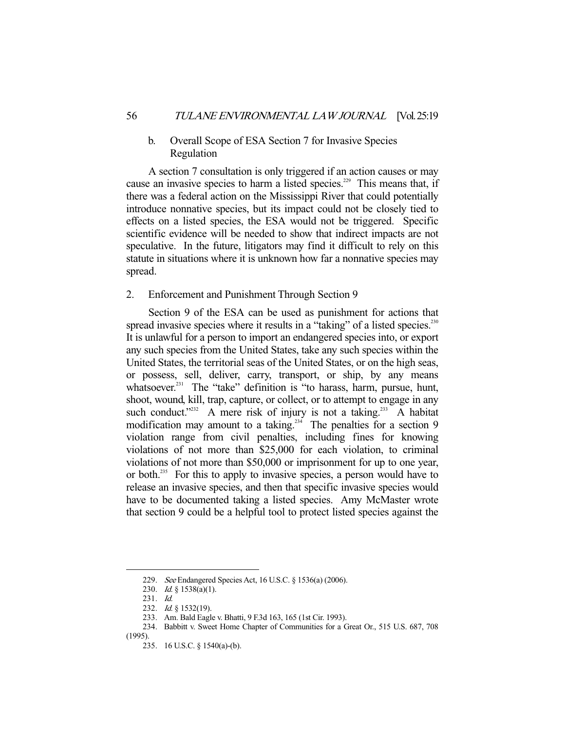### b. Overall Scope of ESA Section 7 for Invasive Species Regulation

A section 7 consultation is only triggered if an action causes or may cause an invasive species to harm a listed species.[229] This means that, if there was a federal action on the Mississippi River that could potentially introduce nonnative species, but its impact could not be closely tied to effects on a listed species, the ESA would not be triggered. Specific scientific evidence will be needed to show that indirect impacts are not speculative. In the future, litigators may find it difficult to rely on this statute in situations where it is unknown how far a nonnative species may spread.

## 2. Enforcement and Punishment Through Section 9

Section 9 of the ESA can be used as punishment for actions that spread invasive species where it results in a "taking" of a listed species.[230] It is unlawful for a person to import an endangered species into, or export any such species from the United States, take any such species within the United States, the territorial seas of the United States, or on the high seas, or possess, sell, deliver, carry, transport, or ship, by any means whatsoever.[231] The "take" definition is "to harass, harm, pursue, hunt, shoot, wound, kill, trap, capture, or collect, or to attempt to engage in any such conduct."[232] A mere risk of injury is not a taking.[233] A habitat modification may amount to a taking.[234] The penalties for a section 9 violation range from civil penalties, including fines for knowing violations of not more than $25,000 for each violation, to criminal violations of not more than $50,000 or imprisonment for up to one year, or both.[235] For this to apply to invasive species, a person would have to release an invasive species, and then that specific invasive species would have to be documented taking a listed species. Amy McMaster wrote that section 9 could be a helpful tool to protect listed species against the

---

229. *See* Endangered Species Act, 16 U.S.C. § 1536(a) (2006).

230. *Id.* § 1538(a)(1).

231. *Id.*

232. *Id.* § 1532(19).

233. Am. Bald Eagle v. Bhatti, 9 F.3d 163, 165 (1st Cir. 1993).

234. Babbitt v. Sweet Home Chapter of Communities for a Great Or., 515 U.S. 687, 708 (1995).

235. 16 U.S.C. § 1540(a)-(b).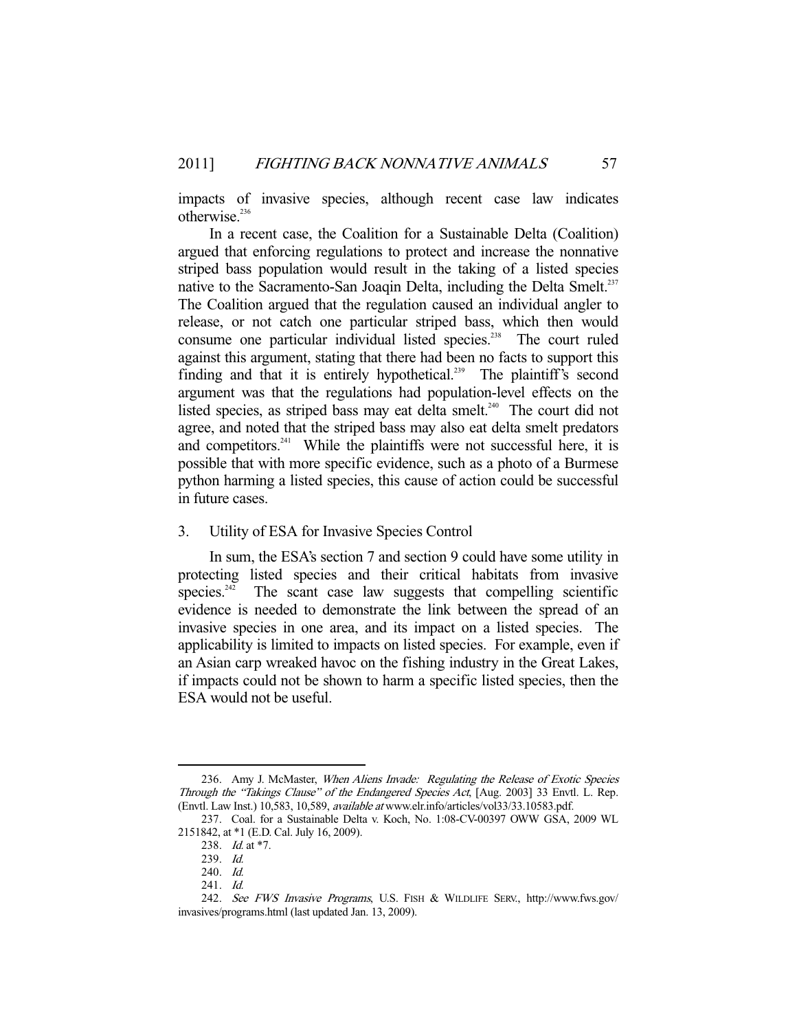impacts of invasive species, although recent case law indicates otherwise.[236]

In a recent case, the Coalition for a Sustainable Delta (Coalition) argued that enforcing regulations to protect and increase the nonnative striped bass population would result in the taking of a listed species native to the Sacramento-San Joaqin Delta, including the Delta Smelt.[237] The Coalition argued that the regulation caused an individual angler to release, or not catch one particular striped bass, which then would consume one particular individual listed species.[238] The court ruled against this argument, stating that there had been no facts to support this finding and that it is entirely hypothetical.[239] The plaintiff's second argument was that the regulations had population-level effects on the listed species, as striped bass may eat delta smelt.[240] The court did not agree, and noted that the striped bass may also eat delta smelt predators and competitors.[241] While the plaintiffs were not successful here, it is possible that with more specific evidence, such as a photo of a Burmese python harming a listed species, this cause of action could be successful in future cases.

### 3. Utility of ESA for Invasive Species Control

In sum, the ESA's section 7 and section 9 could have some utility in protecting listed species and their critical habitats from invasive species.[242] The scant case law suggests that compelling scientific evidence is needed to demonstrate the link between the spread of an invasive species in one area, and its impact on a listed species. The applicability is limited to impacts on listed species. For example, even if an Asian carp wreaked havoc on the fishing industry in the Great Lakes, if impacts could not be shown to harm a specific listed species, then the ESA would not be useful.

---

236. Amy J. McMaster, *When Aliens Invade: Regulating the Release of Exotic Species Through the "Takings Clause" of the Endangered Species Act*, [Aug. 2003] 33 Envtl. L. Rep. (Envtl. Law Inst.) 10,583, 10,589, *available at* www.elr.info/articles/vol33/33.10583.pdf.

237. Coal. for a Sustainable Delta v. Koch, No. 1:08-CV-00397 OWW GSA, 2009 WL 2151842, at *1 (E.D. Cal. July 16, 2009).

238. *Id.* at *7.

239. *Id.*

240. *Id.*

241. *Id.*

242. *See FWS Invasive Programs*, U.S. FISH & WILDLIFE SERV., http://www.fws.gov/invasives/programs.html (last updated Jan. 13, 2009).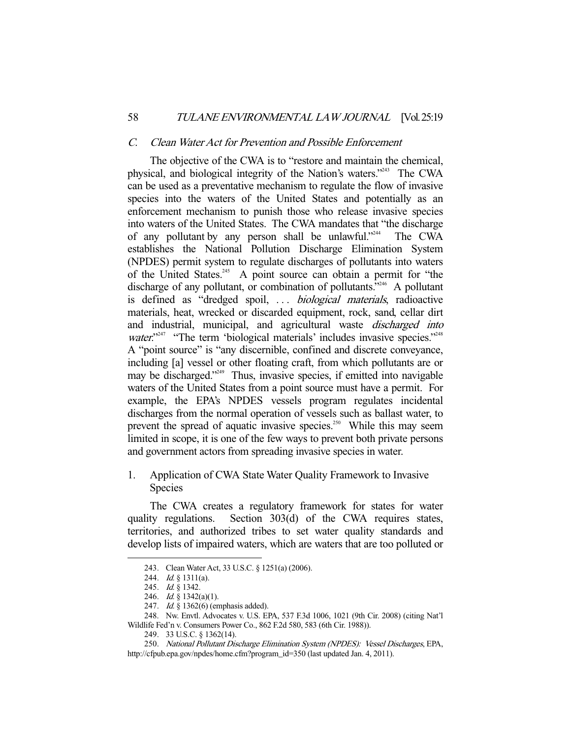### *C. Clean Water Act for Prevention and Possible Enforcement*

The objective of the CWA is to "restore and maintain the chemical, physical, and biological integrity of the Nation's waters."[243] The CWA can be used as a preventative mechanism to regulate the flow of invasive species into the waters of the United States and potentially as an enforcement mechanism to punish those who release invasive species into waters of the United States. The CWA mandates that "the discharge of any pollutant by any person shall be unlawful."[244] The CWA establishes the National Pollution Discharge Elimination System (NPDES) permit system to regulate discharges of pollutants into waters of the United States.[245] A point source can obtain a permit for "the discharge of any pollutant, or combination of pollutants."[246] A pollutant is defined as "dredged spoil, . . . *biological materials*, radioactive materials, heat, wrecked or discarded equipment, rock, sand, cellar dirt and industrial, municipal, and agricultural waste *discharged into water*."[247] "The term 'biological materials' includes invasive species."[248] A "point source" is "any discernible, confined and discrete conveyance, including [a] vessel or other floating craft, from which pollutants are or may be discharged."[249] Thus, invasive species, if emitted into navigable waters of the United States from a point source must have a permit. For example, the EPA's NPDES vessels program regulates incidental discharges from the normal operation of vessels such as ballast water, to prevent the spread of aquatic invasive species.[250] While this may seem limited in scope, it is one of the few ways to prevent both private persons and government actors from spreading invasive species in water.

#### 1. Application of CWA State Water Quality Framework to Invasive Species

The CWA creates a regulatory framework for states for water quality regulations. Section 303(d) of the CWA requires states, territories, and authorized tribes to set water quality standards and develop lists of impaired waters, which are waters that are too polluted or

---

243. Clean Water Act, 33 U.S.C. § 1251(a) (2006).

244. *Id.* § 1311(a).

245. *Id.* § 1342.

246. *Id.* § 1342(a)(1).

247. *Id.* § 1362(6) (emphasis added).

248. Nw. Envtl. Advocates v. U.S. EPA, 537 F.3d 1006, 1021 (9th Cir. 2008) (citing Nat'l Wildlife Fed'n v. Consumers Power Co., 862 F.2d 580, 583 (6th Cir. 1988)).

249. 33 U.S.C. § 1362(14).

250. *National Pollutant Discharge Elimination System (NPDES): Vessel Discharges*, EPA, http://cfpub.epa.gov/npdes/home.cfm?program_id=350 (last updated Jan. 4, 2011).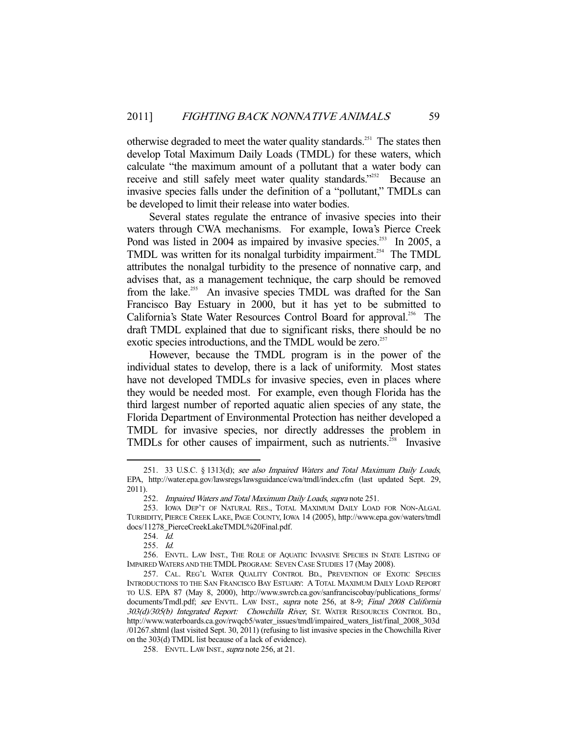otherwise degraded to meet the water quality standards.[251] The states then develop Total Maximum Daily Loads (TMDL) for these waters, which calculate "the maximum amount of a pollutant that a water body can receive and still safely meet water quality standards."[252] Because an invasive species falls under the definition of a "pollutant," TMDLs can be developed to limit their release into water bodies.

Several states regulate the entrance of invasive species into their waters through CWA mechanisms. For example, Iowa's Pierce Creek Pond was listed in 2004 as impaired by invasive species.[253] In 2005, a TMDL was written for its nonalgal turbidity impairment.[254] The TMDL attributes the nonalgal turbidity to the presence of nonnative carp, and advises that, as a management technique, the carp should be removed from the lake.[255] An invasive species TMDL was drafted for the San Francisco Bay Estuary in 2000, but it has yet to be submitted to California's State Water Resources Control Board for approval.[256] The draft TMDL explained that due to significant risks, there should be no exotic species introductions, and the TMDL would be zero.[257]

However, because the TMDL program is in the power of the individual states to develop, there is a lack of uniformity. Most states have not developed TMDLs for invasive species, even in places where they would be needed most. For example, even though Florida has the third largest number of reported aquatic alien species of any state, the Florida Department of Environmental Protection has neither developed a TMDL for invasive species, nor directly addresses the problem in TMDLs for other causes of impairment, such as nutrients.[258] Invasive

---

251. 33 U.S.C. § 1313(d); *see also Impaired Waters and Total Maximum Daily Loads*, EPA, http://water.epa.gov/lawsregs/lawsguidance/cwa/tmdl/index.cfm (last updated Sept. 29, 2011).

252. *Impaired Waters and Total Maximum Daily Loads*, *supra* note 251.

253. IOWA DEP'T OF NATURAL RES., TOTAL MAXIMUM DAILY LOAD FOR NON-ALGAL TURBIDITY, PIERCE CREEK LAKE, PAGE COUNTY, IOWA 14 (2005), http://www.epa.gov/waters/tmdldocs/11278_PierceCreekLakeTMDL%20Final.pdf.

254. *Id.*

255. *Id.*

256. ENVTL. LAW INST., THE ROLE OF AQUATIC INVASIVE SPECIES IN STATE LISTING OF IMPAIRED WATERS AND THE TMDL PROGRAM: SEVEN CASE STUDIES 17 (May 2008).

257. CAL. REG'L WATER QUALITY CONTROL BD., PREVENTION OF EXOTIC SPECIES INTRODUCTIONS TO THE SAN FRANCISCO BAY ESTUARY: A TOTAL MAXIMUM DAILY LOAD REPORT TO U.S. EPA 87 (May 8, 2000), http://www.swrcb.ca.gov/sanfranciscobay/publications_forms/documents/Tmdl.pdf; *see* ENVTL. LAW INST., *supra* note 256, at 8-9; *Final 2008 California 303(d)/305(b) Integrated Report: Chowchilla River*, ST. WATER RESOURCES CONTROL BD., http://www.waterboards.ca.gov/rwqcb5/water_issues/tmdl/impaired_waters_list/final_2008_303d/01267.shtml (last visited Sept. 30, 2011) (refusing to list invasive species in the Chowchilla River on the 303(d) TMDL list because of a lack of evidence).

258. ENVTL. LAW INST., *supra* note 256, at 21.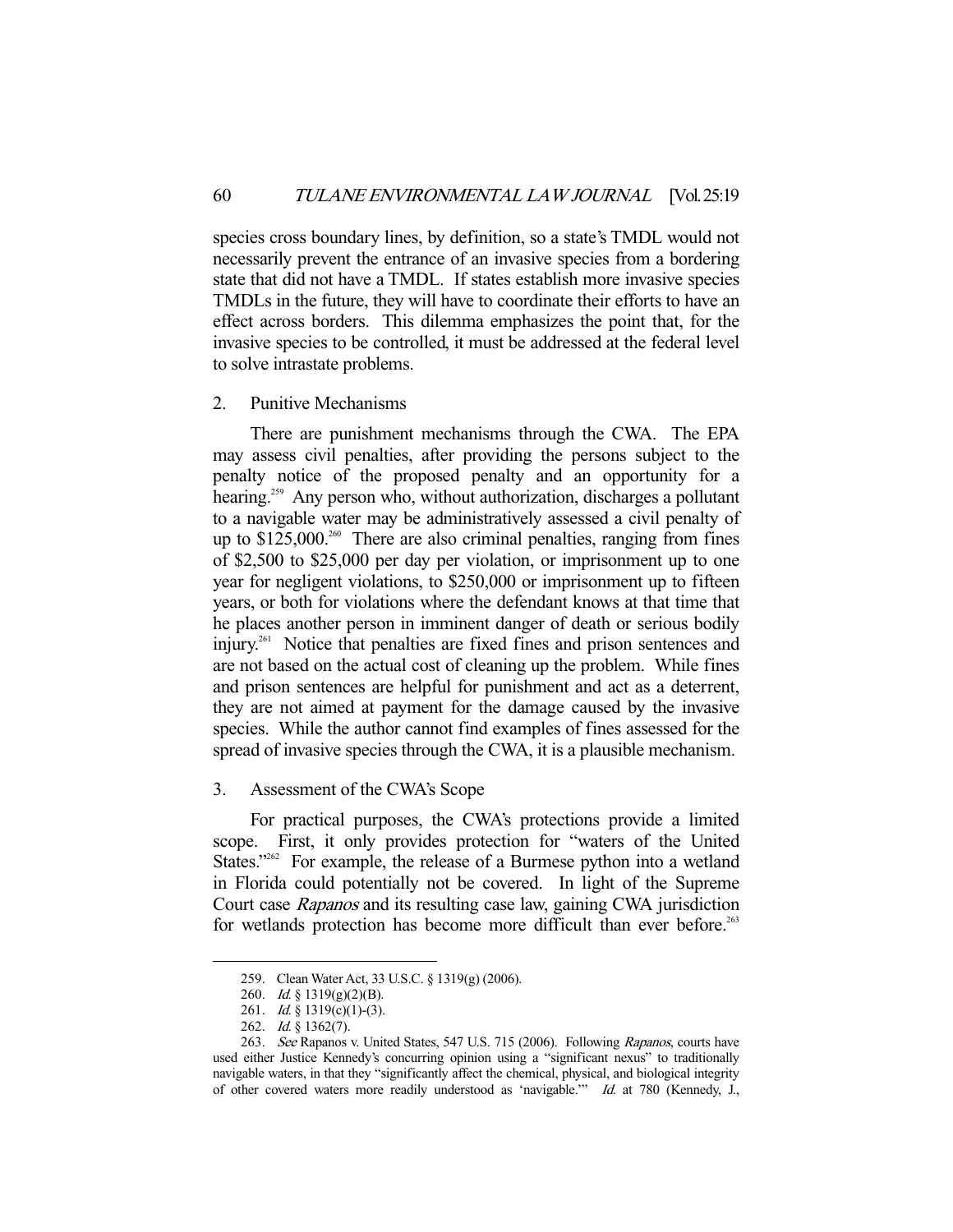species cross boundary lines, by definition, so a state's TMDL would not necessarily prevent the entrance of an invasive species from a bordering state that did not have a TMDL. If states establish more invasive species TMDLs in the future, they will have to coordinate their efforts to have an effect across borders. This dilemma emphasizes the point that, for the invasive species to be controlled, it must be addressed at the federal level to solve intrastate problems.

### 2. Punitive Mechanisms

There are punishment mechanisms through the CWA. The EPA may assess civil penalties, after providing the persons subject to the penalty notice of the proposed penalty and an opportunity for a hearing.[259] Any person who, without authorization, discharges a pollutant to a navigable water may be administratively assessed a civil penalty of up to $125,000.[260] There are also criminal penalties, ranging from fines of $2,500 to $25,000 per day per violation, or imprisonment up to one year for negligent violations, to $250,000 or imprisonment up to fifteen years, or both for violations where the defendant knows at that time that he places another person in imminent danger of death or serious bodily injury.[261] Notice that penalties are fixed fines and prison sentences and are not based on the actual cost of cleaning up the problem. While fines and prison sentences are helpful for punishment and act as a deterrent, they are not aimed at payment for the damage caused by the invasive species. While the author cannot find examples of fines assessed for the spread of invasive species through the CWA, it is a plausible mechanism.

### 3. Assessment of the CWA's Scope

For practical purposes, the CWA's protections provide a limited scope. First, it only provides protection for "waters of the United States."[262] For example, the release of a Burmese python into a wetland in Florida could potentially not be covered. In light of the Supreme Court case *Rapanos* and its resulting case law, gaining CWA jurisdiction for wetlands protection has become more difficult than ever before.[263]

---

259. Clean Water Act, 33 U.S.C. § 1319(g) (2006).

260. *Id.* § 1319(g)(2)(B).

261. *Id.* § 1319(c)(1)-(3).

262. *Id.* § 1362(7).

263. *See* Rapanos v. United States, 547 U.S. 715 (2006). Following *Rapanos*, courts have used either Justice Kennedy's concurring opinion using a "significant nexus" to traditionally navigable waters, in that they "significantly affect the chemical, physical, and biological integrity of other covered waters more readily understood as 'navigable.'" *Id.* at 780 (Kennedy, J.,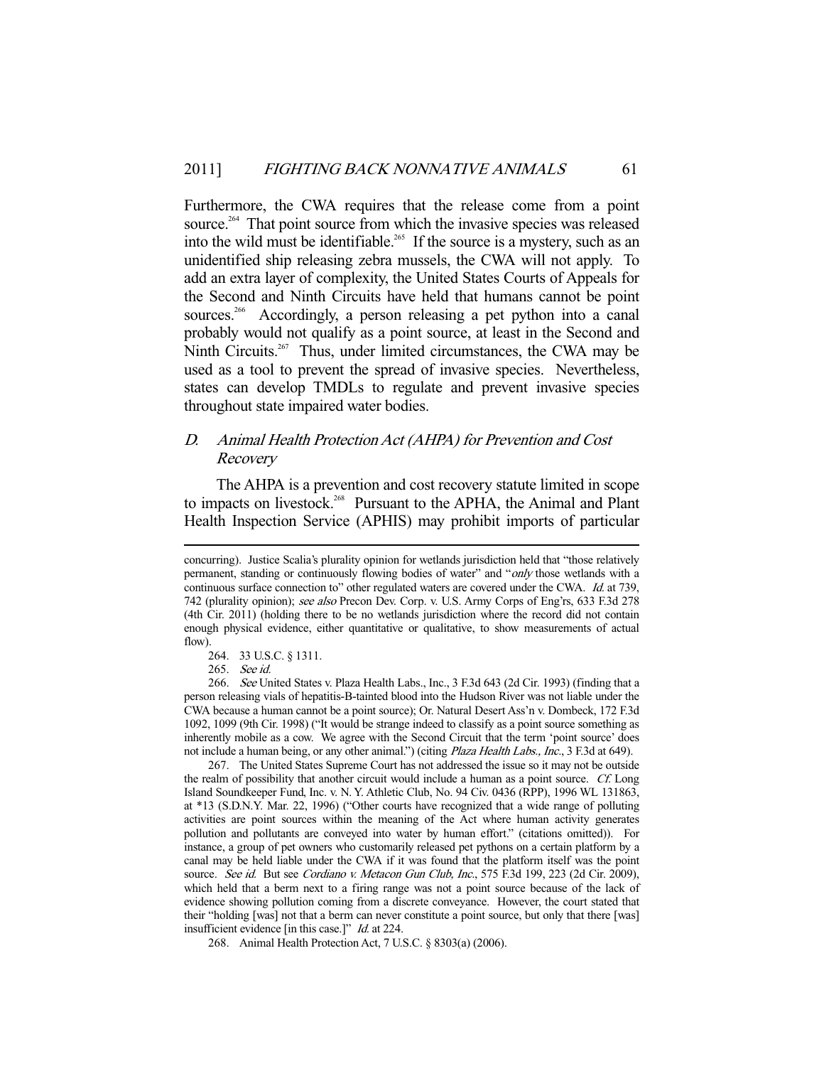Furthermore, the CWA requires that the release come from a point source.[264] That point source from which the invasive species was released into the wild must be identifiable.[265] If the source is a mystery, such as an unidentified ship releasing zebra mussels, the CWA will not apply. To add an extra layer of complexity, the United States Courts of Appeals for the Second and Ninth Circuits have held that humans cannot be point sources.[266] Accordingly, a person releasing a pet python into a canal probably would not qualify as a point source, at least in the Second and Ninth Circuits.[267] Thus, under limited circumstances, the CWA may be used as a tool to prevent the spread of invasive species. Nevertheless, states can develop TMDLs to regulate and prevent invasive species throughout state impaired water bodies.

### D. *Animal Health Protection Act (AHPA) for Prevention and Cost Recovery*

The AHPA is a prevention and cost recovery statute limited in scope to impacts on livestock.[268] Pursuant to the APHA, the Animal and Plant Health Inspection Service (APHIS) may prohibit imports of particular

---

concurring). Justice Scalia's plurality opinion for wetlands jurisdiction held that "those relatively permanent, standing or continuously flowing bodies of water" and "*only* those wetlands with a continuous surface connection to" other regulated waters are covered under the CWA. *Id.* at 739, 742 (plurality opinion); *see also* Precon Dev. Corp. v. U.S. Army Corps of Eng'rs, 633 F.3d 278 (4th Cir. 2011) (holding there to be no wetlands jurisdiction where the record did not contain enough physical evidence, either quantitative or qualitative, to show measurements of actual flow).

264. 33 U.S.C. § 1311.

265. *See id.*

266. *See* United States v. Plaza Health Labs., Inc., 3 F.3d 643 (2d Cir. 1993) (finding that a person releasing vials of hepatitis-B-tainted blood into the Hudson River was not liable under the CWA because a human cannot be a point source); Or. Natural Desert Ass'n v. Dombeck, 172 F.3d 1092, 1099 (9th Cir. 1998) ("It would be strange indeed to classify as a point source something as inherently mobile as a cow. We agree with the Second Circuit that the term 'point source' does not include a human being, or any other animal.") (citing *Plaza Health Labs., Inc.*, 3 F.3d at 649).

267. The United States Supreme Court has not addressed the issue so it may not be outside the realm of possibility that another circuit would include a human as a point source. *Cf.* Long Island Soundkeeper Fund, Inc. v. N. Y. Athletic Club, No. 94 Civ. 0436 (RPP), 1996 WL 131863, at *13 (S.D.N.Y. Mar. 22, 1996) ("Other courts have recognized that a wide range of polluting activities are point sources within the meaning of the Act where human activity generates pollution and pollutants are conveyed into water by human effort." (citations omitted)). For instance, a group of pet owners who customarily released pet pythons on a certain platform by a canal may be held liable under the CWA if it was found that the platform itself was the point source. *See id.* But see *Cordiano v. Metacon Gun Club, Inc.*, 575 F.3d 199, 223 (2d Cir. 2009), which held that a berm next to a firing range was not a point source because of the lack of evidence showing pollution coming from a discrete conveyance. However, the court stated that their "holding [was] not that a berm can never constitute a point source, but only that there [was] insufficient evidence [in this case.]" *Id.* at 224.

268. Animal Health Protection Act, 7 U.S.C. § 8303(a) (2006).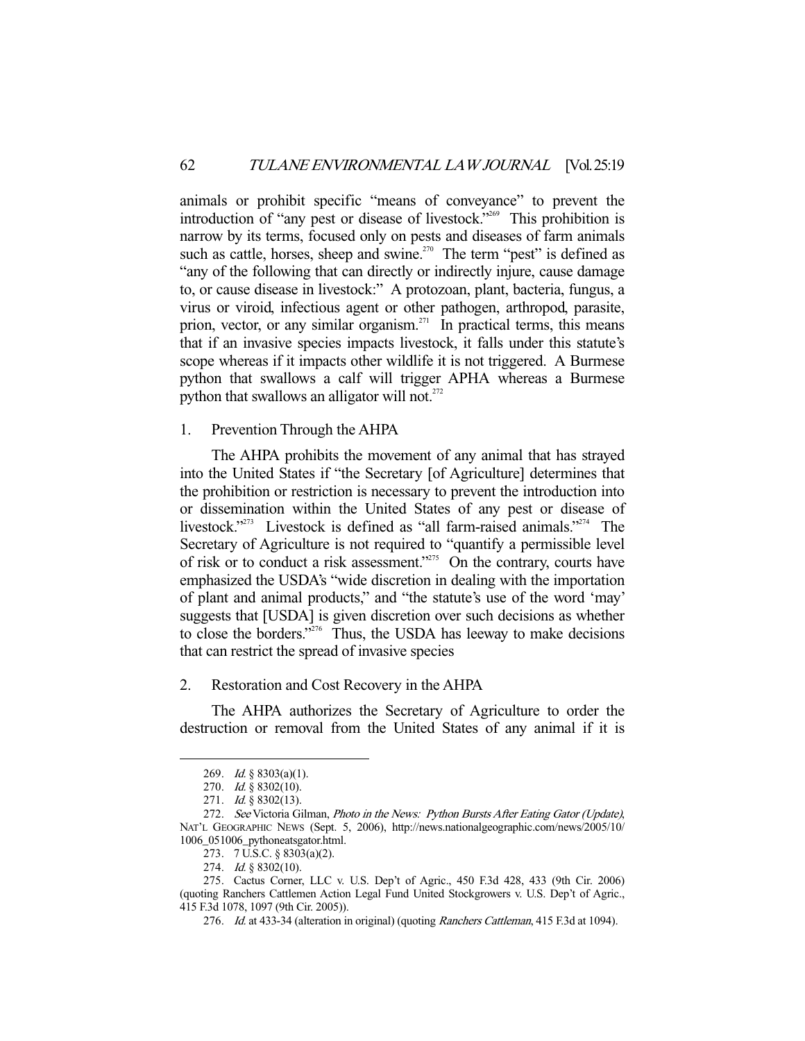animals or prohibit specific "means of conveyance" to prevent the introduction of "any pest or disease of livestock."[269] This prohibition is narrow by its terms, focused only on pests and diseases of farm animals such as cattle, horses, sheep and swine.[270] The term "pest" is defined as "any of the following that can directly or indirectly injure, cause damage to, or cause disease in livestock:" A protozoan, plant, bacteria, fungus, a virus or viroid, infectious agent or other pathogen, arthropod, parasite, prion, vector, or any similar organism.[271] In practical terms, this means that if an invasive species impacts livestock, it falls under this statute's scope whereas if it impacts other wildlife it is not triggered. A Burmese python that swallows a calf will trigger APHA whereas a Burmese python that swallows an alligator will not.[272]

### 1. Prevention Through the AHPA

The AHPA prohibits the movement of any animal that has strayed into the United States if "the Secretary [of Agriculture] determines that the prohibition or restriction is necessary to prevent the introduction into or dissemination within the United States of any pest or disease of livestock."[273] Livestock is defined as "all farm-raised animals."[274] The Secretary of Agriculture is not required to "quantify a permissible level of risk or to conduct a risk assessment."[275] On the contrary, courts have emphasized the USDA's "wide discretion in dealing with the importation of plant and animal products," and "the statute's use of the word 'may' suggests that [USDA] is given discretion over such decisions as whether to close the borders."[276] Thus, the USDA has leeway to make decisions that can restrict the spread of invasive species

### 2. Restoration and Cost Recovery in the AHPA

The AHPA authorizes the Secretary of Agriculture to order the destruction or removal from the United States of any animal if it is

---

269. *Id.* § 8303(a)(1).

270. *Id.* § 8302(10).

271. *Id.* § 8302(13).

272. *See* Victoria Gilman, *Photo in the News: Python Bursts After Eating Gator (Update)*, NAT'L GEOGRAPHIC NEWS (Sept. 5, 2006), http://news.nationalgeographic.com/news/2005/10/1006_051006_pythoneatsgator.html.

273. 7 U.S.C. § 8303(a)(2).

274. *Id.* § 8302(10).

275. Cactus Corner, LLC v. U.S. Dep't of Agric., 450 F.3d 428, 433 (9th Cir. 2006) (quoting Ranchers Cattlemen Action Legal Fund United Stockgrowers v. U.S. Dep't of Agric., 415 F.3d 1078, 1097 (9th Cir. 2005)).

276. *Id.* at 433-34 (alteration in original) (quoting *Ranchers Cattleman*, 415 F.3d at 1094).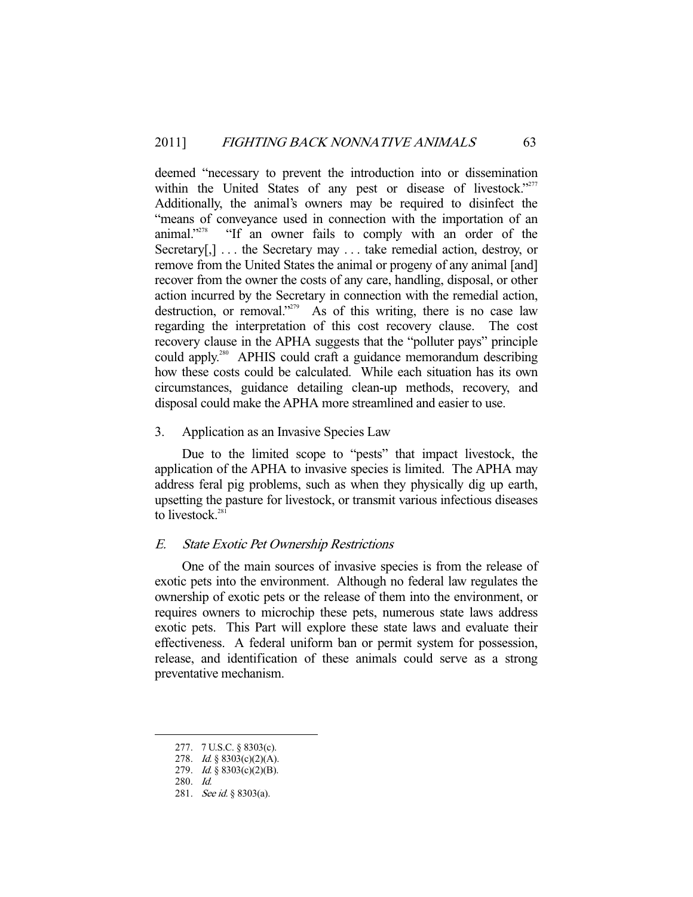deemed "necessary to prevent the introduction into or dissemination within the United States of any pest or disease of livestock."[277] Additionally, the animal's owners may be required to disinfect the "means of conveyance used in connection with the importation of an animal."[278] "If an owner fails to comply with an order of the Secretary[,] . . . the Secretary may . . . take remedial action, destroy, or remove from the United States the animal or progeny of any animal [and] recover from the owner the costs of any care, handling, disposal, or other action incurred by the Secretary in connection with the remedial action, destruction, or removal."[279] As of this writing, there is no case law regarding the interpretation of this cost recovery clause. The cost recovery clause in the APHA suggests that the "polluter pays" principle could apply.[280] APHIS could craft a guidance memorandum describing how these costs could be calculated. While each situation has its own circumstances, guidance detailing clean-up methods, recovery, and disposal could make the APHA more streamlined and easier to use.

### 3. Application as an Invasive Species Law

Due to the limited scope to "pests" that impact livestock, the application of the APHA to invasive species is limited. The APHA may address feral pig problems, such as when they physically dig up earth, upsetting the pasture for livestock, or transmit various infectious diseases to livestock.[281]

## *E. State Exotic Pet Ownership Restrictions*

One of the main sources of invasive species is from the release of exotic pets into the environment. Although no federal law regulates the ownership of exotic pets or the release of them into the environment, or requires owners to microchip these pets, numerous state laws address exotic pets. This Part will explore these state laws and evaluate their effectiveness. A federal uniform ban or permit system for possession, release, and identification of these animals could serve as a strong preventative mechanism.

---

277. 7 U.S.C. § 8303(c).

278. *Id.* § 8303(c)(2)(A).

279. *Id.* § 8303(c)(2)(B).

280. *Id.*

281. *See id.* § 8303(a).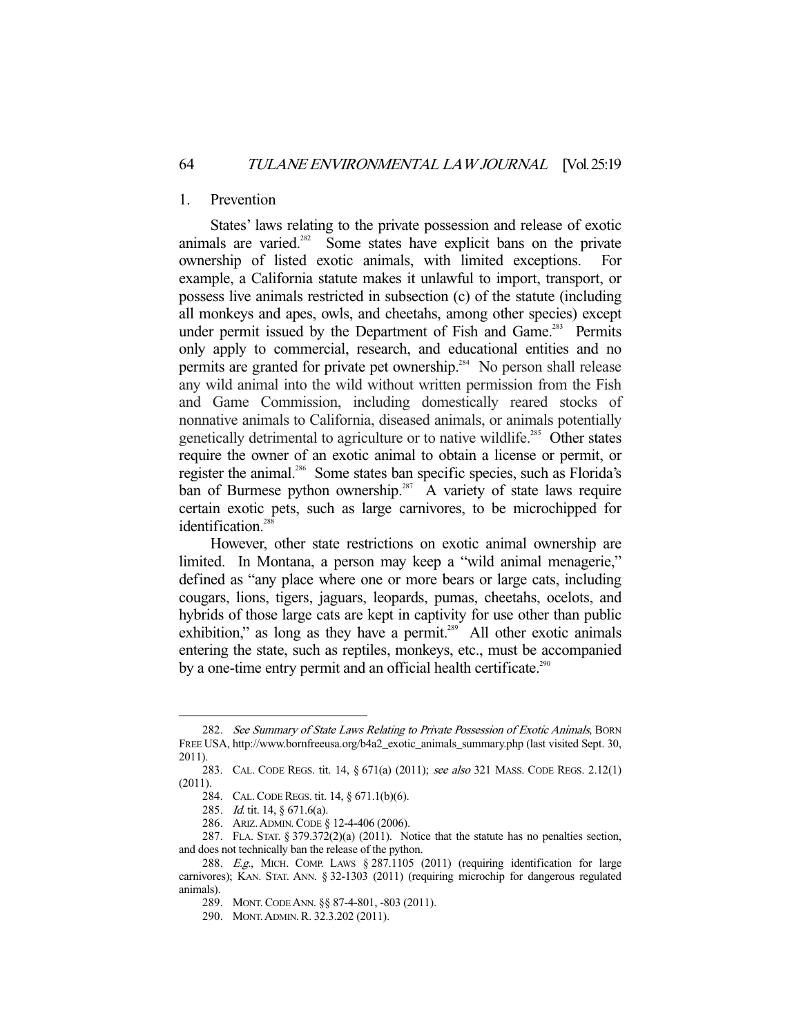### 1. Prevention

States' laws relating to the private possession and release of exotic animals are varied.[282] Some states have explicit bans on the private ownership of listed exotic animals, with limited exceptions. For example, a California statute makes it unlawful to import, transport, or possess live animals restricted in subsection (c) of the statute (including all monkeys and apes, owls, and cheetahs, among other species) except under permit issued by the Department of Fish and Game.[283] Permits only apply to commercial, research, and educational entities and no permits are granted for private pet ownership.[284] No person shall release any wild animal into the wild without written permission from the Fish and Game Commission, including domestically reared stocks of nonnative animals to California, diseased animals, or animals potentially genetically detrimental to agriculture or to native wildlife.[285] Other states require the owner of an exotic animal to obtain a license or permit, or register the animal.[286] Some states ban specific species, such as Florida's ban of Burmese python ownership.[287] A variety of state laws require certain exotic pets, such as large carnivores, to be microchipped for identification.[288]

However, other state restrictions on exotic animal ownership are limited. In Montana, a person may keep a "wild animal menagerie," defined as "any place where one or more bears or large cats, including cougars, lions, tigers, jaguars, leopards, pumas, cheetahs, ocelots, and hybrids of those large cats are kept in captivity for use other than public exhibition," as long as they have a permit.[289] All other exotic animals entering the state, such as reptiles, monkeys, etc., must be accompanied by a one-time entry permit and an official health certificate.[290]

---

282. *See Summary of State Laws Relating to Private Possession of Exotic Animals*, BORN FREE USA, http://www.bornfreeusa.org/b4a2_exotic_animals_summary.php (last visited Sept. 30, 2011).

283. CAL. CODE REGS. tit. 14, § 671(a) (2011); *see also* 321 MASS. CODE REGS. 2.12(1) (2011).

284. CAL. CODE REGS. tit. 14, § 671.1(b)(6).

285. *Id.* tit. 14, § 671.6(a).

286. ARIZ. ADMIN. CODE § 12-4-406 (2006).

287. FLA. STAT. § 379.372(2)(a) (2011). Notice that the statute has no penalties section, and does not technically ban the release of the python.

288. *E.g.*, MICH. COMP. LAWS § 287.1105 (2011) (requiring identification for large carnivores); KAN. STAT. ANN. § 32-1303 (2011) (requiring microchip for dangerous regulated animals).

289. MONT. CODE ANN. §§ 87-4-801, -803 (2011).

290. MONT. ADMIN. R. 32.3.202 (2011).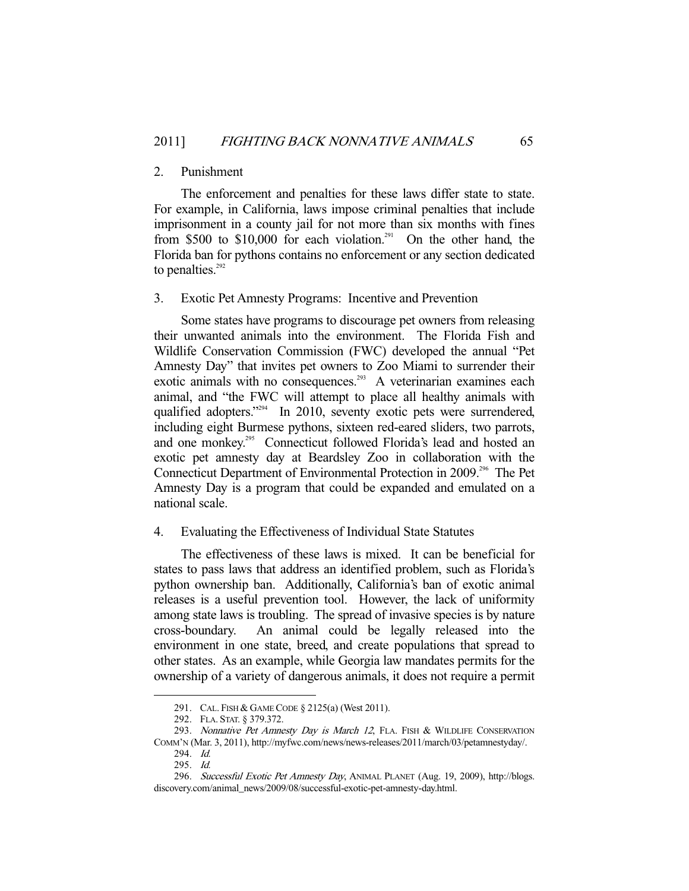### 2. Punishment

The enforcement and penalties for these laws differ state to state. For example, in California, laws impose criminal penalties that include imprisonment in a county jail for not more than six months with fines from $500 to $10,000 for each violation.[291] On the other hand, the Florida ban for pythons contains no enforcement or any section dedicated to penalties.[292]

### 3. Exotic Pet Amnesty Programs: Incentive and Prevention

Some states have programs to discourage pet owners from releasing their unwanted animals into the environment. The Florida Fish and Wildlife Conservation Commission (FWC) developed the annual "Pet Amnesty Day" that invites pet owners to Zoo Miami to surrender their exotic animals with no consequences.[293] A veterinarian examines each animal, and "the FWC will attempt to place all healthy animals with qualified adopters."[294] In 2010, seventy exotic pets were surrendered, including eight Burmese pythons, sixteen red-eared sliders, two parrots, and one monkey.[295] Connecticut followed Florida's lead and hosted an exotic pet amnesty day at Beardsley Zoo in collaboration with the Connecticut Department of Environmental Protection in 2009.[296] The Pet Amnesty Day is a program that could be expanded and emulated on a national scale.

### 4. Evaluating the Effectiveness of Individual State Statutes

The effectiveness of these laws is mixed. It can be beneficial for states to pass laws that address an identified problem, such as Florida's python ownership ban. Additionally, California's ban of exotic animal releases is a useful prevention tool. However, the lack of uniformity among state laws is troubling. The spread of invasive species is by nature cross-boundary. An animal could be legally released into the environment in one state, breed, and create populations that spread to other states. As an example, while Georgia law mandates permits for the ownership of a variety of dangerous animals, it does not require a permit

---

291. CAL. FISH & GAME CODE § 2125(a) (West 2011).

292. FLA. STAT. § 379.372.

293. *Nonnative Pet Amnesty Day is March 12*, FLA. FISH & WILDLIFE CONSERVATION COMM'N (Mar. 3, 2011), http://myfwc.com/news/news-releases/2011/march/03/petamnestyday/.

294. *Id.*

295. *Id.*

296. *Successful Exotic Pet Amnesty Day*, ANIMAL PLANET (Aug. 19, 2009), http://blogs.discovery.com/animal_news/2009/08/successful-exotic-pet-amnesty-day.html.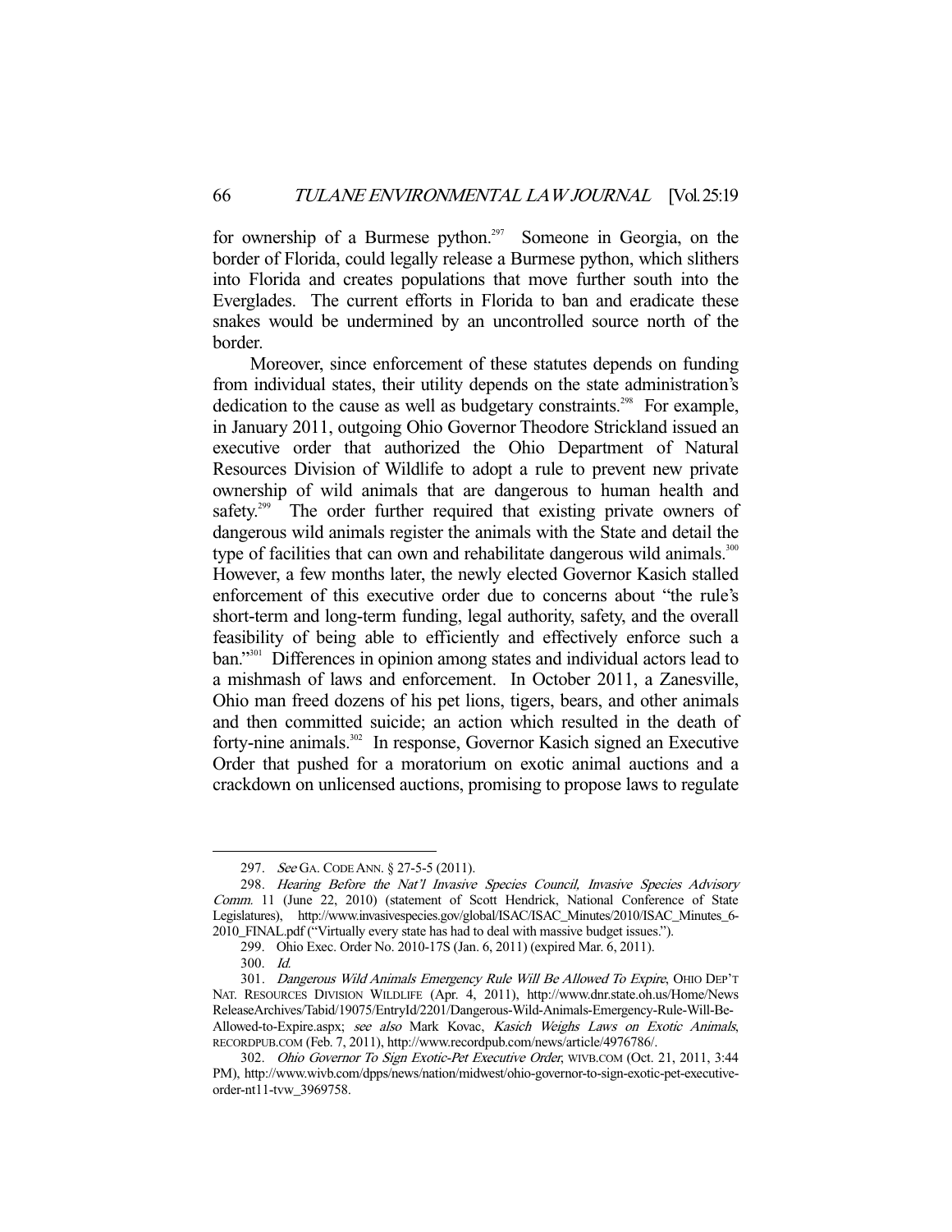for ownership of a Burmese python.[297] Someone in Georgia, on the border of Florida, could legally release a Burmese python, which slithers into Florida and creates populations that move further south into the Everglades. The current efforts in Florida to ban and eradicate these snakes would be undermined by an uncontrolled source north of the border.

Moreover, since enforcement of these statutes depends on funding from individual states, their utility depends on the state administration's dedication to the cause as well as budgetary constraints.[298] For example, in January 2011, outgoing Ohio Governor Theodore Strickland issued an executive order that authorized the Ohio Department of Natural Resources Division of Wildlife to adopt a rule to prevent new private ownership of wild animals that are dangerous to human health and safety.[299] The order further required that existing private owners of dangerous wild animals register the animals with the State and detail the type of facilities that can own and rehabilitate dangerous wild animals.[300] However, a few months later, the newly elected Governor Kasich stalled enforcement of this executive order due to concerns about "the rule's short-term and long-term funding, legal authority, safety, and the overall feasibility of being able to efficiently and effectively enforce such a ban."[301] Differences in opinion among states and individual actors lead to a mishmash of laws and enforcement. In October 2011, a Zanesville, Ohio man freed dozens of his pet lions, tigers, bears, and other animals and then committed suicide; an action which resulted in the death of forty-nine animals.[302] In response, Governor Kasich signed an Executive Order that pushed for a moratorium on exotic animal auctions and a crackdown on unlicensed auctions, promising to propose laws to regulate

---

297. *See* GA. CODE ANN. § 27-5-5 (2011).

298. *Hearing Before the Nat'l Invasive Species Council, Invasive Species Advisory Comm.* 11 (June 22, 2010) (statement of Scott Hendrick, National Conference of State Legislatures), http://www.invasivespecies.gov/global/ISAC/ISAC_Minutes/2010/ISAC_Minutes_6-2010_FINAL.pdf ("Virtually every state has had to deal with massive budget issues.").

299. Ohio Exec. Order No. 2010-17S (Jan. 6, 2011) (expired Mar. 6, 2011).

300. *Id.*

301. *Dangerous Wild Animals Emergency Rule Will Be Allowed To Expire*, OHIO DEP'T NAT. RESOURCES DIVISION WILDLIFE (Apr. 4, 2011), http://www.dnr.state.oh.us/Home/NewsReleaseArchives/Tabid/19075/EntryId/2201/Dangerous-Wild-Animals-Emergency-Rule-Will-Be-Allowed-to-Expire.aspx; *see also* Mark Kovac, *Kasich Weighs Laws on Exotic Animals*, RECORDPUB.COM (Feb. 7, 2011), http://www.recordpub.com/news/article/4976786/.

302. *Ohio Governor To Sign Exotic-Pet Executive Order*, WIVB.COM (Oct. 21, 2011, 3:44 PM), http://www.wivb.com/dpps/news/nation/midwest/ohio-governor-to-sign-exotic-pet-executive-order-nt11-tvw_3969758.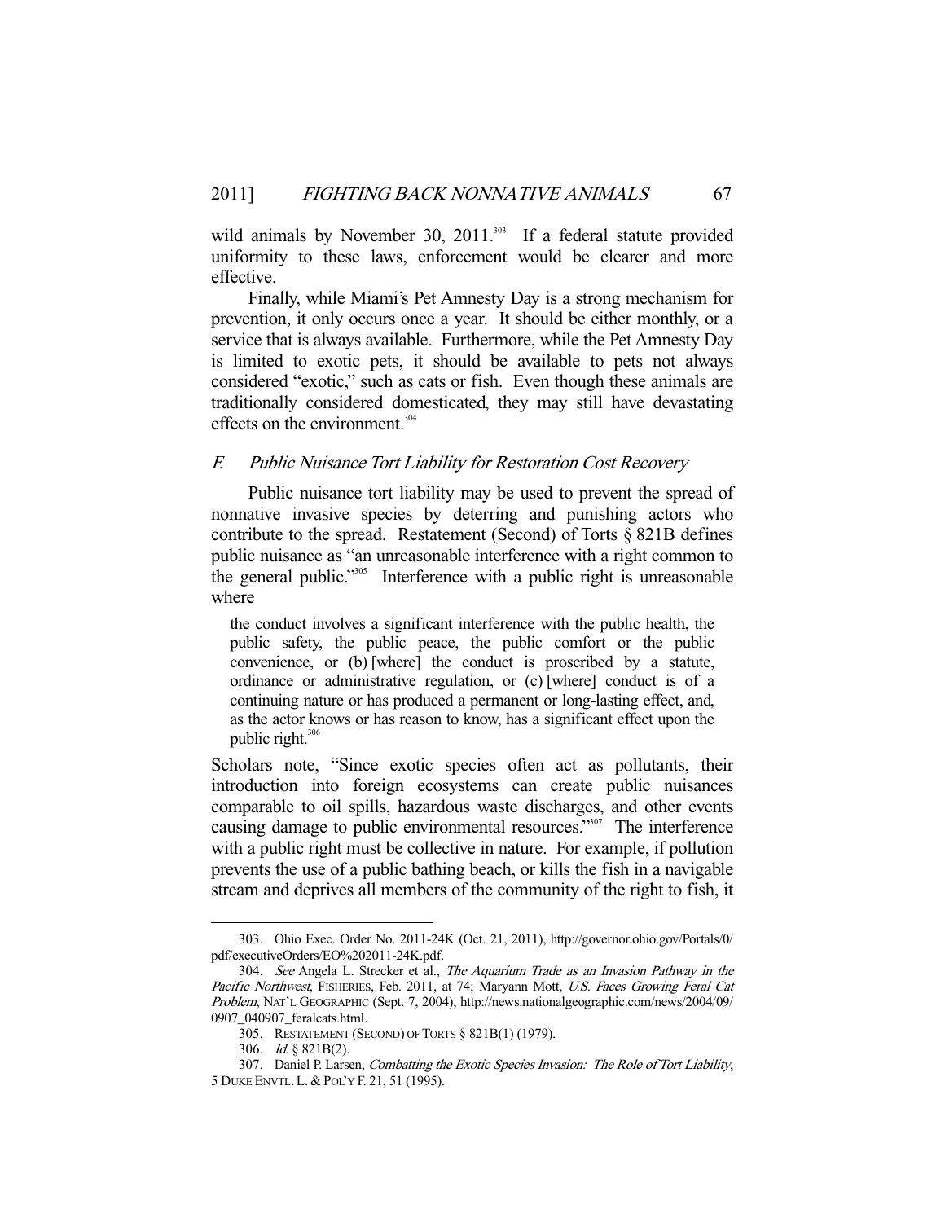wild animals by November 30, 2011.[303] If a federal statute provided uniformity to these laws, enforcement would be clearer and more effective.

Finally, while Miami's Pet Amnesty Day is a strong mechanism for prevention, it only occurs once a year. It should be either monthly, or a service that is always available. Furthermore, while the Pet Amnesty Day is limited to exotic pets, it should be available to pets not always considered "exotic," such as cats or fish. Even though these animals are traditionally considered domesticated, they may still have devastating effects on the environment.[304]

### F. *Public Nuisance Tort Liability for Restoration Cost Recovery*

Public nuisance tort liability may be used to prevent the spread of nonnative invasive species by deterring and punishing actors who contribute to the spread. Restatement (Second) of Torts § 821B defines public nuisance as "an unreasonable interference with a right common to the general public."[305] Interference with a public right is unreasonable where

> the conduct involves a significant interference with the public health, the public safety, the public peace, the public comfort or the public convenience, or (b) [where] the conduct is proscribed by a statute, ordinance or administrative regulation, or (c) [where] conduct is of a continuing nature or has produced a permanent or long-lasting effect, and, as the actor knows or has reason to know, has a significant effect upon the public right.[306]

Scholars note, "Since exotic species often act as pollutants, their introduction into foreign ecosystems can create public nuisances comparable to oil spills, hazardous waste discharges, and other events causing damage to public environmental resources."[307] The interference with a public right must be collective in nature. For example, if pollution prevents the use of a public bathing beach, or kills the fish in a navigable stream and deprives all members of the community of the right to fish, it

---

303. Ohio Exec. Order No. 2011-24K (Oct. 21, 2011), http://governor.ohio.gov/Portals/0/pdf/executiveOrders/EO%202011-24K.pdf.

304. *See* Angela L. Strecker et al., *The Aquarium Trade as an Invasion Pathway in the Pacific Northwest*, FISHERIES, Feb. 2011, at 74; Maryann Mott, *U.S. Faces Growing Feral Cat Problem*, NAT'L GEOGRAPHIC (Sept. 7, 2004), http://news.nationalgeographic.com/news/2004/09/0907_040907_feralcats.html.

305. RESTATEMENT (SECOND) OF TORTS § 821B(1) (1979).

306. *Id.* § 821B(2).

307. Daniel P. Larsen, *Combatting the Exotic Species Invasion: The Role of Tort Liability*, 5 DUKE ENVTL. L. & POL'Y F. 21, 51 (1995).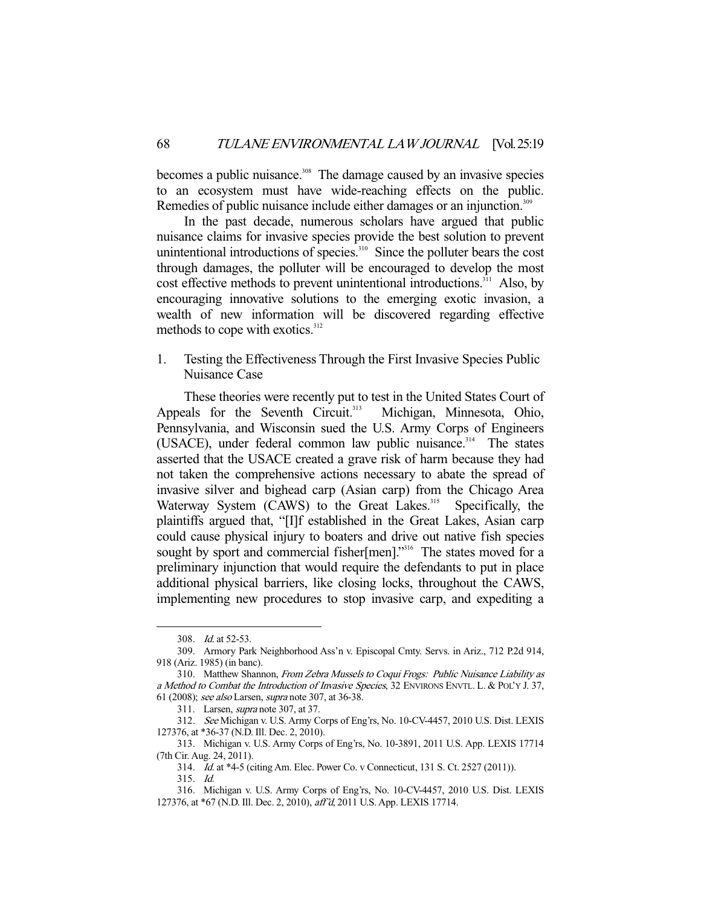becomes a public nuisance.[308] The damage caused by an invasive species to an ecosystem must have wide-reaching effects on the public. Remedies of public nuisance include either damages or an injunction.[309]

In the past decade, numerous scholars have argued that public nuisance claims for invasive species provide the best solution to prevent unintentional introductions of species.[310] Since the polluter bears the cost through damages, the polluter will be encouraged to develop the most cost effective methods to prevent unintentional introductions.[311] Also, by encouraging innovative solutions to the emerging exotic invasion, a wealth of new information will be discovered regarding effective methods to cope with exotics.[312]

### 1. Testing the Effectiveness Through the First Invasive Species Public Nuisance Case

These theories were recently put to test in the United States Court of Appeals for the Seventh Circuit.[313] Michigan, Minnesota, Ohio, Pennsylvania, and Wisconsin sued the U.S. Army Corps of Engineers (USACE), under federal common law public nuisance.[314] The states asserted that the USACE created a grave risk of harm because they had not taken the comprehensive actions necessary to abate the spread of invasive silver and bighead carp (Asian carp) from the Chicago Area Waterway System (CAWS) to the Great Lakes.[315] Specifically, the plaintiffs argued that, "[I]f established in the Great Lakes, Asian carp could cause physical injury to boaters and drive out native fish species sought by sport and commercial fisher[men]."[316] The states moved for a preliminary injunction that would require the defendants to put in place additional physical barriers, like closing locks, throughout the CAWS, implementing new procedures to stop invasive carp, and expediting a

---

308. *Id.* at 52-53.

309. Armory Park Neighborhood Ass'n v. Episcopal Cmty. Servs. in Ariz., 712 P.2d 914, 918 (Ariz. 1985) (in banc).

310. Matthew Shannon, *From Zebra Mussels to Coqui Frogs: Public Nuisance Liability as a Method to Combat the Introduction of Invasive Species*, 32 ENVIRONS ENVTL. L. & POL'Y J. 37, 61 (2008); *see also* Larsen, *supra* note 307, at 36-38.

311. Larsen, *supra* note 307, at 37.

312. *See* Michigan v. U.S. Army Corps of Eng'rs, No. 10-CV-4457, 2010 U.S. Dist. LEXIS 127376, at *36-37 (N.D. Ill. Dec. 2, 2010).

313. Michigan v. U.S. Army Corps of Eng'rs, No. 10-3891, 2011 U.S. App. LEXIS 17714 (7th Cir. Aug. 24, 2011).

314. *Id.* at *4-5 (citing Am. Elec. Power Co. v Connecticut, 131 S. Ct. 2527 (2011)).

315. *Id.*

316. Michigan v. U.S. Army Corps of Eng'rs, No. 10-CV-4457, 2010 U.S. Dist. LEXIS 127376, at *67 (N.D. Ill. Dec. 2, 2010), *aff'd*, 2011 U.S. App. LEXIS 17714.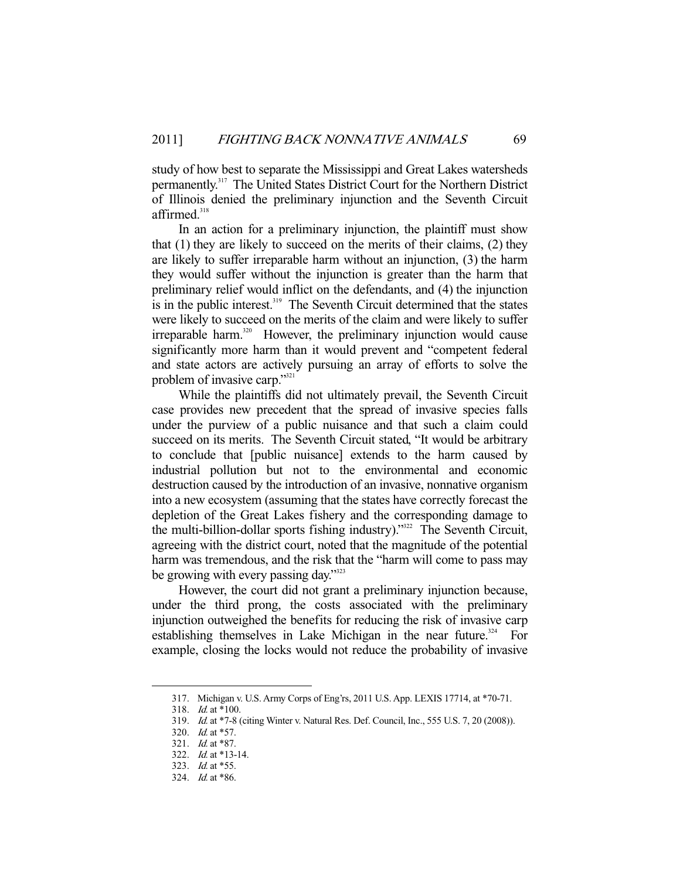study of how best to separate the Mississippi and Great Lakes watersheds permanently.[317] The United States District Court for the Northern District of Illinois denied the preliminary injunction and the Seventh Circuit affirmed.[318]

In an action for a preliminary injunction, the plaintiff must show that (1) they are likely to succeed on the merits of their claims, (2) they are likely to suffer irreparable harm without an injunction, (3) the harm they would suffer without the injunction is greater than the harm that preliminary relief would inflict on the defendants, and (4) the injunction is in the public interest.[319] The Seventh Circuit determined that the states were likely to succeed on the merits of the claim and were likely to suffer irreparable harm.[320] However, the preliminary injunction would cause significantly more harm than it would prevent and "competent federal and state actors are actively pursuing an array of efforts to solve the problem of invasive carp."[321]

While the plaintiffs did not ultimately prevail, the Seventh Circuit case provides new precedent that the spread of invasive species falls under the purview of a public nuisance and that such a claim could succeed on its merits. The Seventh Circuit stated, "It would be arbitrary to conclude that [public nuisance] extends to the harm caused by industrial pollution but not to the environmental and economic destruction caused by the introduction of an invasive, nonnative organism into a new ecosystem (assuming that the states have correctly forecast the depletion of the Great Lakes fishery and the corresponding damage to the multi-billion-dollar sports fishing industry)."[322] The Seventh Circuit, agreeing with the district court, noted that the magnitude of the potential harm was tremendous, and the risk that the "harm will come to pass may be growing with every passing day."[323]

However, the court did not grant a preliminary injunction because, under the third prong, the costs associated with the preliminary injunction outweighed the benefits for reducing the risk of invasive carp establishing themselves in Lake Michigan in the near future.[324] For example, closing the locks would not reduce the probability of invasive

---

317. Michigan v. U.S. Army Corps of Eng'rs, 2011 U.S. App. LEXIS 17714, at *70-71.

318. *Id.* at *100.

319. *Id.* at *7-8 (citing Winter v. Natural Res. Def. Council, Inc., 555 U.S. 7, 20 (2008)).

320. *Id.* at *57.

321. *Id.* at *87.

322. *Id.* at *13-14.

323. *Id.* at *55.

324. *Id.* at *86.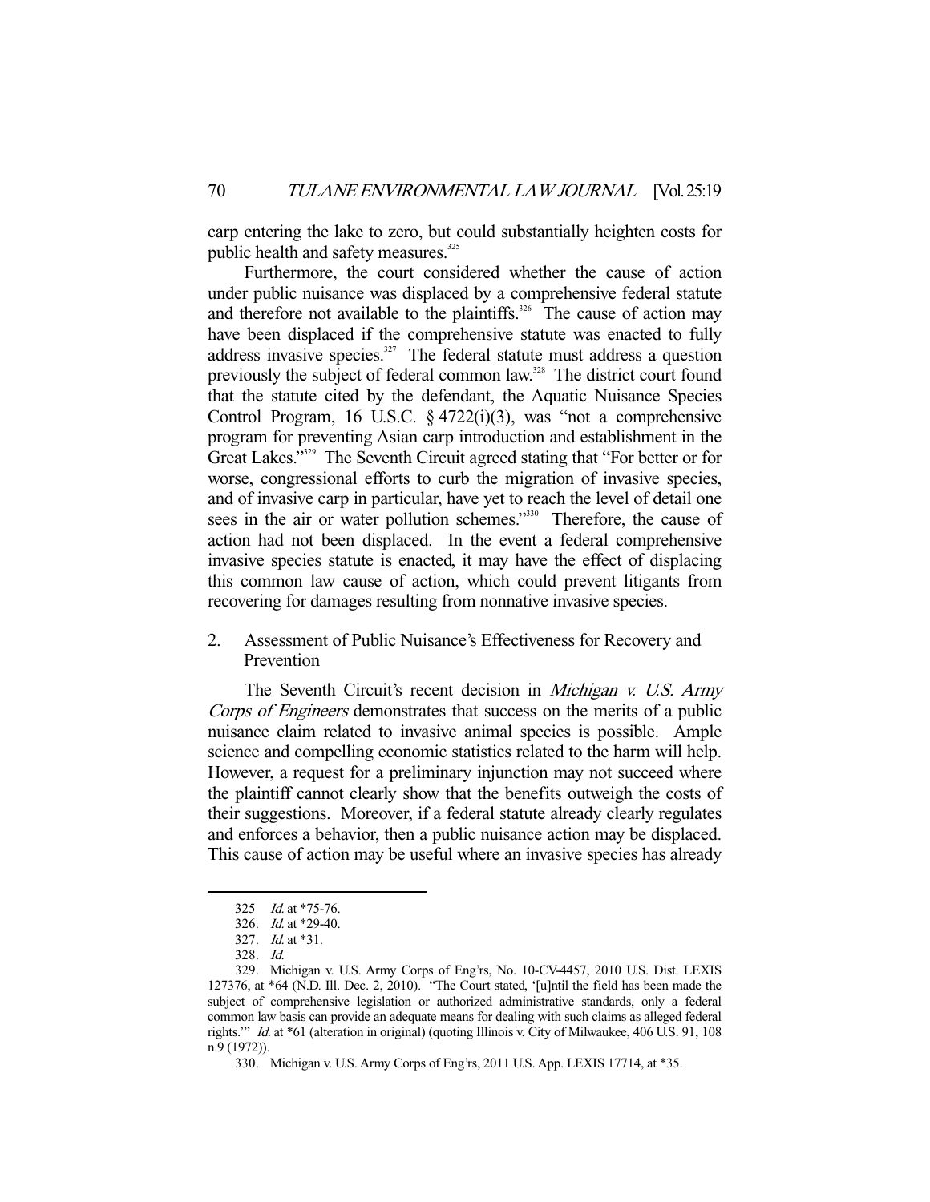carp entering the lake to zero, but could substantially heighten costs for public health and safety measures.[325]

Furthermore, the court considered whether the cause of action under public nuisance was displaced by a comprehensive federal statute and therefore not available to the plaintiffs.[326] The cause of action may have been displaced if the comprehensive statute was enacted to fully address invasive species.[327] The federal statute must address a question previously the subject of federal common law.[328] The district court found that the statute cited by the defendant, the Aquatic Nuisance Species Control Program, 16 U.S.C. § 4722(i)(3), was "not a comprehensive program for preventing Asian carp introduction and establishment in the Great Lakes."[329] The Seventh Circuit agreed stating that "For better or for worse, congressional efforts to curb the migration of invasive species, and of invasive carp in particular, have yet to reach the level of detail one sees in the air or water pollution schemes."[330] Therefore, the cause of action had not been displaced. In the event a federal comprehensive invasive species statute is enacted, it may have the effect of displacing this common law cause of action, which could prevent litigants from recovering for damages resulting from nonnative invasive species.

### 2. Assessment of Public Nuisance's Effectiveness for Recovery and Prevention

The Seventh Circuit's recent decision in *Michigan v. U.S. Army Corps of Engineers* demonstrates that success on the merits of a public nuisance claim related to invasive animal species is possible. Ample science and compelling economic statistics related to the harm will help. However, a request for a preliminary injunction may not succeed where the plaintiff cannot clearly show that the benefits outweigh the costs of their suggestions. Moreover, if a federal statute already clearly regulates and enforces a behavior, then a public nuisance action may be displaced. This cause of action may be useful where an invasive species has already

---

325 *Id.* at *75-76.

326. *Id.* at *29-40.

327. *Id.* at *31.

328. *Id.*

329. Michigan v. U.S. Army Corps of Eng'rs, No. 10-CV-4457, 2010 U.S. Dist. LEXIS 127376, at *64 (N.D. Ill. Dec. 2, 2010). "The Court stated, '[u]ntil the field has been made the subject of comprehensive legislation or authorized administrative standards, only a federal common law basis can provide an adequate means for dealing with such claims as alleged federal rights.'" *Id.* at *61 (alteration in original) (quoting Illinois v. City of Milwaukee, 406 U.S. 91, 108 n.9 (1972)).

330. Michigan v. U.S. Army Corps of Eng'rs, 2011 U.S. App. LEXIS 17714, at *35.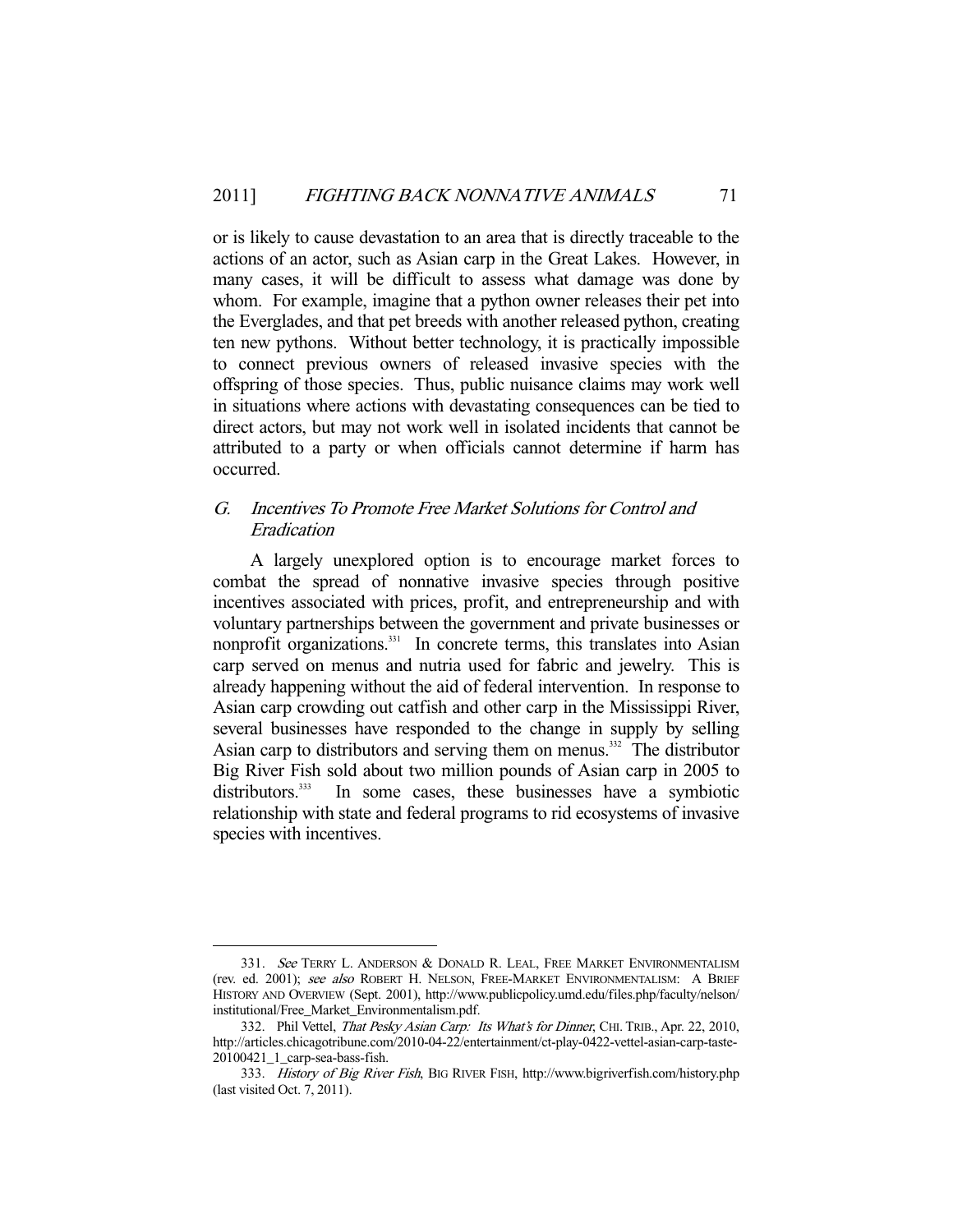or is likely to cause devastation to an area that is directly traceable to the actions of an actor, such as Asian carp in the Great Lakes. However, in many cases, it will be difficult to assess what damage was done by whom. For example, imagine that a python owner releases their pet into the Everglades, and that pet breeds with another released python, creating ten new pythons. Without better technology, it is practically impossible to connect previous owners of released invasive species with the offspring of those species. Thus, public nuisance claims may work well in situations where actions with devastating consequences can be tied to direct actors, but may not work well in isolated incidents that cannot be attributed to a party or when officials cannot determine if harm has occurred.

### *G. Incentives To Promote Free Market Solutions for Control and Eradication*

A largely unexplored option is to encourage market forces to combat the spread of nonnative invasive species through positive incentives associated with prices, profit, and entrepreneurship and with voluntary partnerships between the government and private businesses or nonprofit organizations.[331] In concrete terms, this translates into Asian carp served on menus and nutria used for fabric and jewelry. This is already happening without the aid of federal intervention. In response to Asian carp crowding out catfish and other carp in the Mississippi River, several businesses have responded to the change in supply by selling Asian carp to distributors and serving them on menus.[332] The distributor Big River Fish sold about two million pounds of Asian carp in 2005 to distributors.[333] In some cases, these businesses have a symbiotic relationship with state and federal programs to rid ecosystems of invasive species with incentives.

---

331. *See* TERRY L. ANDERSON & DONALD R. LEAL, FREE MARKET ENVIRONMENTALISM (rev. ed. 2001); *see also* ROBERT H. NELSON, FREE-MARKET ENVIRONMENTALISM: A BRIEF HISTORY AND OVERVIEW (Sept. 2001), http://www.publicpolicy.umd.edu/files.php/faculty/nelson/institutional/Free_Market_Environmentalism.pdf.

332. Phil Vettel, *That Pesky Asian Carp: Its What's for Dinner*, CHI. TRIB., Apr. 22, 2010, http://articles.chicagotribune.com/2010-04-22/entertainment/ct-play-0422-vettel-asian-carp-taste-20100421_1_carp-sea-bass-fish.

333. *History of Big River Fish*, BIG RIVER FISH, http://www.bigriverfish.com/history.php (last visited Oct. 7, 2011).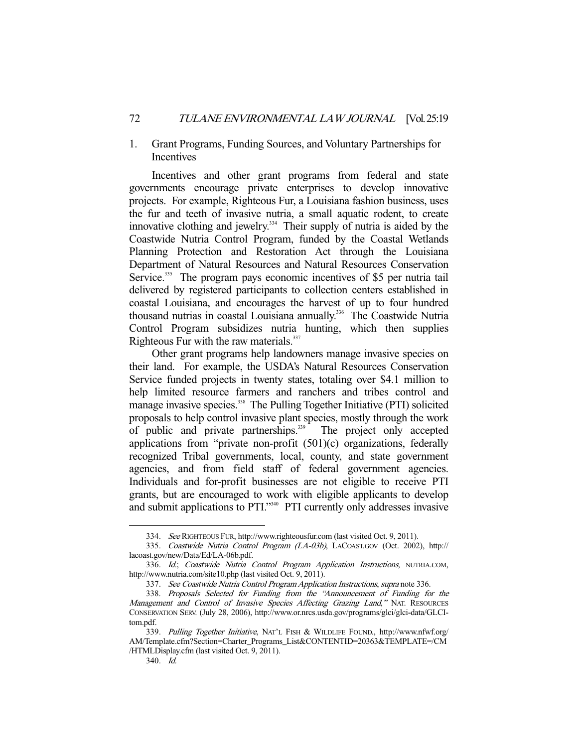### 1. Grant Programs, Funding Sources, and Voluntary Partnerships for Incentives

Incentives and other grant programs from federal and state governments encourage private enterprises to develop innovative projects. For example, Righteous Fur, a Louisiana fashion business, uses the fur and teeth of invasive nutria, a small aquatic rodent, to create innovative clothing and jewelry.[334] Their supply of nutria is aided by the Coastwide Nutria Control Program, funded by the Coastal Wetlands Planning Protection and Restoration Act through the Louisiana Department of Natural Resources and Natural Resources Conservation Service.[335] The program pays economic incentives of $5 per nutria tail delivered by registered participants to collection centers established in coastal Louisiana, and encourages the harvest of up to four hundred thousand nutrias in coastal Louisiana annually.[336] The Coastwide Nutria Control Program subsidizes nutria hunting, which then supplies Righteous Fur with the raw materials.[337]

Other grant programs help landowners manage invasive species on their land. For example, the USDA's Natural Resources Conservation Service funded projects in twenty states, totaling over $4.1 million to help limited resource farmers and ranchers and tribes control and manage invasive species.[338] The Pulling Together Initiative (PTI) solicited proposals to help control invasive plant species, mostly through the work of public and private partnerships.[339] The project only accepted applications from "private non-profit (501)(c) organizations, federally recognized Tribal governments, local, county, and state government agencies, and from field staff of federal government agencies. Individuals and for-profit businesses are not eligible to receive PTI grants, but are encouraged to work with eligible applicants to develop and submit applications to PTI."[340] PTI currently only addresses invasive

---

334. *See* RIGHTEOUS FUR, http://www.righteousfur.com (last visited Oct. 9, 2011).

335. *Coastwide Nutria Control Program (LA-03b)*, LACOAST.GOV (Oct. 2002), http://lacoast.gov/new/Data/Ed/LA-06b.pdf.

336. *Id.*; *Coastwide Nutria Control Program Application Instructions*, NUTRIA.COM, http://www.nutria.com/site10.php (last visited Oct. 9, 2011).

337. *See Coastwide Nutria Control Program Application Instructions*, *supra* note 336.

338. *Proposals Selected for Funding from the "Announcement of Funding for the Management and Control of Invasive Species Affecting Grazing Land,"* NAT. RESOURCES CONSERVATION SERV. (July 28, 2006), http://www.or.nrcs.usda.gov/programs/glci/glci-data/GLCI-tom.pdf.

339. *Pulling Together Initiative*, NAT'L FISH & WILDLIFE FOUND., http://www.nfwf.org/AM/Template.cfm?Section=Charter_Programs_List&CONTENTID=20363&TEMPLATE=/CM/HTMLDisplay.cfm (last visited Oct. 9, 2011).

340. *Id.*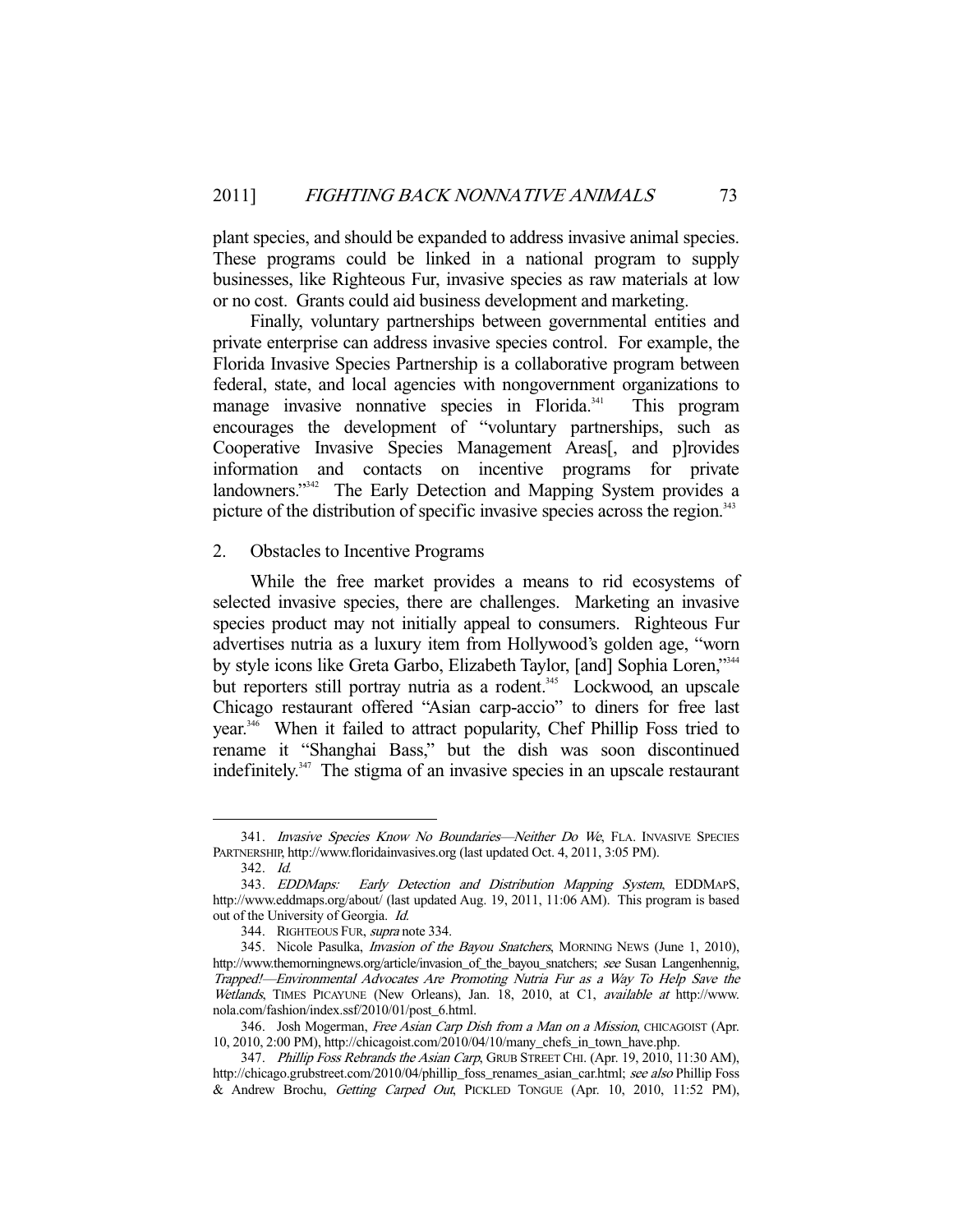plant species, and should be expanded to address invasive animal species. These programs could be linked in a national program to supply businesses, like Righteous Fur, invasive species as raw materials at low or no cost. Grants could aid business development and marketing.

Finally, voluntary partnerships between governmental entities and private enterprise can address invasive species control. For example, the Florida Invasive Species Partnership is a collaborative program between federal, state, and local agencies with nongovernment organizations to manage invasive nonnative species in Florida.[341] This program encourages the development of "voluntary partnerships, such as Cooperative Invasive Species Management Areas[, and p]rovides information and contacts on incentive programs for private landowners."[342] The Early Detection and Mapping System provides a picture of the distribution of specific invasive species across the region.[343]

### 2. Obstacles to Incentive Programs

While the free market provides a means to rid ecosystems of selected invasive species, there are challenges. Marketing an invasive species product may not initially appeal to consumers. Righteous Fur advertises nutria as a luxury item from Hollywood's golden age, "worn by style icons like Greta Garbo, Elizabeth Taylor, [and] Sophia Loren,"[344] but reporters still portray nutria as a rodent.[345] Lockwood, an upscale Chicago restaurant offered "Asian carp-accio" to diners for free last year.[346] When it failed to attract popularity, Chef Phillip Foss tried to rename it "Shanghai Bass," but the dish was soon discontinued indefinitely.[347] The stigma of an invasive species in an upscale restaurant

---

341. *Invasive Species Know No Boundaries—Neither Do We*, FLA. INVASIVE SPECIES PARTNERSHIP, http://www.floridainvasives.org (last updated Oct. 4, 2011, 3:05 PM).

342. *Id.*

343. *EDDMaps: Early Detection and Distribution Mapping System*, EDDMAPS, http://www.eddmaps.org/about/ (last updated Aug. 19, 2011, 11:06 AM). This program is based out of the University of Georgia. *Id.*

344. RIGHTEOUS FUR, *supra* note 334.

345. Nicole Pasulka, *Invasion of the Bayou Snatchers*, MORNING NEWS (June 1, 2010), http://www.themorningnews.org/article/invasion_of_the_bayou_snatchers; *see* Susan Langenhennig, *Trapped!—Environmental Advocates Are Promoting Nutria Fur as a Way To Help Save the Wetlands*, TIMES PICAYUNE (New Orleans), Jan. 18, 2010, at C1, *available at* http://www.nola.com/fashion/index.ssf/2010/01/post_6.html.

346. Josh Mogerman, *Free Asian Carp Dish from a Man on a Mission*, CHICAGOIST (Apr. 10, 2010, 2:00 PM), http://chicagoist.com/2010/04/10/many_chefs_in_town_have.php.

347. *Phillip Foss Rebrands the Asian Carp*, GRUB STREET CHI. (Apr. 19, 2010, 11:30 AM), http://chicago.grubstreet.com/2010/04/phillip_foss_renames_asian_car.html; *see also* Phillip Foss & Andrew Brochu, *Getting Carped Out*, PICKLED TONGUE (Apr. 10, 2010, 11:52 PM),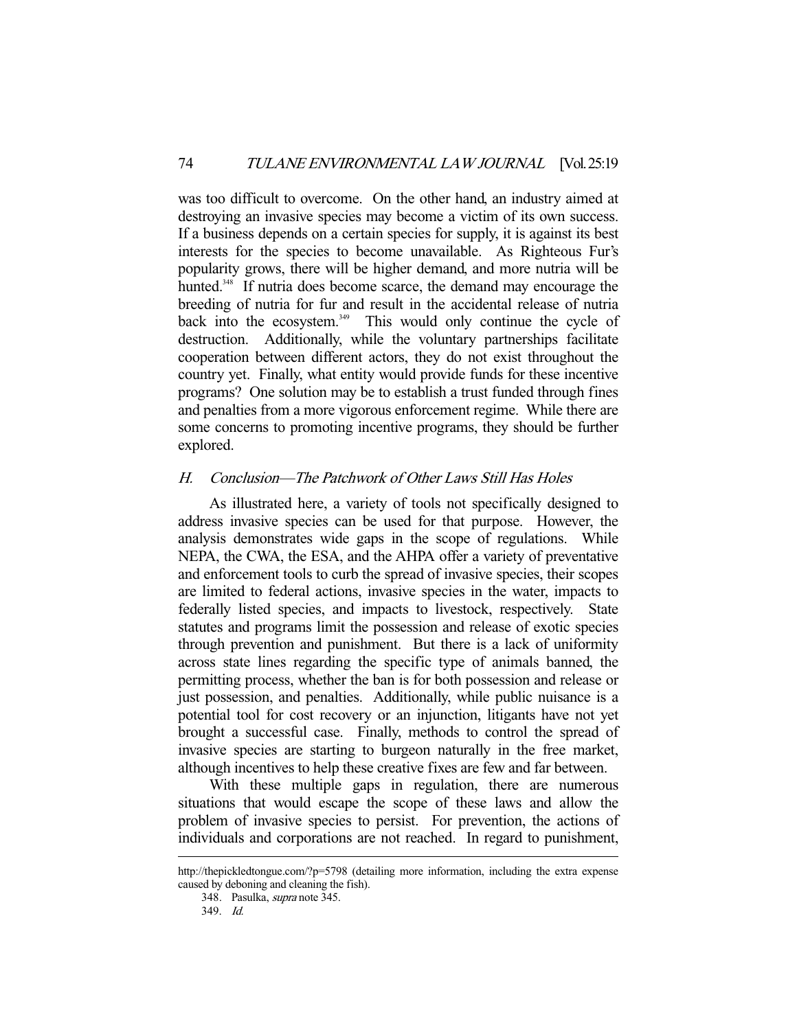was too difficult to overcome. On the other hand, an industry aimed at destroying an invasive species may become a victim of its own success. If a business depends on a certain species for supply, it is against its best interests for the species to become unavailable. As Righteous Fur's popularity grows, there will be higher demand, and more nutria will be hunted.[348] If nutria does become scarce, the demand may encourage the breeding of nutria for fur and result in the accidental release of nutria back into the ecosystem.[349] This would only continue the cycle of destruction. Additionally, while the voluntary partnerships facilitate cooperation between different actors, they do not exist throughout the country yet. Finally, what entity would provide funds for these incentive programs? One solution may be to establish a trust funded through fines and penalties from a more vigorous enforcement regime. While there are some concerns to promoting incentive programs, they should be further explored.

### H. *Conclusion—The Patchwork of Other Laws Still Has Holes*

As illustrated here, a variety of tools not specifically designed to address invasive species can be used for that purpose. However, the analysis demonstrates wide gaps in the scope of regulations. While NEPA, the CWA, the ESA, and the AHPA offer a variety of preventative and enforcement tools to curb the spread of invasive species, their scopes are limited to federal actions, invasive species in the water, impacts to federally listed species, and impacts to livestock, respectively. State statutes and programs limit the possession and release of exotic species through prevention and punishment. But there is a lack of uniformity across state lines regarding the specific type of animals banned, the permitting process, whether the ban is for both possession and release or just possession, and penalties. Additionally, while public nuisance is a potential tool for cost recovery or an injunction, litigants have not yet brought a successful case. Finally, methods to control the spread of invasive species are starting to burgeon naturally in the free market, although incentives to help these creative fixes are few and far between.

With these multiple gaps in regulation, there are numerous situations that would escape the scope of these laws and allow the problem of invasive species to persist. For prevention, the actions of individuals and corporations are not reached. In regard to punishment,

---

http://thepickledtongue.com/?p=5798 (detailing more information, including the extra expense caused by deboning and cleaning the fish).

348. Pasulka, *supra* note 345.

349. *Id.*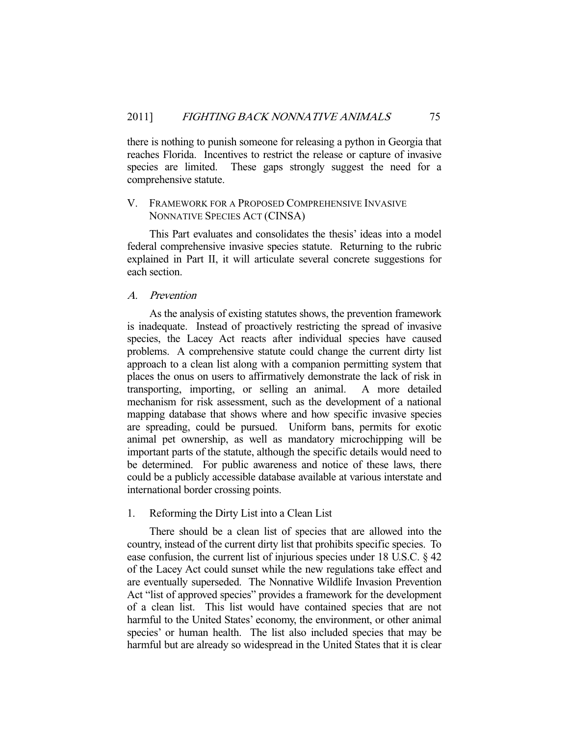there is nothing to punish someone for releasing a python in Georgia that reaches Florida. Incentives to restrict the release or capture of invasive species are limited. These gaps strongly suggest the need for a comprehensive statute.

## V. FRAMEWORK FOR A PROPOSED COMPREHENSIVE INVASIVE NONNATIVE SPECIES ACT (CINSA)

This Part evaluates and consolidates the thesis' ideas into a model federal comprehensive invasive species statute. Returning to the rubric explained in Part II, it will articulate several concrete suggestions for each section.

### A. *Prevention*

As the analysis of existing statutes shows, the prevention framework is inadequate. Instead of proactively restricting the spread of invasive species, the Lacey Act reacts after individual species have caused problems. A comprehensive statute could change the current dirty list approach to a clean list along with a companion permitting system that places the onus on users to affirmatively demonstrate the lack of risk in transporting, importing, or selling an animal. A more detailed mechanism for risk assessment, such as the development of a national mapping database that shows where and how specific invasive species are spreading, could be pursued. Uniform bans, permits for exotic animal pet ownership, as well as mandatory microchipping will be important parts of the statute, although the specific details would need to be determined. For public awareness and notice of these laws, there could be a publicly accessible database available at various interstate and international border crossing points.

#### 1. Reforming the Dirty List into a Clean List

There should be a clean list of species that are allowed into the country, instead of the current dirty list that prohibits specific species. To ease confusion, the current list of injurious species under 18 U.S.C. § 42 of the Lacey Act could sunset while the new regulations take effect and are eventually superseded. The Nonnative Wildlife Invasion Prevention Act "list of approved species" provides a framework for the development of a clean list. This list would have contained species that are not harmful to the United States' economy, the environment, or other animal species' or human health. The list also included species that may be harmful but are already so widespread in the United States that it is clear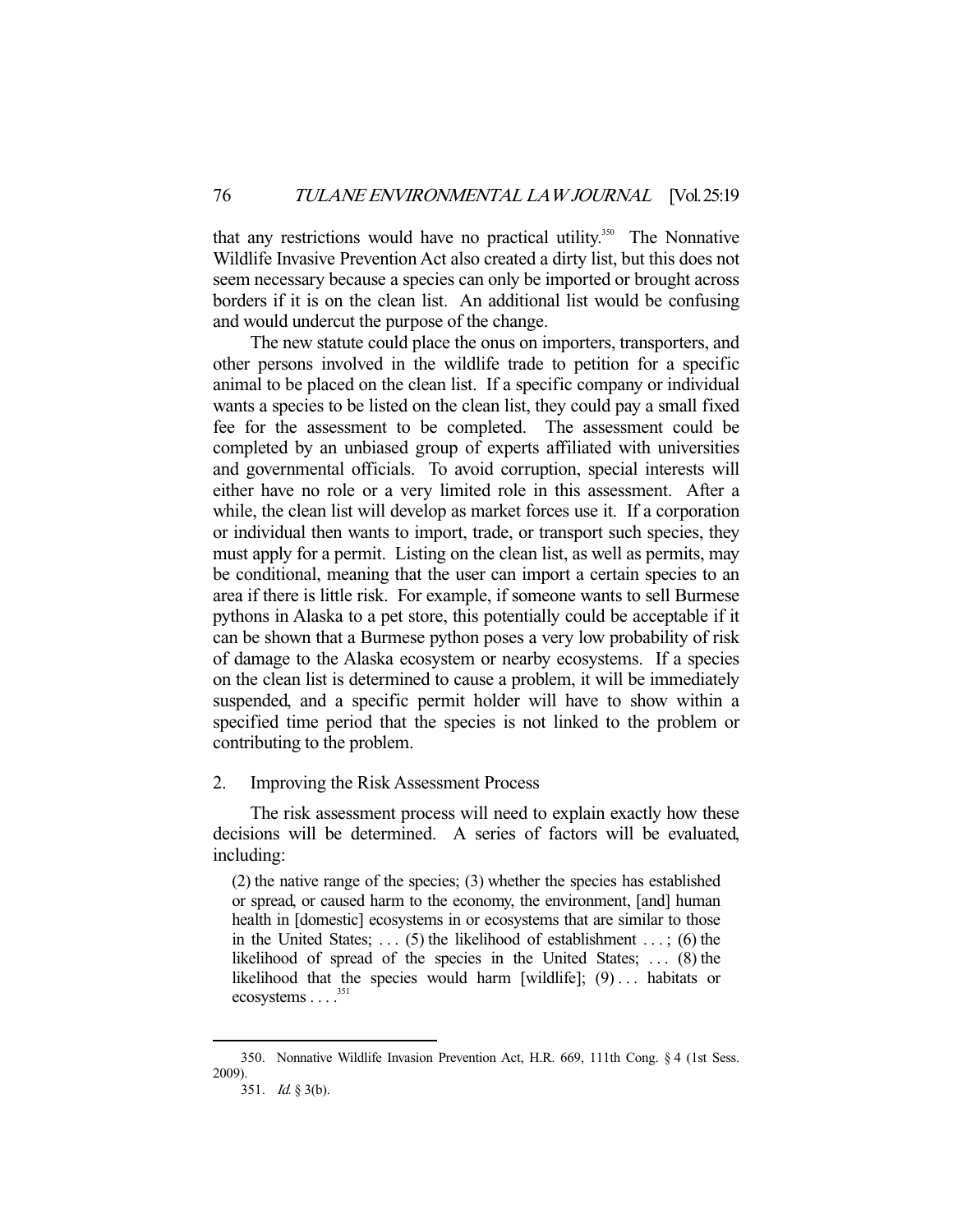that any restrictions would have no practical utility.[350] The Nonnative Wildlife Invasive Prevention Act also created a dirty list, but this does not seem necessary because a species can only be imported or brought across borders if it is on the clean list. An additional list would be confusing and would undercut the purpose of the change.

The new statute could place the onus on importers, transporters, and other persons involved in the wildlife trade to petition for a specific animal to be placed on the clean list. If a specific company or individual wants a species to be listed on the clean list, they could pay a small fixed fee for the assessment to be completed. The assessment could be completed by an unbiased group of experts affiliated with universities and governmental officials. To avoid corruption, special interests will either have no role or a very limited role in this assessment. After a while, the clean list will develop as market forces use it. If a corporation or individual then wants to import, trade, or transport such species, they must apply for a permit. Listing on the clean list, as well as permits, may be conditional, meaning that the user can import a certain species to an area if there is little risk. For example, if someone wants to sell Burmese pythons in Alaska to a pet store, this potentially could be acceptable if it can be shown that a Burmese python poses a very low probability of risk of damage to the Alaska ecosystem or nearby ecosystems. If a species on the clean list is determined to cause a problem, it will be immediately suspended, and a specific permit holder will have to show within a specified time period that the species is not linked to the problem or contributing to the problem.

### 2. Improving the Risk Assessment Process

The risk assessment process will need to explain exactly how these decisions will be determined. A series of factors will be evaluated, including:

> (2) the native range of the species; (3) whether the species has established or spread, or caused harm to the economy, the environment, [and] human health in [domestic] ecosystems in or ecosystems that are similar to those in the United States; . . . (5) the likelihood of establishment . . . ; (6) the likelihood of spread of the species in the United States; . . . (8) the likelihood that the species would harm [wildlife]; (9) . . . habitats or ecosystems . . . .[351]

---

350. Nonnative Wildlife Invasion Prevention Act, H.R. 669, 111th Cong. § 4 (1st Sess. 2009).

351. *Id.* § 3(b).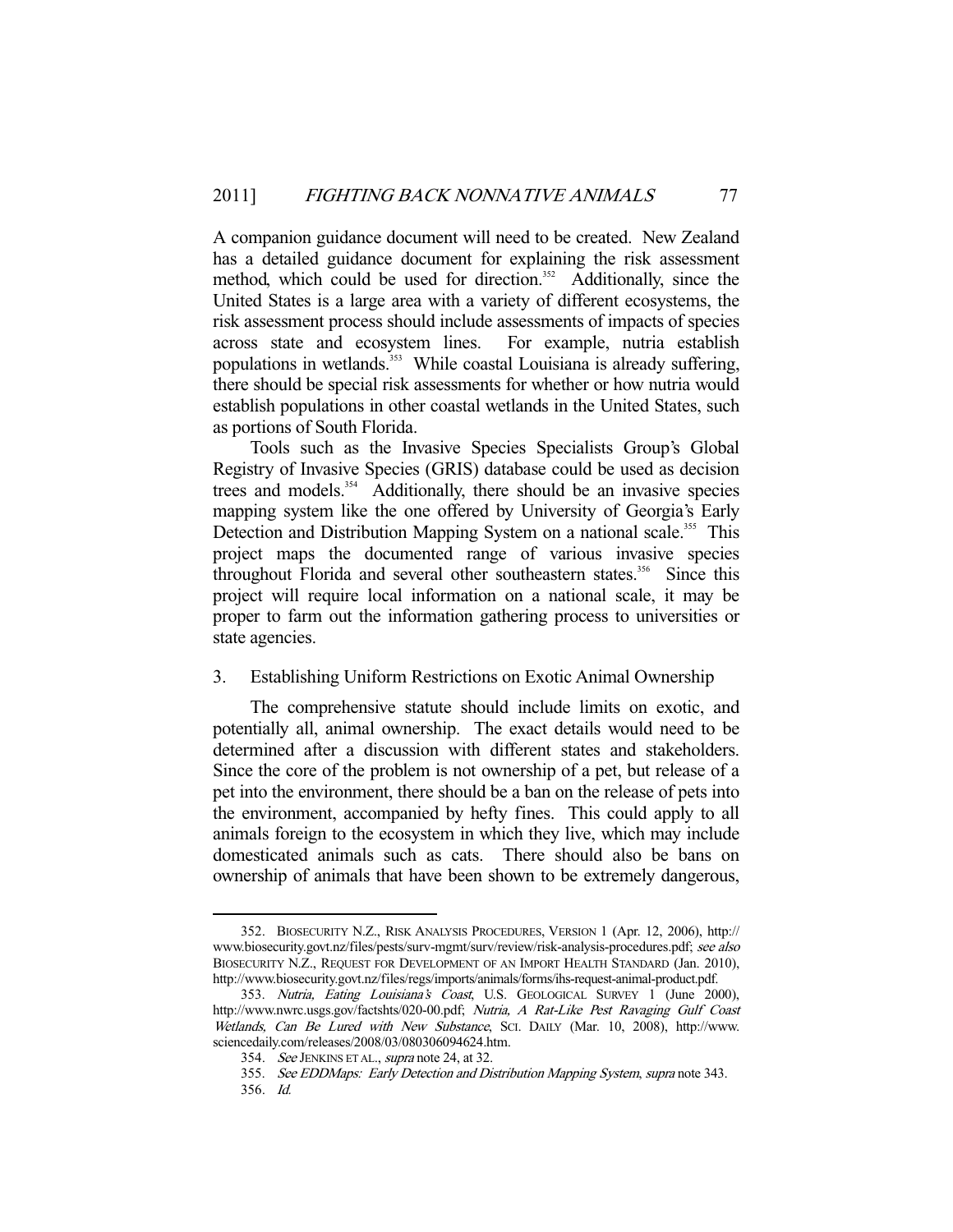A companion guidance document will need to be created. New Zealand has a detailed guidance document for explaining the risk assessment method, which could be used for direction.[352] Additionally, since the United States is a large area with a variety of different ecosystems, the risk assessment process should include assessments of impacts of species across state and ecosystem lines. For example, nutria establish populations in wetlands.[353] While coastal Louisiana is already suffering, there should be special risk assessments for whether or how nutria would establish populations in other coastal wetlands in the United States, such as portions of South Florida.

Tools such as the Invasive Species Specialists Group's Global Registry of Invasive Species (GRIS) database could be used as decision trees and models.[354] Additionally, there should be an invasive species mapping system like the one offered by University of Georgia's Early Detection and Distribution Mapping System on a national scale.[355] This project maps the documented range of various invasive species throughout Florida and several other southeastern states.[356] Since this project will require local information on a national scale, it may be proper to farm out the information gathering process to universities or state agencies.

### 3. Establishing Uniform Restrictions on Exotic Animal Ownership

The comprehensive statute should include limits on exotic, and potentially all, animal ownership. The exact details would need to be determined after a discussion with different states and stakeholders. Since the core of the problem is not ownership of a pet, but release of a pet into the environment, there should be a ban on the release of pets into the environment, accompanied by hefty fines. This could apply to all animals foreign to the ecosystem in which they live, which may include domesticated animals such as cats. There should also be bans on ownership of animals that have been shown to be extremely dangerous,

---

352. BIOSECURITY N.Z., RISK ANALYSIS PROCEDURES, VERSION 1 (Apr. 12, 2006), http://www.biosecurity.govt.nz/files/pests/surv-mgmt/surv/review/risk-analysis-procedures.pdf; *see also* BIOSECURITY N.Z., REQUEST FOR DEVELOPMENT OF AN IMPORT HEALTH STANDARD (Jan. 2010), http://www.biosecurity.govt.nz/files/regs/imports/animals/forms/ihs-request-animal-product.pdf.

353. *Nutria, Eating Louisiana's Coast*, U.S. GEOLOGICAL SURVEY 1 (June 2000), http://www.nwrc.usgs.gov/factshts/020-00.pdf; *Nutria, A Rat-Like Pest Ravaging Gulf Coast Wetlands, Can Be Lured with New Substance*, SCI. DAILY (Mar. 10, 2008), http://www.sciencedaily.com/releases/2008/03/080306094624.htm.

354. *See* JENKINS ET AL., *supra* note 24, at 32.

355. *See EDDMaps: Early Detection and Distribution Mapping System*, *supra* note 343.

356. *Id.*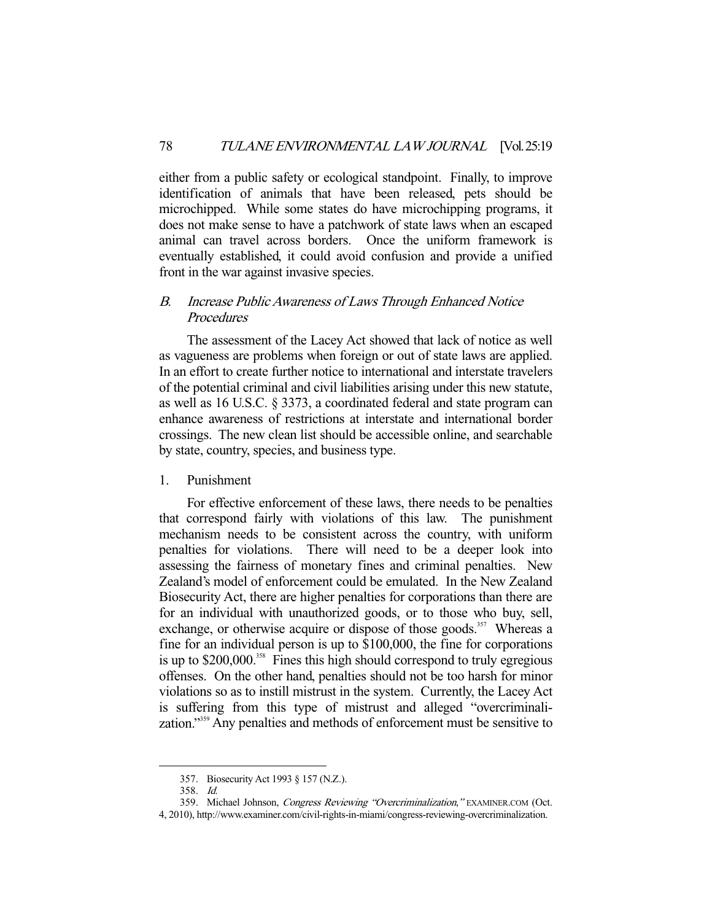either from a public safety or ecological standpoint. Finally, to improve identification of animals that have been released, pets should be microchipped. While some states do have microchipping programs, it does not make sense to have a patchwork of state laws when an escaped animal can travel across borders. Once the uniform framework is eventually established, it could avoid confusion and provide a unified front in the war against invasive species.

### B. *Increase Public Awareness of Laws Through Enhanced Notice Procedures*

The assessment of the Lacey Act showed that lack of notice as well as vagueness are problems when foreign or out of state laws are applied. In an effort to create further notice to international and interstate travelers of the potential criminal and civil liabilities arising under this new statute, as well as 16 U.S.C. § 3373, a coordinated federal and state program can enhance awareness of restrictions at interstate and international border crossings. The new clean list should be accessible online, and searchable by state, country, species, and business type.

#### 1. Punishment

For effective enforcement of these laws, there needs to be penalties that correspond fairly with violations of this law. The punishment mechanism needs to be consistent across the country, with uniform penalties for violations. There will need to be a deeper look into assessing the fairness of monetary fines and criminal penalties. New Zealand's model of enforcement could be emulated. In the New Zealand Biosecurity Act, there are higher penalties for corporations than there are for an individual with unauthorized goods, or to those who buy, sell, exchange, or otherwise acquire or dispose of those goods.[357] Whereas a fine for an individual person is up to $100,000, the fine for corporations is up to $200,000.[358] Fines this high should correspond to truly egregious offenses. On the other hand, penalties should not be too harsh for minor violations so as to instill mistrust in the system. Currently, the Lacey Act is suffering from this type of mistrust and alleged "overcriminalization."[359] Any penalties and methods of enforcement must be sensitive to

---

357. Biosecurity Act 1993 § 157 (N.Z.).

358. *Id.*

359. Michael Johnson, *Congress Reviewing "Overcriminalization,"* EXAMINER.COM (Oct. 4, 2010), http://www.examiner.com/civil-rights-in-miami/congress-reviewing-overcriminalization.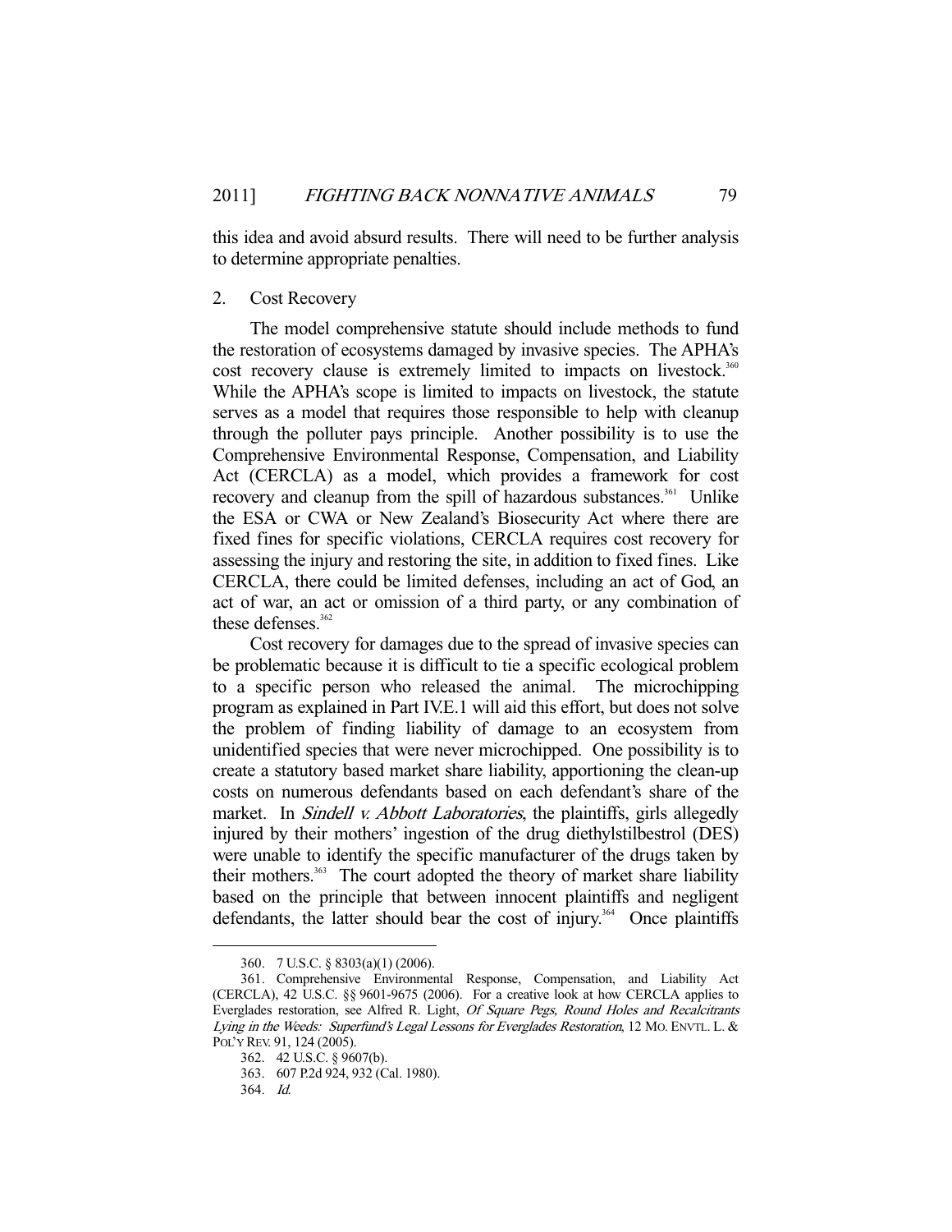this idea and avoid absurd results. There will need to be further analysis to determine appropriate penalties.

### 2. Cost Recovery

The model comprehensive statute should include methods to fund the restoration of ecosystems damaged by invasive species. The APHA's cost recovery clause is extremely limited to impacts on livestock.[360] While the APHA's scope is limited to impacts on livestock, the statute serves as a model that requires those responsible to help with cleanup through the polluter pays principle. Another possibility is to use the Comprehensive Environmental Response, Compensation, and Liability Act (CERCLA) as a model, which provides a framework for cost recovery and cleanup from the spill of hazardous substances.[361] Unlike the ESA or CWA or New Zealand's Biosecurity Act where there are fixed fines for specific violations, CERCLA requires cost recovery for assessing the injury and restoring the site, in addition to fixed fines. Like CERCLA, there could be limited defenses, including an act of God, an act of war, an act or omission of a third party, or any combination of these defenses.[362]

Cost recovery for damages due to the spread of invasive species can be problematic because it is difficult to tie a specific ecological problem to a specific person who released the animal. The microchipping program as explained in Part IV.E.1 will aid this effort, but does not solve the problem of finding liability of damage to an ecosystem from unidentified species that were never microchipped. One possibility is to create a statutory based market share liability, apportioning the clean-up costs on numerous defendants based on each defendant's share of the market. In *Sindell v. Abbott Laboratories*, the plaintiffs, girls allegedly injured by their mothers' ingestion of the drug diethylstilbestrol (DES) were unable to identify the specific manufacturer of the drugs taken by their mothers.[363] The court adopted the theory of market share liability based on the principle that between innocent plaintiffs and negligent defendants, the latter should bear the cost of injury.[364] Once plaintiffs

---

360. 7 U.S.C. § 8303(a)(1) (2006).

361. Comprehensive Environmental Response, Compensation, and Liability Act (CERCLA), 42 U.S.C. §§ 9601-9675 (2006). For a creative look at how CERCLA applies to Everglades restoration, see Alfred R. Light, *Of Square Pegs, Round Holes and Recalcitrants Lying in the Weeds: Superfund's Legal Lessons for Everglades Restoration*, 12 MO. ENVTL. L. & POL'Y REV. 91, 124 (2005).

362. 42 U.S.C. § 9607(b).

363. 607 P.2d 924, 932 (Cal. 1980).

364. *Id.*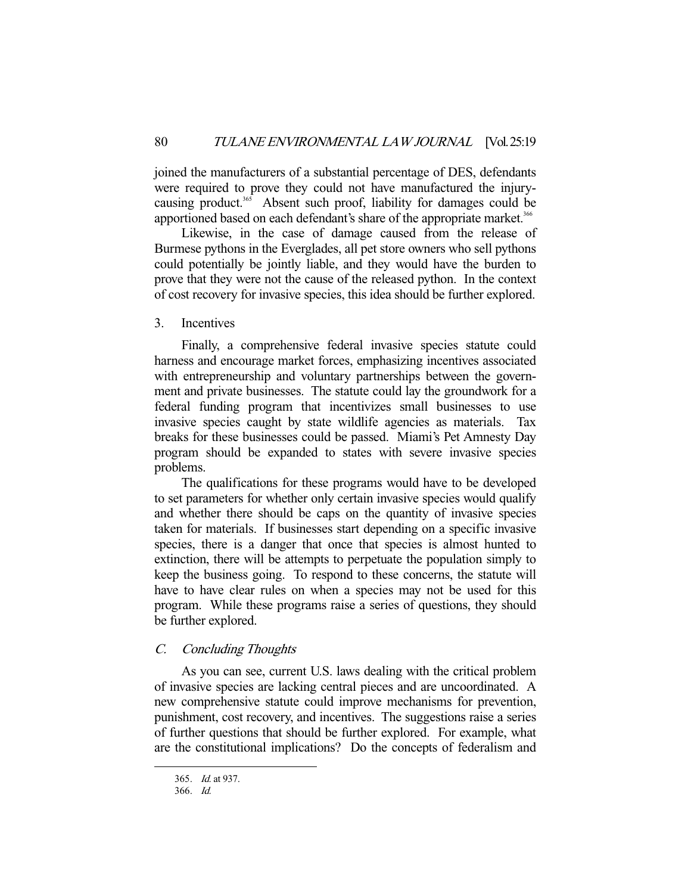joined the manufacturers of a substantial percentage of DES, defendants were required to prove they could not have manufactured the injury-causing product.[365] Absent such proof, liability for damages could be apportioned based on each defendant's share of the appropriate market.[366]

Likewise, in the case of damage caused from the release of Burmese pythons in the Everglades, all pet store owners who sell pythons could potentially be jointly liable, and they would have the burden to prove that they were not the cause of the released python. In the context of cost recovery for invasive species, this idea should be further explored.

3. Incentives

Finally, a comprehensive federal invasive species statute could harness and encourage market forces, emphasizing incentives associated with entrepreneurship and voluntary partnerships between the government and private businesses. The statute could lay the groundwork for a federal funding program that incentivizes small businesses to use invasive species caught by state wildlife agencies as materials. Tax breaks for these businesses could be passed. Miami's Pet Amnesty Day program should be expanded to states with severe invasive species problems.

The qualifications for these programs would have to be developed to set parameters for whether only certain invasive species would qualify and whether there should be caps on the quantity of invasive species taken for materials. If businesses start depending on a specific invasive species, there is a danger that once that species is almost hunted to extinction, there will be attempts to perpetuate the population simply to keep the business going. To respond to these concerns, the statute will have to have clear rules on when a species may not be used for this program. While these programs raise a series of questions, they should be further explored.

### C. *Concluding Thoughts*

As you can see, current U.S. laws dealing with the critical problem of invasive species are lacking central pieces and are uncoordinated. A new comprehensive statute could improve mechanisms for prevention, punishment, cost recovery, and incentives. The suggestions raise a series of further questions that should be further explored. For example, what are the constitutional implications? Do the concepts of federalism and

---

365. *Id.* at 937.

366. *Id.*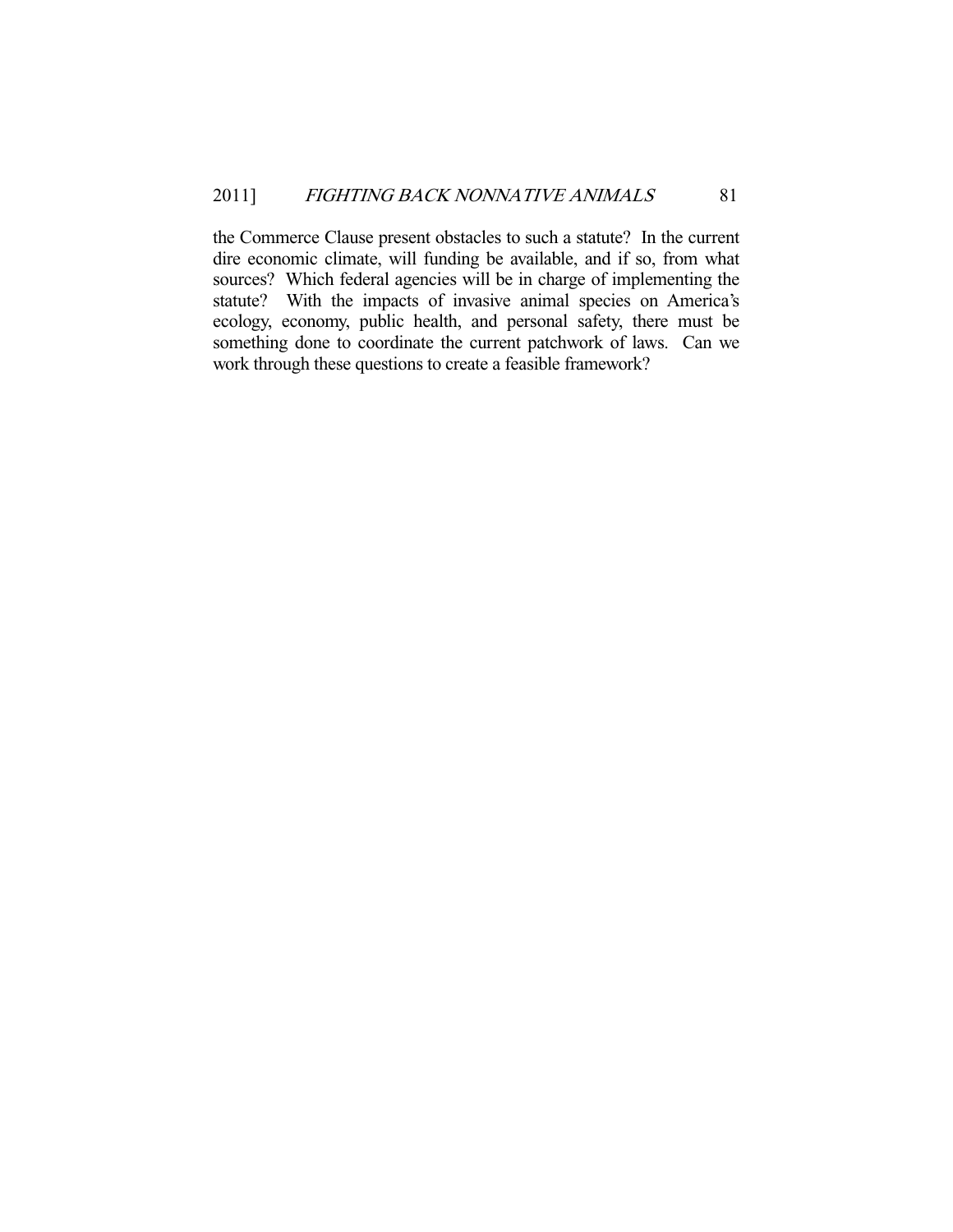the Commerce Clause present obstacles to such a statute? In the current dire economic climate, will funding be available, and if so, from what sources? Which federal agencies will be in charge of implementing the statute? With the impacts of invasive animal species on America's ecology, economy, public health, and personal safety, there must be something done to coordinate the current patchwork of laws. Can we work through these questions to create a feasible framework?